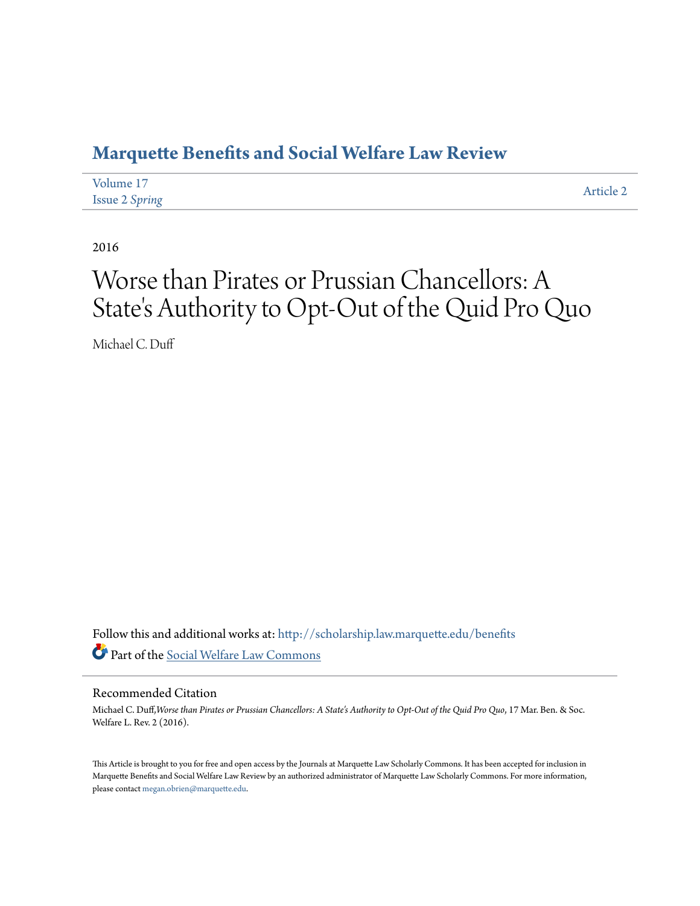# Marquette Benefits and Social Welfare Law Review

Volume 17
Issue 2 *Spring*

Article 2

2016

# Worse than Pirates or Prussian Chancellors: A State's Authority to Opt-Out of the Quid Pro Quo

Michael C. Duff

Follow this and additional works at: http://scholarship.law.marquette.edu/benefits

Part of the Social Welfare Law Commons

## Recommended Citation

Michael C. Duff, *Worse than Pirates or Prussian Chancellors: A State's Authority to Opt-Out of the Quid Pro Quo*, 17 Mar. Ben. & Soc. Welfare L. Rev. 2 (2016).

This Article is brought to you for free and open access by the Journals at Marquette Law Scholarly Commons. It has been accepted for inclusion in Marquette Benefits and Social Welfare Law Review by an authorized administrator of Marquette Law Scholarly Commons. For more information, please contact megan.obrien@marquette.edu.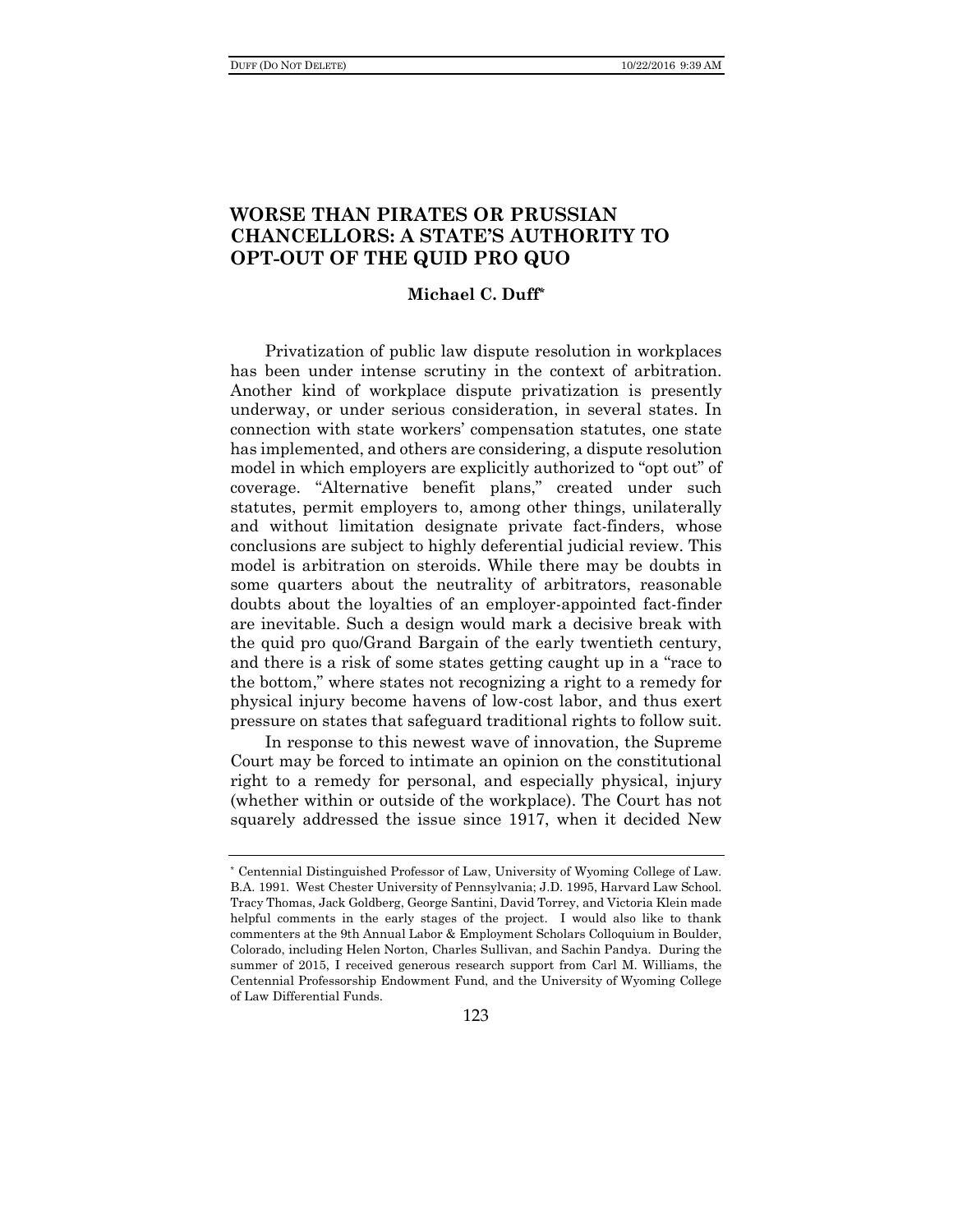# WORSE THAN PIRATES OR PRUSSIAN CHANCELLORS: A STATE'S AUTHORITY TO OPT-OUT OF THE QUID PRO QUO

**Michael C. Duff***

Privatization of public law dispute resolution in workplaces has been under intense scrutiny in the context of arbitration. Another kind of workplace dispute privatization is presently underway, or under serious consideration, in several states. In connection with state workers' compensation statutes, one state has implemented, and others are considering, a dispute resolution model in which employers are explicitly authorized to "opt out" of coverage. "Alternative benefit plans," created under such statutes, permit employers to, among other things, unilaterally and without limitation designate private fact-finders, whose conclusions are subject to highly deferential judicial review. This model is arbitration on steroids. While there may be doubts in some quarters about the neutrality of arbitrators, reasonable doubts about the loyalties of an employer-appointed fact-finder are inevitable. Such a design would mark a decisive break with the quid pro quo/Grand Bargain of the early twentieth century, and there is a risk of some states getting caught up in a "race to the bottom," where states not recognizing a right to a remedy for physical injury become havens of low-cost labor, and thus exert pressure on states that safeguard traditional rights to follow suit.

In response to this newest wave of innovation, the Supreme Court may be forced to intimate an opinion on the constitutional right to a remedy for personal, and especially physical, injury (whether within or outside of the workplace). The Court has not squarely addressed the issue since 1917, when it decided New

---

\* Centennial Distinguished Professor of Law, University of Wyoming College of Law. B.A. 1991. West Chester University of Pennsylvania; J.D. 1995, Harvard Law School. Tracy Thomas, Jack Goldberg, George Santini, David Torrey, and Victoria Klein made helpful comments in the early stages of the project. I would also like to thank commenters at the 9th Annual Labor & Employment Scholars Colloquium in Boulder, Colorado, including Helen Norton, Charles Sullivan, and Sachin Pandya. During the summer of 2015, I received generous research support from Carl M. Williams, the Centennial Professorship Endowment Fund, and the University of Wyoming College of Law Differential Funds.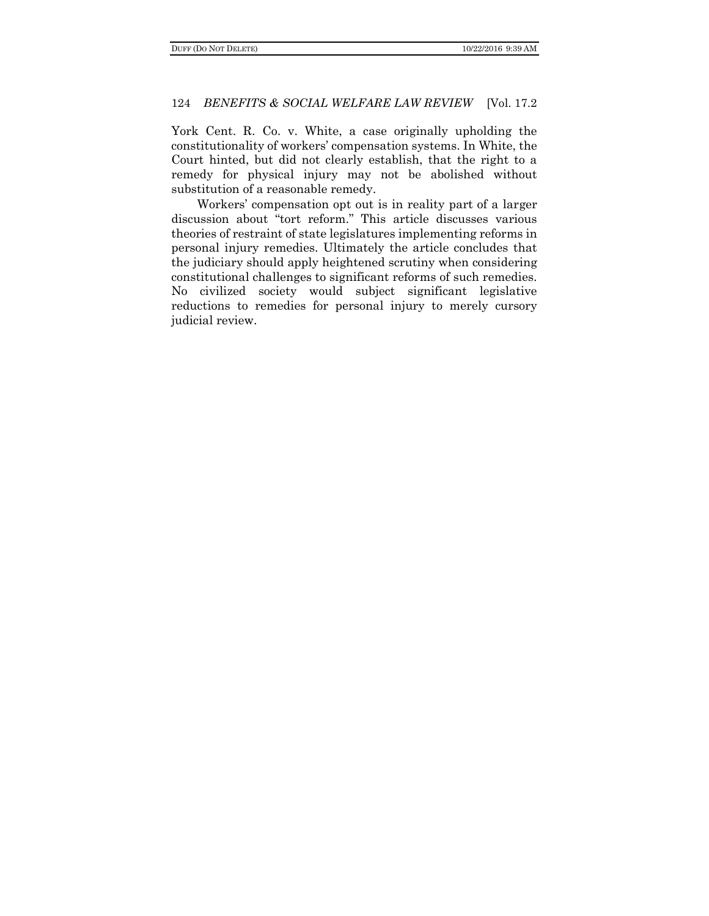York Cent. R. Co. v. White, a case originally upholding the constitutionality of workers' compensation systems. In White, the Court hinted, but did not clearly establish, that the right to a remedy for physical injury may not be abolished without substitution of a reasonable remedy.

Workers' compensation opt out is in reality part of a larger discussion about "tort reform." This article discusses various theories of restraint of state legislatures implementing reforms in personal injury remedies. Ultimately the article concludes that the judiciary should apply heightened scrutiny when considering constitutional challenges to significant reforms of such remedies. No civilized society would subject significant legislative reductions to remedies for personal injury to merely cursory judicial review.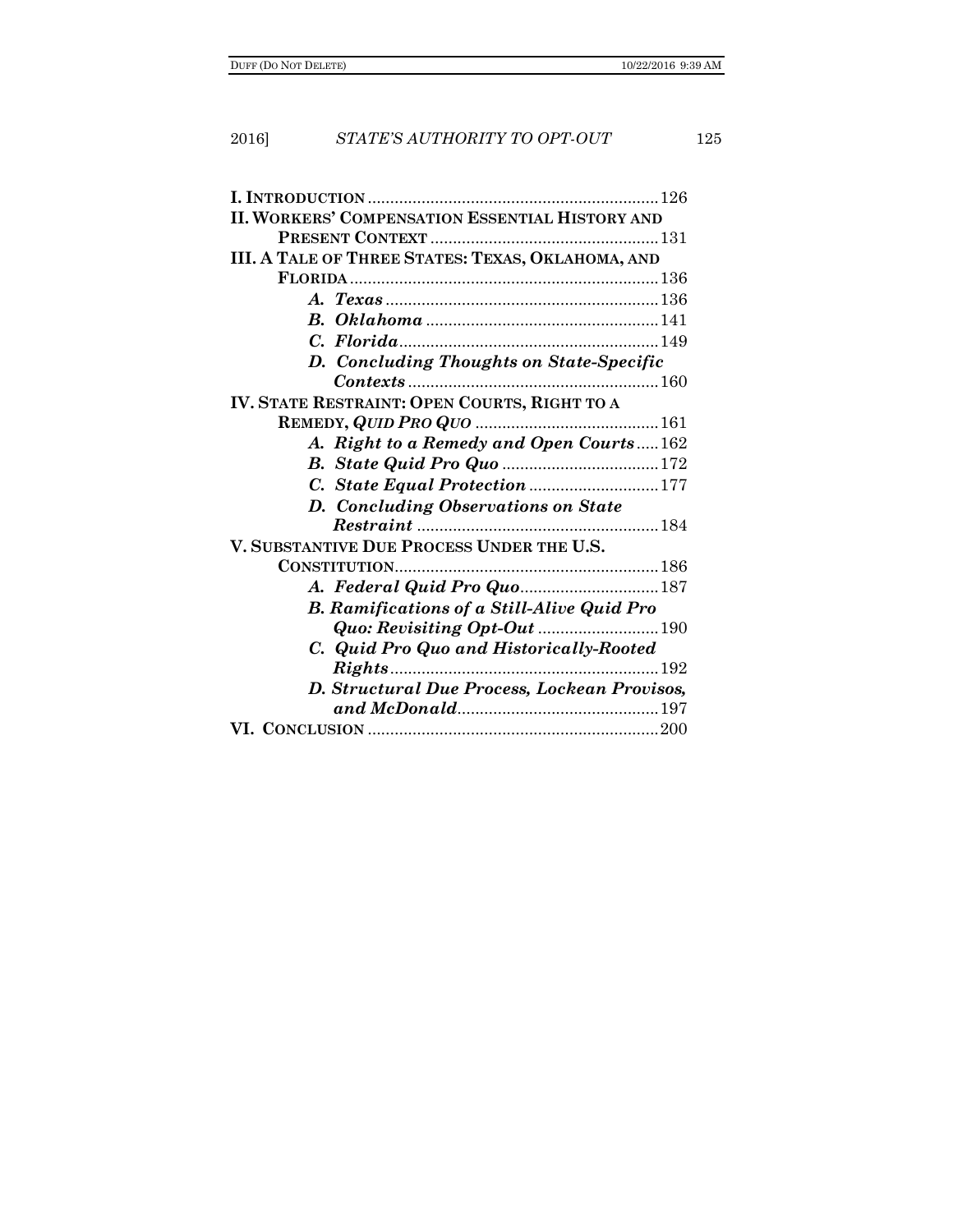**I. INTRODUCTION** ... 126

**II. WORKERS' COMPENSATION ESSENTIAL HISTORY AND PRESENT CONTEXT** ... 131

**III. A TALE OF THREE STATES: TEXAS, OKLAHOMA, AND FLORIDA** ... 136

- ***A. Texas*** ... 136
- ***B. Oklahoma*** ... 141
- ***C. Florida*** ... 149
- ***D. Concluding Thoughts on State-Specific Contexts*** ... 160

**IV. STATE RESTRAINT: OPEN COURTS, RIGHT TO A REMEDY, *QUID PRO QUO*** ... 161

- ***A. Right to a Remedy and Open Courts*** ... 162
- ***B. State Quid Pro Quo*** ... 172
- ***C. State Equal Protection*** ... 177
- ***D. Concluding Observations on State Restraint*** ... 184

**V. SUBSTANTIVE DUE PROCESS UNDER THE U.S. CONSTITUTION** ... 186

- ***A. Federal Quid Pro Quo*** ... 187
- ***B. Ramifications of a Still-Alive Quid Pro Quo: Revisiting Opt-Out*** ... 190
- ***C. Quid Pro Quo and Historically-Rooted Rights*** ... 192
- ***D. Structural Due Process, Lockean Provisos, and McDonald*** ... 197

**VI. CONCLUSION** ... 200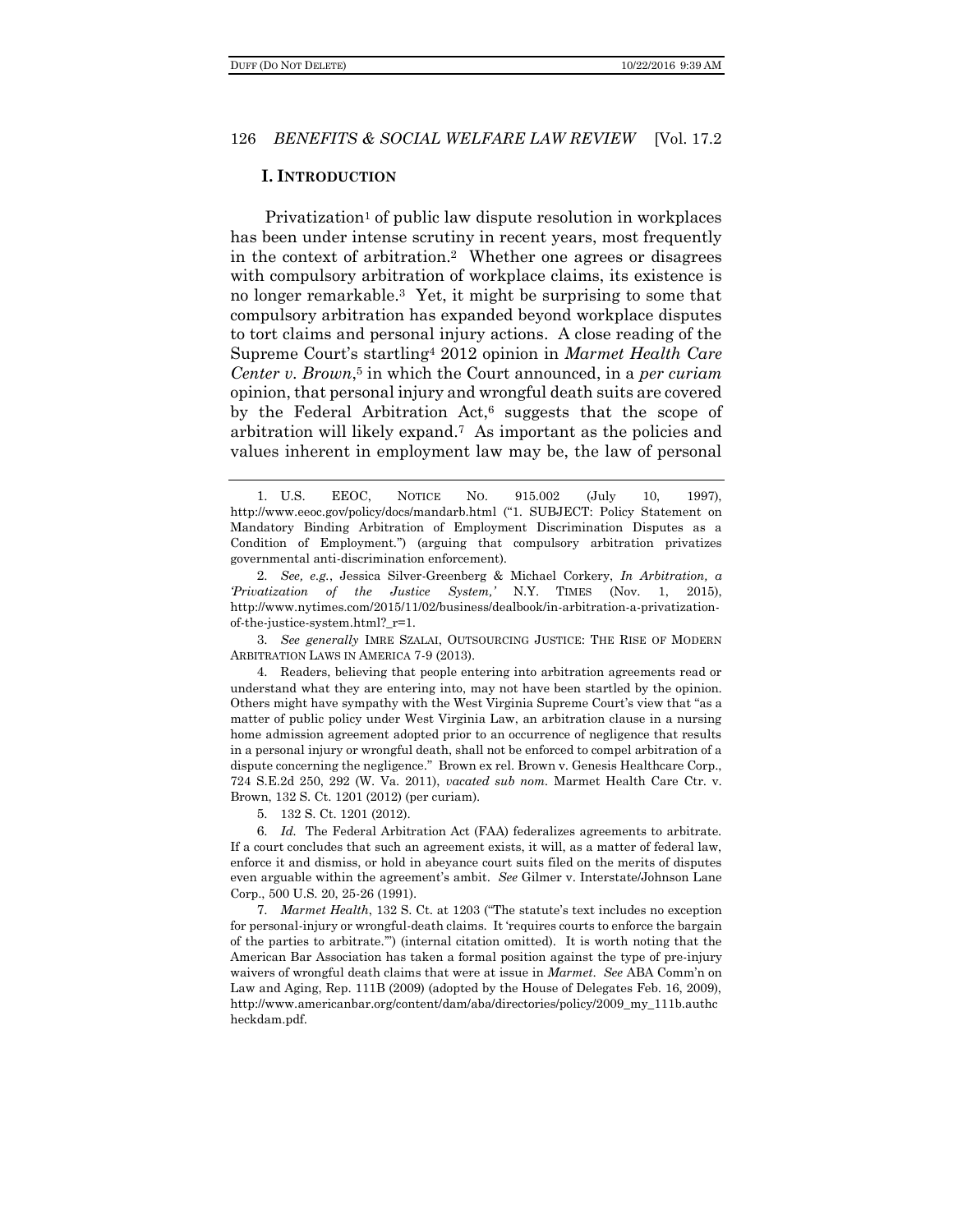## I. INTRODUCTION

Privatization[1] of public law dispute resolution in workplaces has been under intense scrutiny in recent years, most frequently in the context of arbitration.[2] Whether one agrees or disagrees with compulsory arbitration of workplace claims, its existence is no longer remarkable.[3] Yet, it might be surprising to some that compulsory arbitration has expanded beyond workplace disputes to tort claims and personal injury actions. A close reading of the Supreme Court's startling[4] 2012 opinion in *Marmet Health Care Center v. Brown*,[5] in which the Court announced, in a *per curiam* opinion, that personal injury and wrongful death suits are covered by the Federal Arbitration Act,[6] suggests that the scope of arbitration will likely expand.[7] As important as the policies and values inherent in employment law may be, the law of personal

---

1. U.S. EEOC, NOTICE NO. 915.002 (July 10, 1997), http://www.eeoc.gov/policy/docs/mandarb.html ("1. SUBJECT: Policy Statement on Mandatory Binding Arbitration of Employment Discrimination Disputes as a Condition of Employment.") (arguing that compulsory arbitration privatizes governmental anti-discrimination enforcement).

2. *See, e.g.*, Jessica Silver-Greenberg & Michael Corkery, *In Arbitration, a 'Privatization of the Justice System,'* N.Y. TIMES (Nov. 1, 2015), http://www.nytimes.com/2015/11/02/business/dealbook/in-arbitration-a-privatization-of-the-justice-system.html?_r=1.

3. *See generally* IMRE SZALAI, OUTSOURCING JUSTICE: THE RISE OF MODERN ARBITRATION LAWS IN AMERICA 7-9 (2013).

4. Readers, believing that people entering into arbitration agreements read or understand what they are entering into, may not have been startled by the opinion. Others might have sympathy with the West Virginia Supreme Court's view that "as a matter of public policy under West Virginia Law, an arbitration clause in a nursing home admission agreement adopted prior to an occurrence of negligence that results in a personal injury or wrongful death, shall not be enforced to compel arbitration of a dispute concerning the negligence." Brown ex rel. Brown v. Genesis Healthcare Corp., 724 S.E.2d 250, 292 (W. Va. 2011), *vacated sub nom.* Marmet Health Care Ctr. v. Brown, 132 S. Ct. 1201 (2012) (per curiam).

5. 132 S. Ct. 1201 (2012).

6. *Id.* The Federal Arbitration Act (FAA) federalizes agreements to arbitrate. If a court concludes that such an agreement exists, it will, as a matter of federal law, enforce it and dismiss, or hold in abeyance court suits filed on the merits of disputes even arguable within the agreement's ambit. *See* Gilmer v. Interstate/Johnson Lane Corp., 500 U.S. 20, 25-26 (1991).

7. *Marmet Health*, 132 S. Ct. at 1203 ("The statute's text includes no exception for personal-injury or wrongful-death claims. It 'requires courts to enforce the bargain of the parties to arbitrate.'") (internal citation omitted). It is worth noting that the American Bar Association has taken a formal position against the type of pre-injury waivers of wrongful death claims that were at issue in *Marmet*. *See* ABA Comm'n on Law and Aging, Rep. 111B (2009) (adopted by the House of Delegates Feb. 16, 2009), http://www.americanbar.org/content/dam/aba/directories/policy/2009_my_111b.authcheckdam.pdf.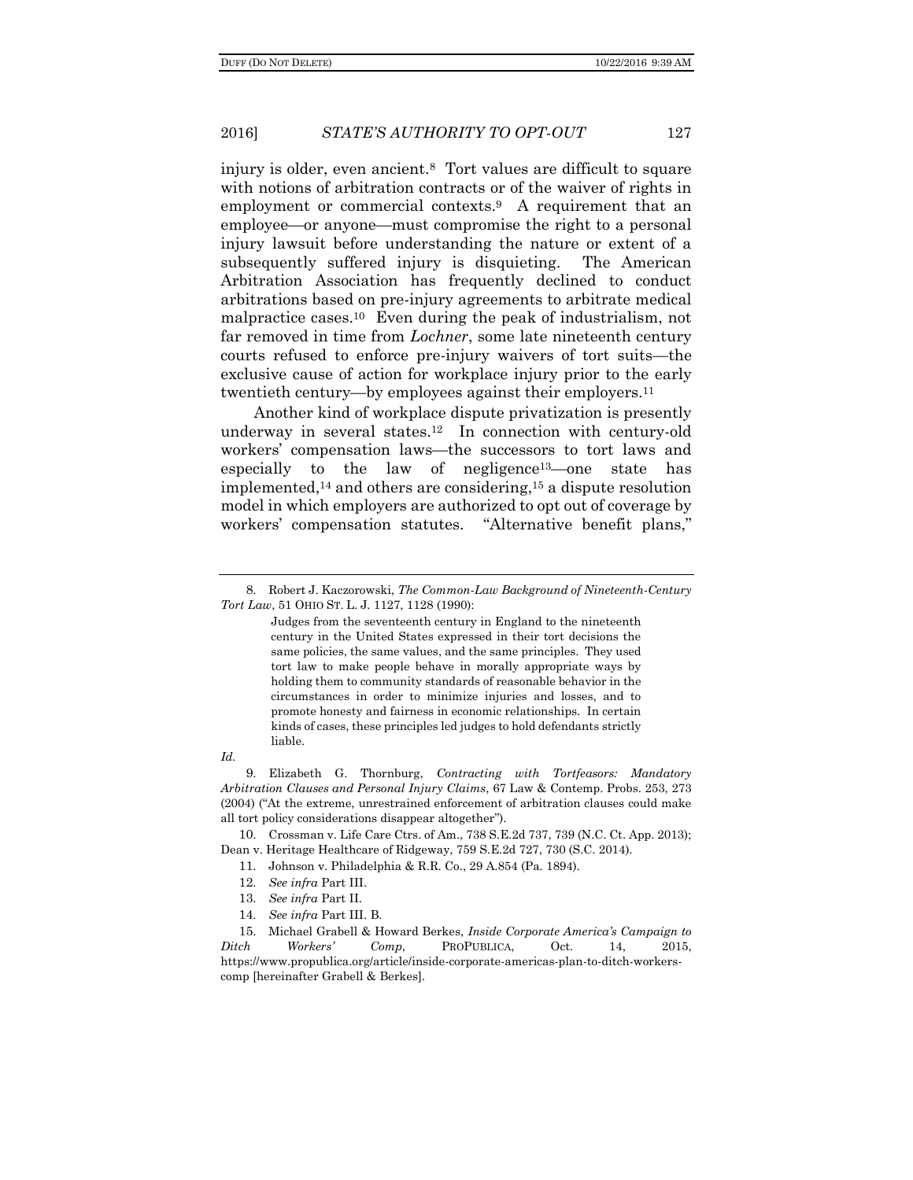injury is older, even ancient.[8] Tort values are difficult to square with notions of arbitration contracts or of the waiver of rights in employment or commercial contexts.[9] A requirement that an employee—or anyone—must compromise the right to a personal injury lawsuit before understanding the nature or extent of a subsequently suffered injury is disquieting. The American Arbitration Association has frequently declined to conduct arbitrations based on pre-injury agreements to arbitrate medical malpractice cases.[10] Even during the peak of industrialism, not far removed in time from *Lochner*, some late nineteenth century courts refused to enforce pre-injury waivers of tort suits—the exclusive cause of action for workplace injury prior to the early twentieth century—by employees against their employers.[11]

Another kind of workplace dispute privatization is presently underway in several states.[12] In connection with century-old workers' compensation laws—the successors to tort laws and especially to the law of negligence[13]—one state has implemented,[14] and others are considering,[15] a dispute resolution model in which employers are authorized to opt out of coverage by workers' compensation statutes. "Alternative benefit plans,"

---

8. Robert J. Kaczorowski, *The Common-Law Background of Nineteenth-Century Tort Law*, 51 OHIO ST. L. J. 1127, 1128 (1990):

> Judges from the seventeenth century in England to the nineteenth century in the United States expressed in their tort decisions the same policies, the same values, and the same principles. They used tort law to make people behave in morally appropriate ways by holding them to community standards of reasonable behavior in the circumstances in order to minimize injuries and losses, and to promote honesty and fairness in economic relationships. In certain kinds of cases, these principles led judges to hold defendants strictly liable.

*Id.*

9. Elizabeth G. Thornburg, *Contracting with Tortfeasors: Mandatory Arbitration Clauses and Personal Injury Claims*, 67 Law & Contemp. Probs. 253, 273 (2004) ("At the extreme, unrestrained enforcement of arbitration clauses could make all tort policy considerations disappear altogether").

10. Crossman v. Life Care Ctrs. of Am., 738 S.E.2d 737, 739 (N.C. Ct. App. 2013); Dean v. Heritage Healthcare of Ridgeway, 759 S.E.2d 727, 730 (S.C. 2014).

11. Johnson v. Philadelphia & R.R. Co., 29 A.854 (Pa. 1894).

12. *See infra* Part III.

13. *See infra* Part II.

14. *See infra* Part III. B.

15. Michael Grabell & Howard Berkes, *Inside Corporate America's Campaign to Ditch Workers' Comp*, PROPUBLICA, Oct. 14, 2015, https://www.propublica.org/article/inside-corporate-americas-plan-to-ditch-workers-comp [hereinafter Grabell & Berkes].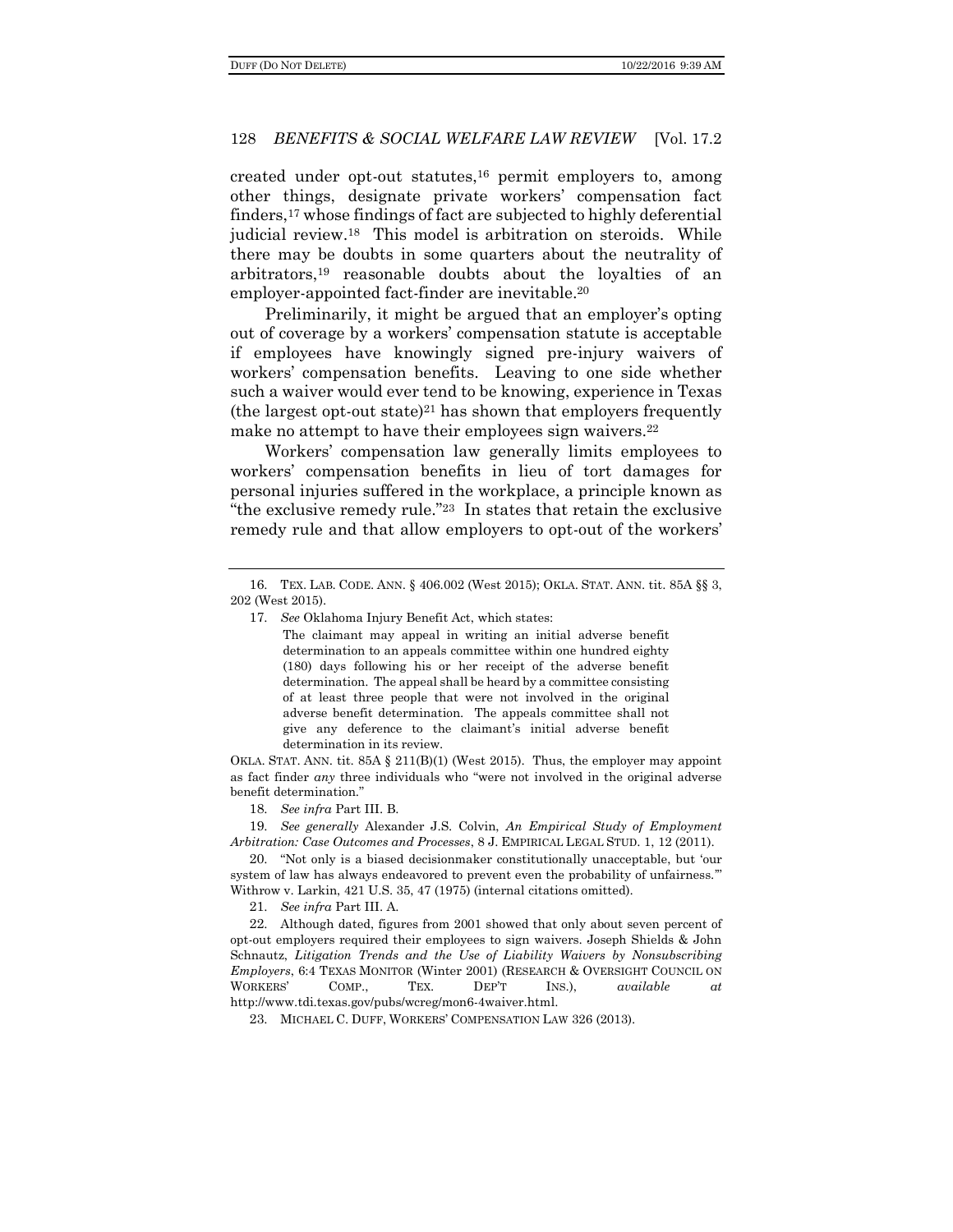created under opt-out statutes,[16] permit employers to, among other things, designate private workers' compensation fact finders,[17] whose findings of fact are subjected to highly deferential judicial review.[18] This model is arbitration on steroids. While there may be doubts in some quarters about the neutrality of arbitrators,[19] reasonable doubts about the loyalties of an employer-appointed fact-finder are inevitable.[20]

Preliminarily, it might be argued that an employer's opting out of coverage by a workers' compensation statute is acceptable if employees have knowingly signed pre-injury waivers of workers' compensation benefits. Leaving to one side whether such a waiver would ever tend to be knowing, experience in Texas (the largest opt-out state)[21] has shown that employers frequently make no attempt to have their employees sign waivers.[22]

Workers' compensation law generally limits employees to workers' compensation benefits in lieu of tort damages for personal injuries suffered in the workplace, a principle known as "the exclusive remedy rule."[23] In states that retain the exclusive remedy rule and that allow employers to opt-out of the workers'

---

16. TEX. LAB. CODE. ANN. § 406.002 (West 2015); OKLA. STAT. ANN. tit. 85A §§ 3, 202 (West 2015).

17. *See* Oklahoma Injury Benefit Act, which states:

> The claimant may appeal in writing an initial adverse benefit determination to an appeals committee within one hundred eighty (180) days following his or her receipt of the adverse benefit determination. The appeal shall be heard by a committee consisting of at least three people that were not involved in the original adverse benefit determination. The appeals committee shall not give any deference to the claimant's initial adverse benefit determination in its review.

OKLA. STAT. ANN. tit. 85A § 211(B)(1) (West 2015). Thus, the employer may appoint as fact finder *any* three individuals who "were not involved in the original adverse benefit determination."

18. *See infra* Part III. B.

19. *See generally* Alexander J.S. Colvin, *An Empirical Study of Employment Arbitration: Case Outcomes and Processes*, 8 J. EMPIRICAL LEGAL STUD. 1, 12 (2011).

20. "Not only is a biased decisionmaker constitutionally unacceptable, but 'our system of law has always endeavored to prevent even the probability of unfairness.'" Withrow v. Larkin, 421 U.S. 35, 47 (1975) (internal citations omitted).

21. *See infra* Part III. A.

22. Although dated, figures from 2001 showed that only about seven percent of opt-out employers required their employees to sign waivers. Joseph Shields & John Schnautz, *Litigation Trends and the Use of Liability Waivers by Nonsubscribing Employers*, 6:4 TEXAS MONITOR (Winter 2001) (RESEARCH & OVERSIGHT COUNCIL ON WORKERS' COMP., TEX. DEP'T INS.), *available at* http://www.tdi.texas.gov/pubs/wcreg/mon6-4waiver.html.

23. MICHAEL C. DUFF, WORKERS' COMPENSATION LAW 326 (2013).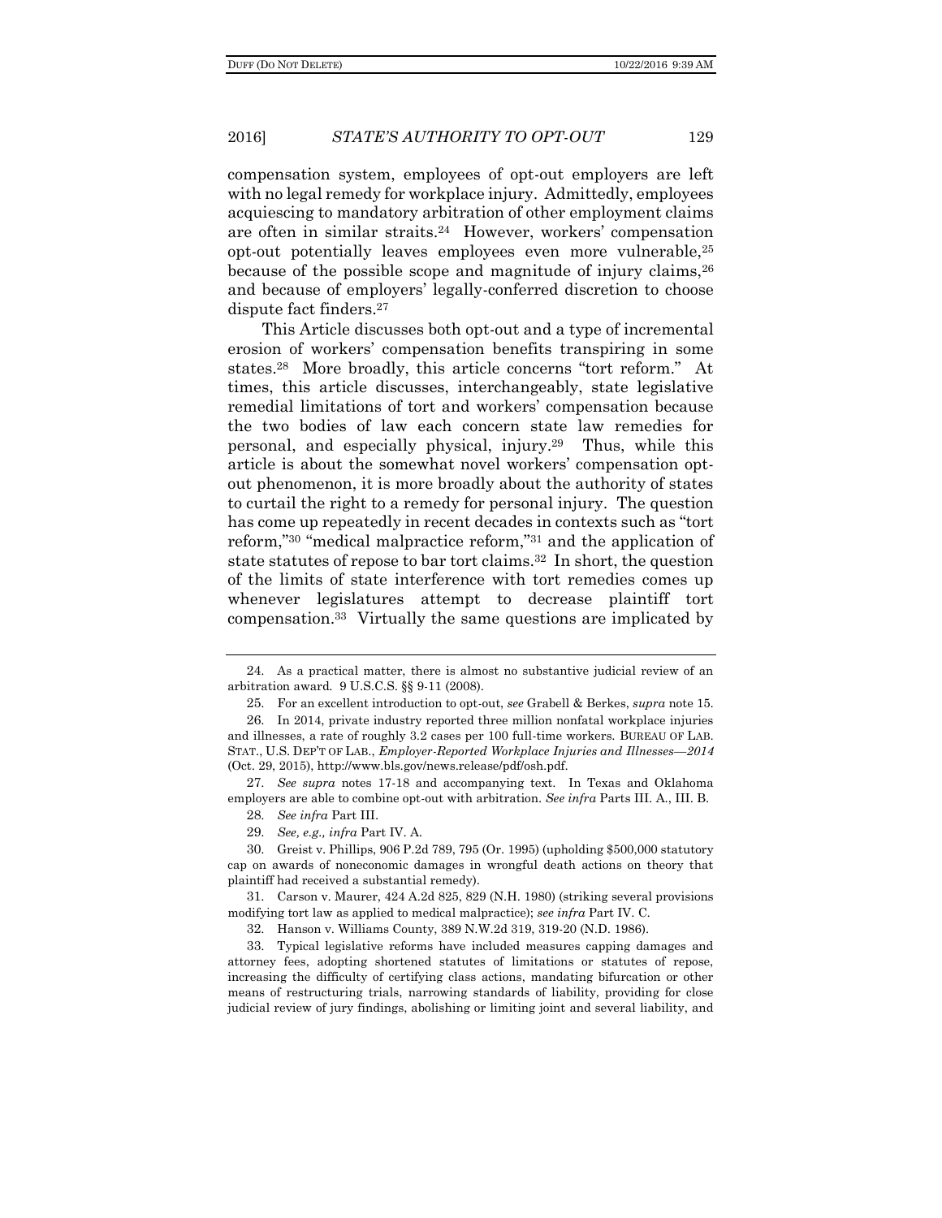compensation system, employees of opt-out employers are left with no legal remedy for workplace injury. Admittedly, employees acquiescing to mandatory arbitration of other employment claims are often in similar straits.[24] However, workers' compensation opt-out potentially leaves employees even more vulnerable,[25] because of the possible scope and magnitude of injury claims,[26] and because of employers' legally-conferred discretion to choose dispute fact finders.[27]

This Article discusses both opt-out and a type of incremental erosion of workers' compensation benefits transpiring in some states.[28] More broadly, this article concerns "tort reform." At times, this article discusses, interchangeably, state legislative remedial limitations of tort and workers' compensation because the two bodies of law each concern state law remedies for personal, and especially physical, injury.[29] Thus, while this article is about the somewhat novel workers' compensation opt-out phenomenon, it is more broadly about the authority of states to curtail the right to a remedy for personal injury. The question has come up repeatedly in recent decades in contexts such as "tort reform,"[30] "medical malpractice reform,"[31] and the application of state statutes of repose to bar tort claims.[32] In short, the question of the limits of state interference with tort remedies comes up whenever legislatures attempt to decrease plaintiff tort compensation.[33] Virtually the same questions are implicated by

---

24. As a practical matter, there is almost no substantive judicial review of an arbitration award. 9 U.S.C.S. §§ 9-11 (2008).

25. For an excellent introduction to opt-out, *see* Grabell & Berkes, *supra* note 15.

26. In 2014, private industry reported three million nonfatal workplace injuries and illnesses, a rate of roughly 3.2 cases per 100 full-time workers. BUREAU OF LAB. STAT., U.S. DEP'T OF LAB., *Employer-Reported Workplace Injuries and Illnesses—2014* (Oct. 29, 2015), http://www.bls.gov/news.release/pdf/osh.pdf.

27. *See supra* notes 17-18 and accompanying text. In Texas and Oklahoma employers are able to combine opt-out with arbitration. *See infra* Parts III. A., III. B.

28. *See infra* Part III.

29. *See, e.g., infra* Part IV. A.

30. Greist v. Phillips, 906 P.2d 789, 795 (Or. 1995) (upholding $500,000 statutory cap on awards of noneconomic damages in wrongful death actions on theory that plaintiff had received a substantial remedy).

31. Carson v. Maurer, 424 A.2d 825, 829 (N.H. 1980) (striking several provisions modifying tort law as applied to medical malpractice); *see infra* Part IV. C.

32. Hanson v. Williams County, 389 N.W.2d 319, 319-20 (N.D. 1986).

33. Typical legislative reforms have included measures capping damages and attorney fees, adopting shortened statutes of limitations or statutes of repose, increasing the difficulty of certifying class actions, mandating bifurcation or other means of restructuring trials, narrowing standards of liability, providing for close judicial review of jury findings, abolishing or limiting joint and several liability, and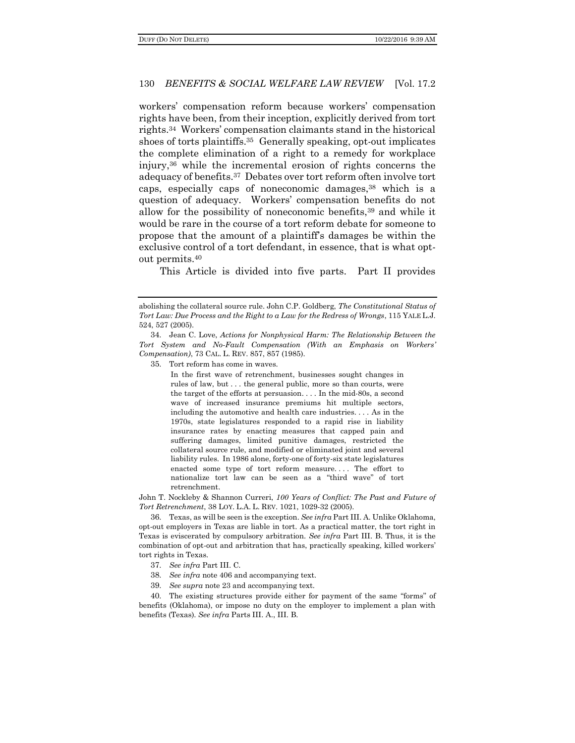workers' compensation reform because workers' compensation rights have been, from their inception, explicitly derived from tort rights.[34] Workers' compensation claimants stand in the historical shoes of torts plaintiffs.[35] Generally speaking, opt-out implicates the complete elimination of a right to a remedy for workplace injury,[36] while the incremental erosion of rights concerns the adequacy of benefits.[37] Debates over tort reform often involve tort caps, especially caps of noneconomic damages,[38] which is a question of adequacy. Workers' compensation benefits do not allow for the possibility of noneconomic benefits,[39] and while it would be rare in the course of a tort reform debate for someone to propose that the amount of a plaintiff's damages be within the exclusive control of a tort defendant, in essence, that is what opt-out permits.[40]

This Article is divided into five parts. Part II provides

---

abolishing the collateral source rule. John C.P. Goldberg, *The Constitutional Status of Tort Law: Due Process and the Right to a Law for the Redress of Wrongs*, 115 YALE L.J. 524, 527 (2005).

34. Jean C. Love, *Actions for Nonphysical Harm: The Relationship Between the Tort System and No-Fault Compensation (With an Emphasis on Workers' Compensation)*, 73 CAL. L. REV. 857, 857 (1985).

35. Tort reform has come in waves.

> In the first wave of retrenchment, businesses sought changes in rules of law, but . . . the general public, more so than courts, were the target of the efforts at persuasion. . . . In the mid-80s, a second wave of increased insurance premiums hit multiple sectors, including the automotive and health care industries. . . . As in the 1970s, state legislatures responded to a rapid rise in liability insurance rates by enacting measures that capped pain and suffering damages, limited punitive damages, restricted the collateral source rule, and modified or eliminated joint and several liability rules. In 1986 alone, forty-one of forty-six state legislatures enacted some type of tort reform measure. . . . The effort to nationalize tort law can be seen as a "third wave" of tort retrenchment.

John T. Nockleby & Shannon Curreri, *100 Years of Conflict: The Past and Future of Tort Retrenchment*, 38 LOY. L.A. L. REV. 1021, 1029-32 (2005).

36. Texas, as will be seen is the exception. *See infra* Part III. A. Unlike Oklahoma, opt-out employers in Texas are liable in tort. As a practical matter, the tort right in Texas is eviscerated by compulsory arbitration. *See infra* Part III. B. Thus, it is the combination of opt-out and arbitration that has, practically speaking, killed workers' tort rights in Texas.

37. *See infra* Part III. C.

38. *See infra* note 406 and accompanying text.

39. *See supra* note 23 and accompanying text.

40. The existing structures provide either for payment of the same "forms" of benefits (Oklahoma), or impose no duty on the employer to implement a plan with benefits (Texas). *See infra* Parts III. A., III. B.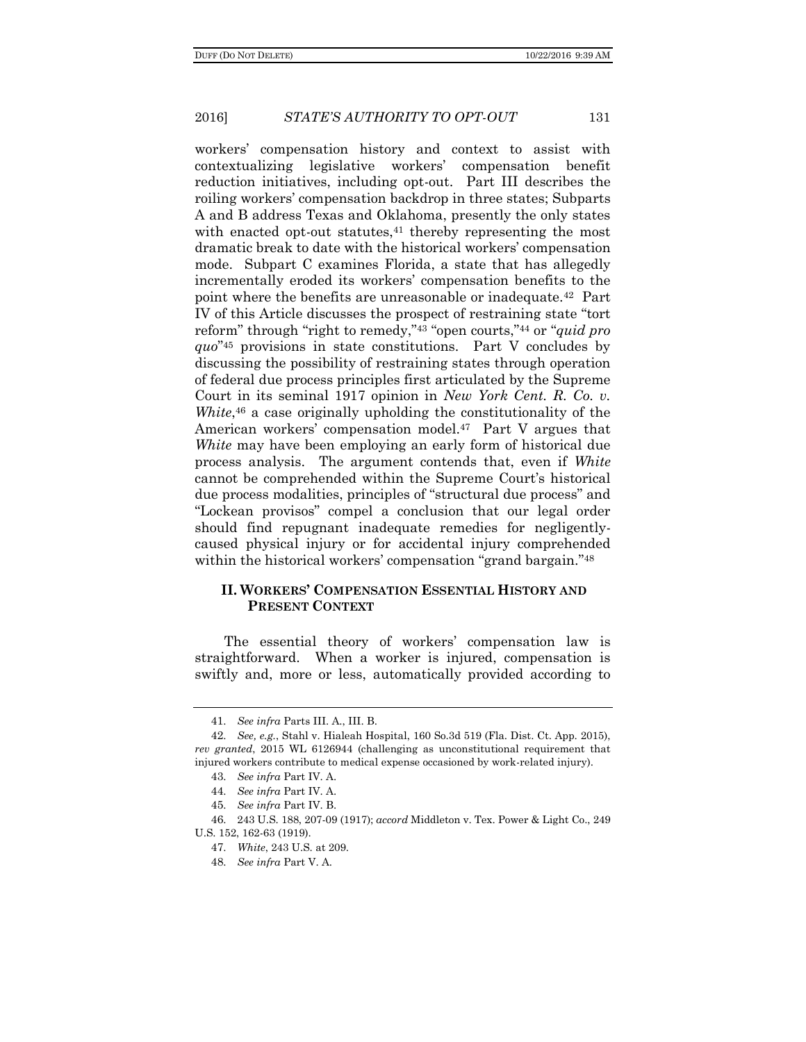workers' compensation history and context to assist with contextualizing legislative workers' compensation benefit reduction initiatives, including opt-out. Part III describes the roiling workers' compensation backdrop in three states; Subparts A and B address Texas and Oklahoma, presently the only states with enacted opt-out statutes,[41] thereby representing the most dramatic break to date with the historical workers' compensation mode. Subpart C examines Florida, a state that has allegedly incrementally eroded its workers' compensation benefits to the point where the benefits are unreasonable or inadequate.[42] Part IV of this Article discusses the prospect of restraining state "tort reform" through "right to remedy,"[43] "open courts,"[44] or "*quid pro quo*"[45] provisions in state constitutions. Part V concludes by discussing the possibility of restraining states through operation of federal due process principles first articulated by the Supreme Court in its seminal 1917 opinion in *New York Cent. R. Co. v. White*,[46] a case originally upholding the constitutionality of the American workers' compensation model.[47] Part V argues that *White* may have been employing an early form of historical due process analysis. The argument contends that, even if *White* cannot be comprehended within the Supreme Court's historical due process modalities, principles of "structural due process" and "Lockean provisos" compel a conclusion that our legal order should find repugnant inadequate remedies for negligently-caused physical injury or for accidental injury comprehended within the historical workers' compensation "grand bargain."[48]

## II. Workers' Compensation Essential History and Present Context

The essential theory of workers' compensation law is straightforward. When a worker is injured, compensation is swiftly and, more or less, automatically provided according to

---

41. *See infra* Parts III. A., III. B.

42. *See, e.g.*, Stahl v. Hialeah Hospital, 160 So.3d 519 (Fla. Dist. Ct. App. 2015), *rev granted*, 2015 WL 6126944 (challenging as unconstitutional requirement that injured workers contribute to medical expense occasioned by work-related injury).

43. *See infra* Part IV. A.

44. *See infra* Part IV. A.

45. *See infra* Part IV. B.

46. 243 U.S. 188, 207-09 (1917); *accord* Middleton v. Tex. Power & Light Co., 249 U.S. 152, 162-63 (1919).

47. *White*, 243 U.S. at 209.

48. *See infra* Part V. A.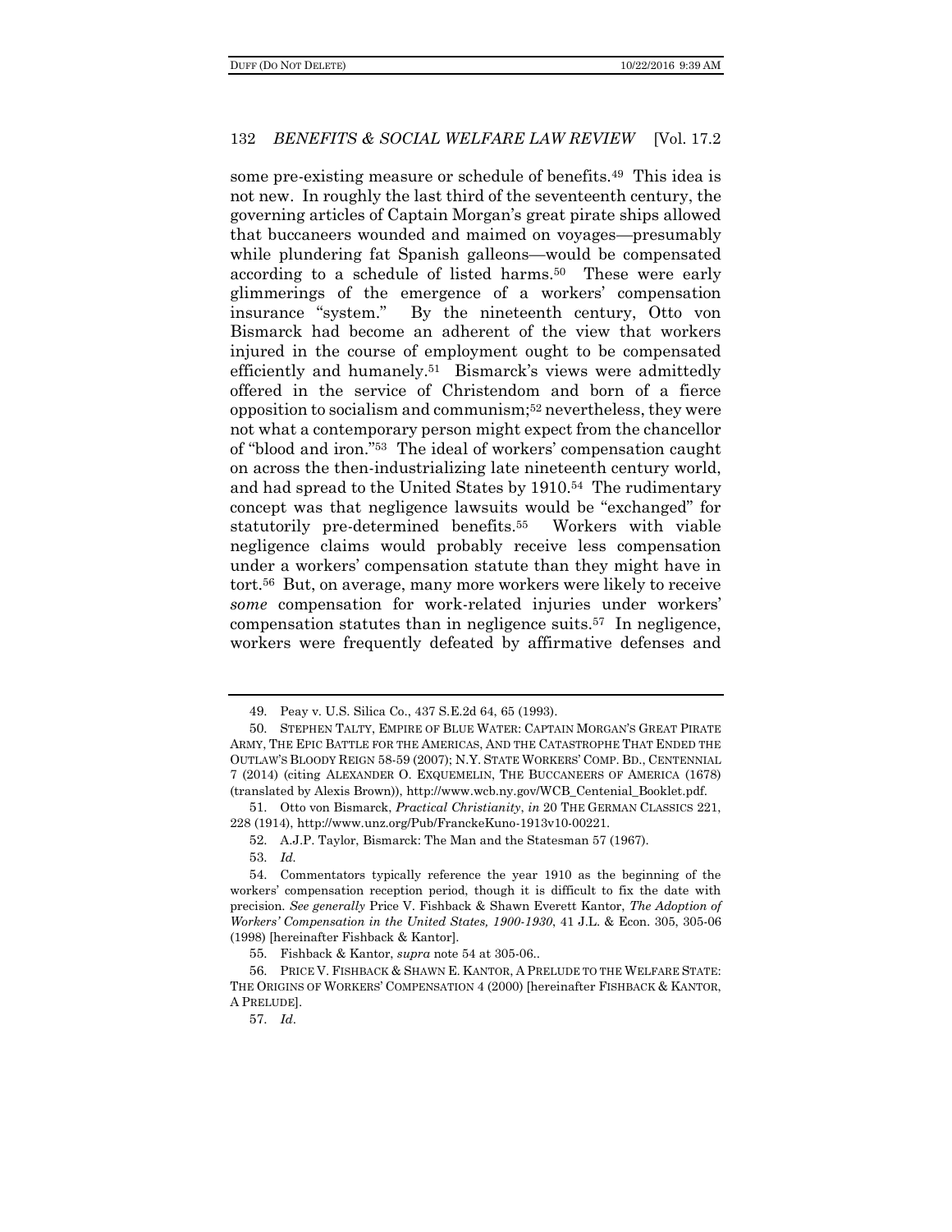some pre-existing measure or schedule of benefits.[49] This idea is not new. In roughly the last third of the seventeenth century, the governing articles of Captain Morgan's great pirate ships allowed that buccaneers wounded and maimed on voyages—presumably while plundering fat Spanish galleons—would be compensated according to a schedule of listed harms.[50] These were early glimmerings of the emergence of a workers' compensation insurance "system." By the nineteenth century, Otto von Bismarck had become an adherent of the view that workers injured in the course of employment ought to be compensated efficiently and humanely.[51] Bismarck's views were admittedly offered in the service of Christendom and born of a fierce opposition to socialism and communism;[52] nevertheless, they were not what a contemporary person might expect from the chancellor of "blood and iron."[53] The ideal of workers' compensation caught on across the then-industrializing late nineteenth century world, and had spread to the United States by 1910.[54] The rudimentary concept was that negligence lawsuits would be "exchanged" for statutorily pre-determined benefits.[55] Workers with viable negligence claims would probably receive less compensation under a workers' compensation statute than they might have in tort.[56] But, on average, many more workers were likely to receive *some* compensation for work-related injuries under workers' compensation statutes than in negligence suits.[57] In negligence, workers were frequently defeated by affirmative defenses and

---

49. Peay v. U.S. Silica Co., 437 S.E.2d 64, 65 (1993).

50. STEPHEN TALTY, EMPIRE OF BLUE WATER: CAPTAIN MORGAN'S GREAT PIRATE ARMY, THE EPIC BATTLE FOR THE AMERICAS, AND THE CATASTROPHE THAT ENDED THE OUTLAW'S BLOODY REIGN 58-59 (2007); N.Y. STATE WORKERS' COMP. BD., CENTENNIAL 7 (2014) (citing ALEXANDER O. EXQUEMELIN, THE BUCCANEERS OF AMERICA (1678) (translated by Alexis Brown)), http://www.wcb.ny.gov/WCB_Centenial_Booklet.pdf.

51. Otto von Bismarck, *Practical Christianity*, *in* 20 THE GERMAN CLASSICS 221, 228 (1914), http://www.unz.org/Pub/FranckeKuno-1913v10-00221.

52. A.J.P. Taylor, Bismarck: The Man and the Statesman 57 (1967).

53. *Id.*

54. Commentators typically reference the year 1910 as the beginning of the workers' compensation reception period, though it is difficult to fix the date with precision. *See generally* Price V. Fishback & Shawn Everett Kantor, *The Adoption of Workers' Compensation in the United States, 1900-1930*, 41 J.L. & Econ. 305, 305-06 (1998) [hereinafter Fishback & Kantor].

55. Fishback & Kantor, *supra* note 54 at 305-06..

56. PRICE V. FISHBACK & SHAWN E. KANTOR, A PRELUDE TO THE WELFARE STATE: THE ORIGINS OF WORKERS' COMPENSATION 4 (2000) [hereinafter FISHBACK & KANTOR, A PRELUDE].

57. *Id.*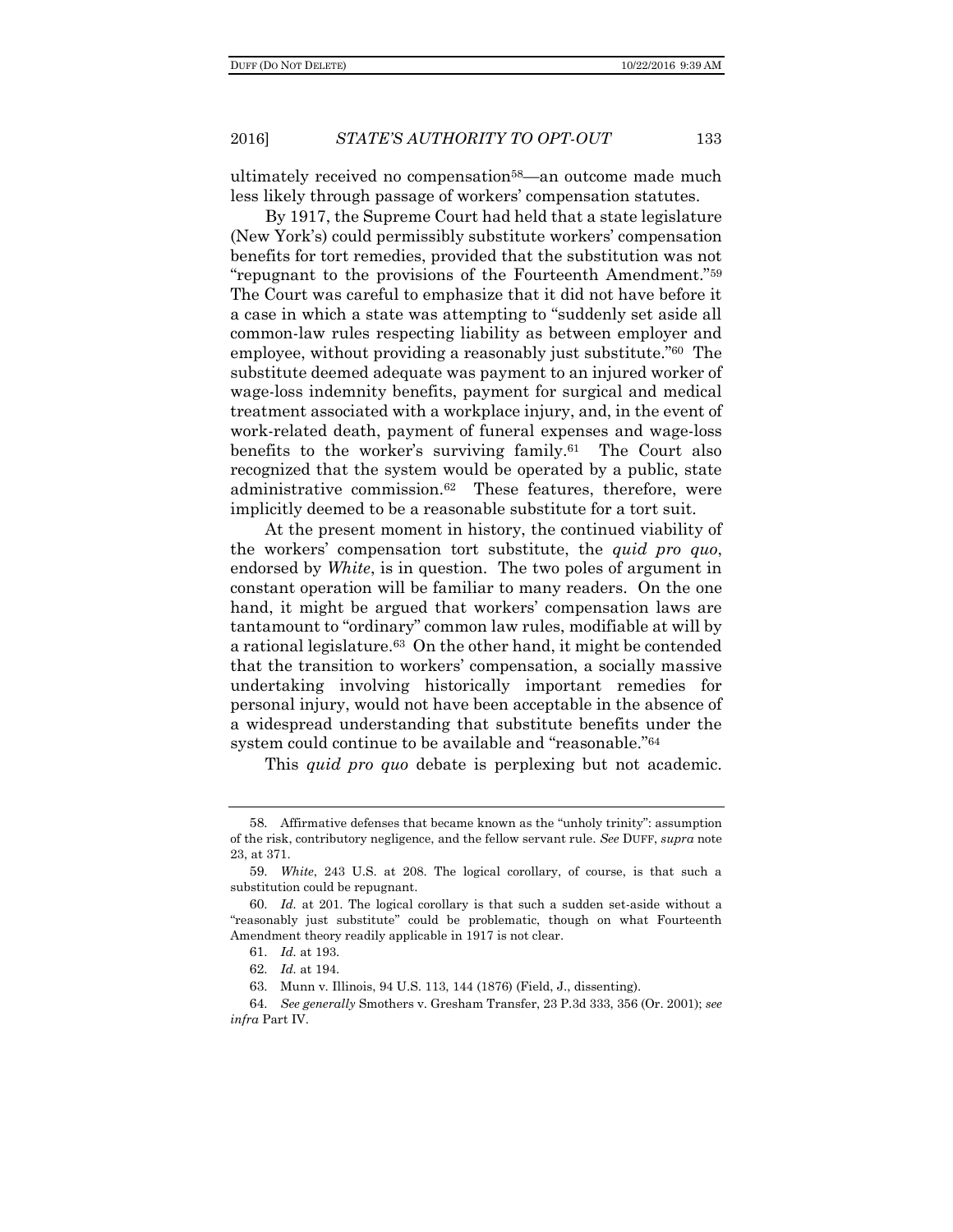ultimately received no compensation[58]—an outcome made much less likely through passage of workers' compensation statutes.

By 1917, the Supreme Court had held that a state legislature (New York's) could permissibly substitute workers' compensation benefits for tort remedies, provided that the substitution was not "repugnant to the provisions of the Fourteenth Amendment."[59] The Court was careful to emphasize that it did not have before it a case in which a state was attempting to "suddenly set aside all common-law rules respecting liability as between employer and employee, without providing a reasonably just substitute."[60] The substitute deemed adequate was payment to an injured worker of wage-loss indemnity benefits, payment for surgical and medical treatment associated with a workplace injury, and, in the event of work-related death, payment of funeral expenses and wage-loss benefits to the worker's surviving family.[61] The Court also recognized that the system would be operated by a public, state administrative commission.[62] These features, therefore, were implicitly deemed to be a reasonable substitute for a tort suit.

At the present moment in history, the continued viability of the workers' compensation tort substitute, the *quid pro quo*, endorsed by *White*, is in question. The two poles of argument in constant operation will be familiar to many readers. On the one hand, it might be argued that workers' compensation laws are tantamount to "ordinary" common law rules, modifiable at will by a rational legislature.[63] On the other hand, it might be contended that the transition to workers' compensation, a socially massive undertaking involving historically important remedies for personal injury, would not have been acceptable in the absence of a widespread understanding that substitute benefits under the system could continue to be available and "reasonable."[64]

This *quid pro quo* debate is perplexing but not academic.

---

58. Affirmative defenses that became known as the "unholy trinity": assumption of the risk, contributory negligence, and the fellow servant rule. *See* DUFF, *supra* note 23, at 371.

59. *White*, 243 U.S. at 208. The logical corollary, of course, is that such a substitution could be repugnant.

60. *Id.* at 201. The logical corollary is that such a sudden set-aside without a "reasonably just substitute" could be problematic, though on what Fourteenth Amendment theory readily applicable in 1917 is not clear.

61. *Id.* at 193.

62. *Id.* at 194.

63. Munn v. Illinois, 94 U.S. 113, 144 (1876) (Field, J., dissenting).

64. *See generally* Smothers v. Gresham Transfer, 23 P.3d 333, 356 (Or. 2001); *see infra* Part IV.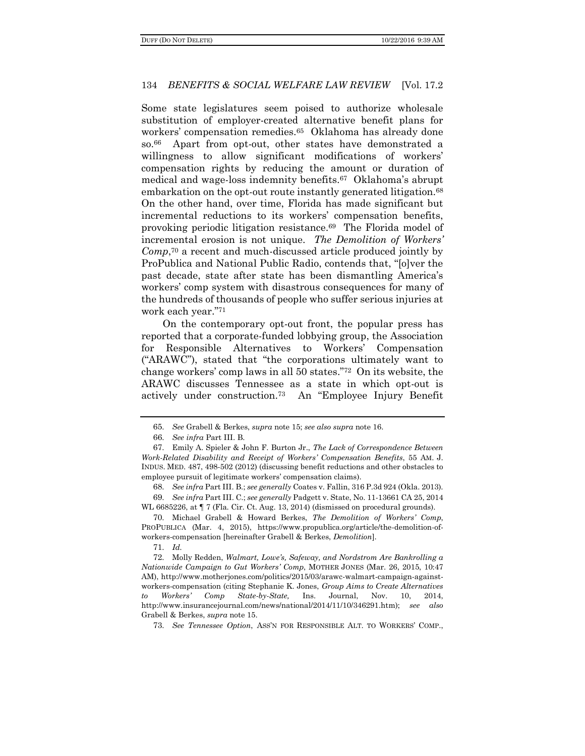Some state legislatures seem poised to authorize wholesale substitution of employer-created alternative benefit plans for workers' compensation remedies.[65] Oklahoma has already done so.[66] Apart from opt-out, other states have demonstrated a willingness to allow significant modifications of workers' compensation rights by reducing the amount or duration of medical and wage-loss indemnity benefits.[67] Oklahoma's abrupt embarkation on the opt-out route instantly generated litigation.[68] On the other hand, over time, Florida has made significant but incremental reductions to its workers' compensation benefits, provoking periodic litigation resistance.[69] The Florida model of incremental erosion is not unique. *The Demolition of Workers' Comp*,[70] a recent and much-discussed article produced jointly by ProPublica and National Public Radio, contends that, "[o]ver the past decade, state after state has been dismantling America's workers' comp system with disastrous consequences for many of the hundreds of thousands of people who suffer serious injuries at work each year."[71]

On the contemporary opt-out front, the popular press has reported that a corporate-funded lobbying group, the Association for Responsible Alternatives to Workers' Compensation ("ARAWC"), stated that "the corporations ultimately want to change workers' comp laws in all 50 states."[72] On its website, the ARAWC discusses Tennessee as a state in which opt-out is actively under construction.[73] An "Employee Injury Benefit

---

65. *See* Grabell & Berkes, *supra* note 15; *see also supra* note 16.

66. *See infra* Part III. B.

67. Emily A. Spieler & John F. Burton Jr., *The Lack of Correspondence Between Work-Related Disability and Receipt of Workers' Compensation Benefits*, 55 AM. J. INDUS. MED. 487, 498-502 (2012) (discussing benefit reductions and other obstacles to employee pursuit of legitimate workers' compensation claims).

68. *See infra* Part III. B.; *see generally* Coates v. Fallin, 316 P.3d 924 (Okla. 2013).

69. *See infra* Part III. C.; *see generally* Padgett v. State, No. 11-13661 CA 25, 2014 WL 6685226, at ¶ 7 (Fla. Cir. Ct. Aug. 13, 2014) (dismissed on procedural grounds).

70. Michael Grabell & Howard Berkes, *The Demolition of Workers' Comp*, PROPUBLICA (Mar. 4, 2015), https://www.propublica.org/article/the-demolition-of-workers-compensation [hereinafter Grabell & Berkes, *Demolition*].

71. *Id.*

72. Molly Redden, *Walmart, Lowe's, Safeway, and Nordstrom Are Bankrolling a Nationwide Campaign to Gut Workers' Comp*, MOTHER JONES (Mar. 26, 2015, 10:47 AM), http://www.motherjones.com/politics/2015/03/arawc-walmart-campaign-against-workers-compensation (citing Stephanie K. Jones, *Group Aims to Create Alternatives to Workers' Comp State-by-State,* Ins. Journal, Nov. 10, 2014, http://www.insurancejournal.com/news/national/2014/11/10/346291.htm); *see also* Grabell & Berkes, *supra* note 15.

73. *See Tennessee Option*, ASS'N FOR RESPONSIBLE ALT. TO WORKERS' COMP.,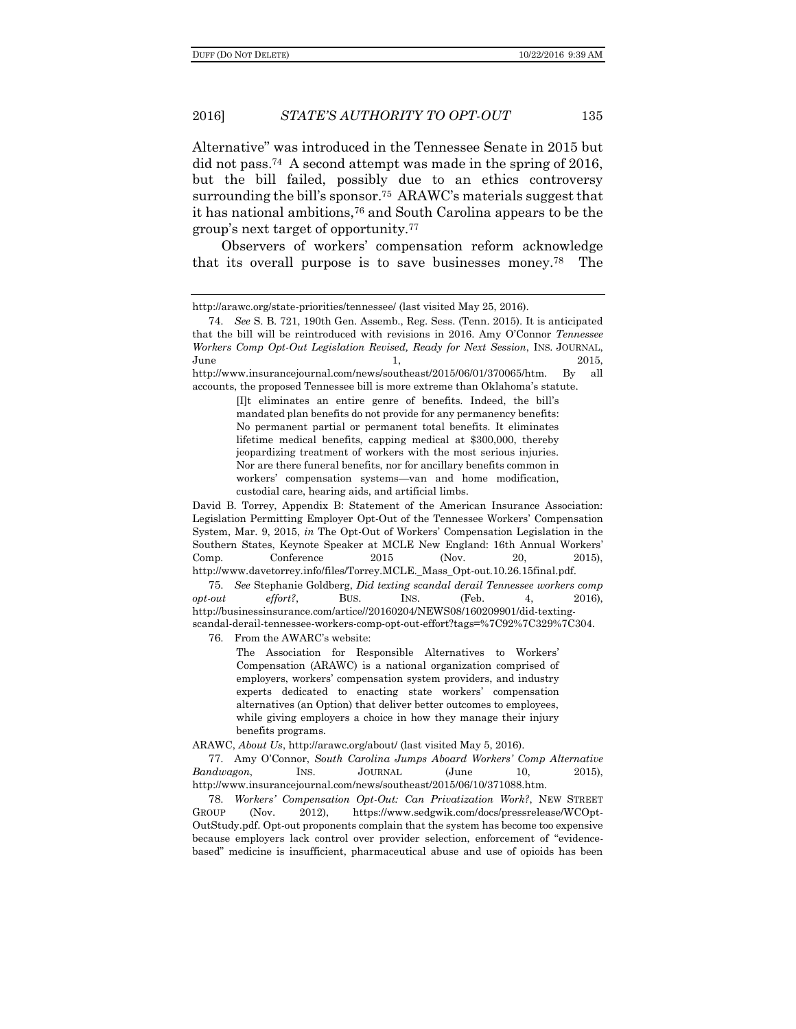Alternative" was introduced in the Tennessee Senate in 2015 but did not pass.[74] A second attempt was made in the spring of 2016, but the bill failed, possibly due to an ethics controversy surrounding the bill's sponsor.[75] ARAWC's materials suggest that it has national ambitions,[76] and South Carolina appears to be the group's next target of opportunity.[77]

Observers of workers' compensation reform acknowledge that its overall purpose is to save businesses money.[78] The

---

http://arawc.org/state-priorities/tennessee/ (last visited May 25, 2016).

74. *See* S. B. 721, 190th Gen. Assemb., Reg. Sess. (Tenn. 2015). It is anticipated that the bill will be reintroduced with revisions in 2016. Amy O'Connor *Tennessee Workers Comp Opt-Out Legislation Revised, Ready for Next Session*, INS. JOURNAL, June 1, 2015, http://www.insurancejournal.com/news/southeast/2015/06/01/370065/htm. By all accounts, the proposed Tennessee bill is more extreme than Oklahoma's statute.

> [I]t eliminates an entire genre of benefits. Indeed, the bill's mandated plan benefits do not provide for any permanency benefits: No permanent partial or permanent total benefits. It eliminates lifetime medical benefits, capping medical at $300,000, thereby jeopardizing treatment of workers with the most serious injuries. Nor are there funeral benefits, nor for ancillary benefits common in workers' compensation systems—van and home modification, custodial care, hearing aids, and artificial limbs.

David B. Torrey, Appendix B: Statement of the American Insurance Association: Legislation Permitting Employer Opt-Out of the Tennessee Workers' Compensation System, Mar. 9, 2015, *in* The Opt-Out of Workers' Compensation Legislation in the Southern States, Keynote Speaker at MCLE New England: 16th Annual Workers' Comp. Conference 2015 (Nov. 20, 2015), http://www.davetorrey.info/files/Torrey.MCLE._Mass_Opt-out.10.26.15final.pdf.

75. *See* Stephanie Goldberg, *Did texting scandal derail Tennessee workers comp opt-out effort?*, BUS. INS. (Feb. 4, 2016), http://businessinsurance.com/artice//20160204/NEWS08/160209901/did-texting-scandal-derail-tennessee-workers-comp-opt-out-effort?tags=%7C92%7C329%7C304.

76. From the AWARC's website:

> The Association for Responsible Alternatives to Workers' Compensation (ARAWC) is a national organization comprised of employers, workers' compensation system providers, and industry experts dedicated to enacting state workers' compensation alternatives (an Option) that deliver better outcomes to employees, while giving employers a choice in how they manage their injury benefits programs.

ARAWC, *About Us*, http://arawc.org/about/ (last visited May 5, 2016).

77. Amy O'Connor, *South Carolina Jumps Aboard Workers' Comp Alternative Bandwagon*, INS. JOURNAL (June 10, 2015), http://www.insurancejournal.com/news/southeast/2015/06/10/371088.htm.

78. *Workers' Compensation Opt-Out: Can Privatization Work?*, NEW STREET GROUP (Nov. 2012), https://www.sedgwik.com/docs/pressrelease/WCOpt-OutStudy.pdf. Opt-out proponents complain that the system has become too expensive because employers lack control over provider selection, enforcement of "evidence-based" medicine is insufficient, pharmaceutical abuse and use of opioids has been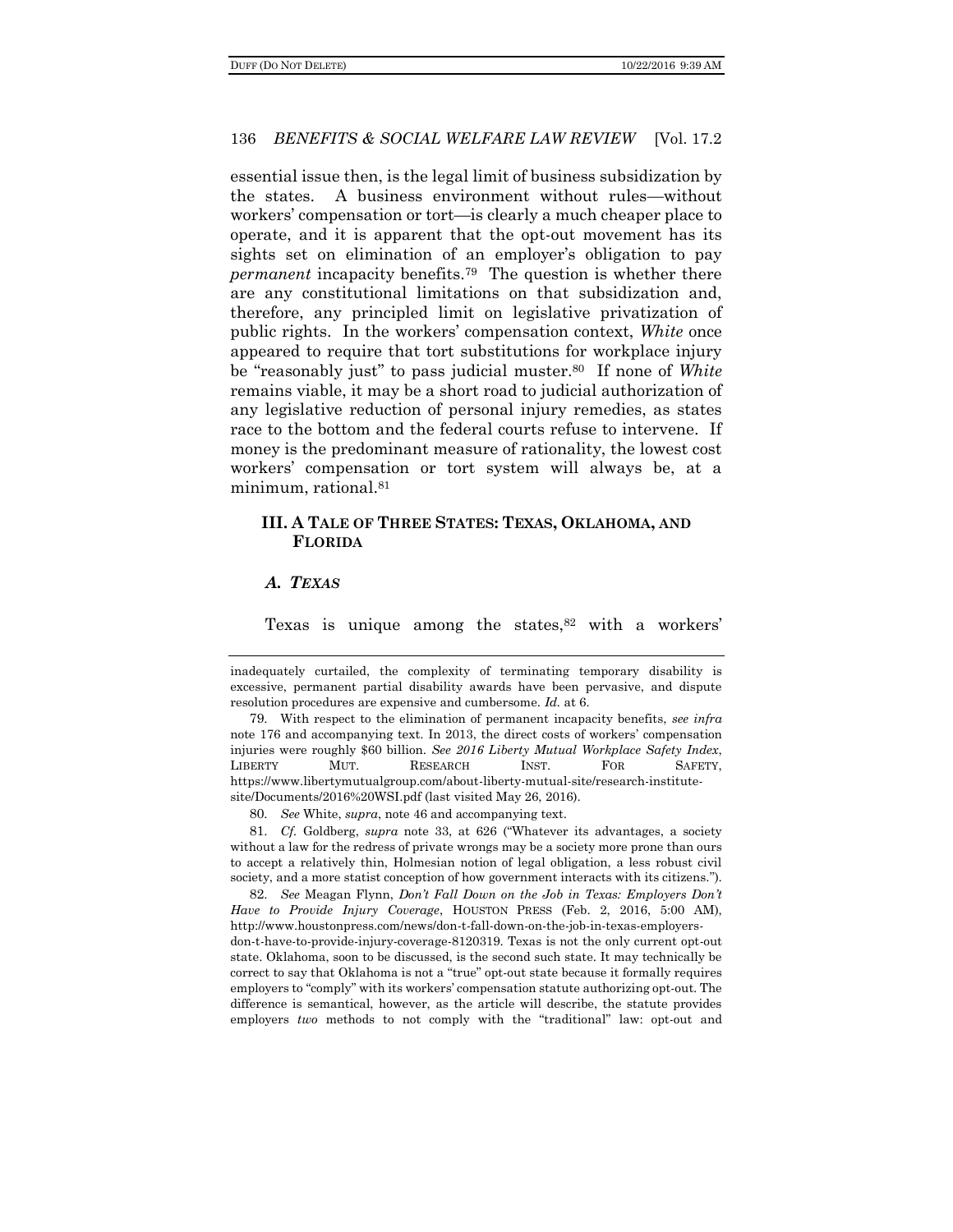essential issue then, is the legal limit of business subsidization by the states. A business environment without rules—without workers' compensation or tort—is clearly a much cheaper place to operate, and it is apparent that the opt-out movement has its sights set on elimination of an employer's obligation to pay *permanent* incapacity benefits.[79] The question is whether there are any constitutional limitations on that subsidization and, therefore, any principled limit on legislative privatization of public rights. In the workers' compensation context, *White* once appeared to require that tort substitutions for workplace injury be "reasonably just" to pass judicial muster.[80] If none of *White* remains viable, it may be a short road to judicial authorization of any legislative reduction of personal injury remedies, as states race to the bottom and the federal courts refuse to intervene. If money is the predominant measure of rationality, the lowest cost workers' compensation or tort system will always be, at a minimum, rational.[81]

## III. A TALE OF THREE STATES: TEXAS, OKLAHOMA, AND FLORIDA

### *A. TEXAS*

Texas is unique among the states,[82] with a workers'

---

inadequately curtailed, the complexity of terminating temporary disability is excessive, permanent partial disability awards have been pervasive, and dispute resolution procedures are expensive and cumbersome. *Id.* at 6.

79. With respect to the elimination of permanent incapacity benefits, *see infra* note 176 and accompanying text. In 2013, the direct costs of workers' compensation injuries were roughly $60 billion. *See 2016 Liberty Mutual Workplace Safety Index*, LIBERTY MUT. RESEARCH INST. FOR SAFETY, https://www.libertymutualgroup.com/about-liberty-mutual-site/research-institute-site/Documents/2016%20WSI.pdf (last visited May 26, 2016).

80. *See* White, *supra*, note 46 and accompanying text.

81. *Cf.* Goldberg, *supra* note 33, at 626 ("Whatever its advantages, a society without a law for the redress of private wrongs may be a society more prone than ours to accept a relatively thin, Holmesian notion of legal obligation, a less robust civil society, and a more statist conception of how government interacts with its citizens.").

82. *See* Meagan Flynn, *Don't Fall Down on the Job in Texas: Employers Don't Have to Provide Injury Coverage*, HOUSTON PRESS (Feb. 2, 2016, 5:00 AM), http://www.houstonpress.com/news/don-t-fall-down-on-the-job-in-texas-employers-don-t-have-to-provide-injury-coverage-8120319. Texas is not the only current opt-out state. Oklahoma, soon to be discussed, is the second such state. It may technically be correct to say that Oklahoma is not a "true" opt-out state because it formally requires employers to "comply" with its workers' compensation statute authorizing opt-out. The difference is semantical, however, as the article will describe, the statute provides employers *two* methods to not comply with the "traditional" law: opt-out and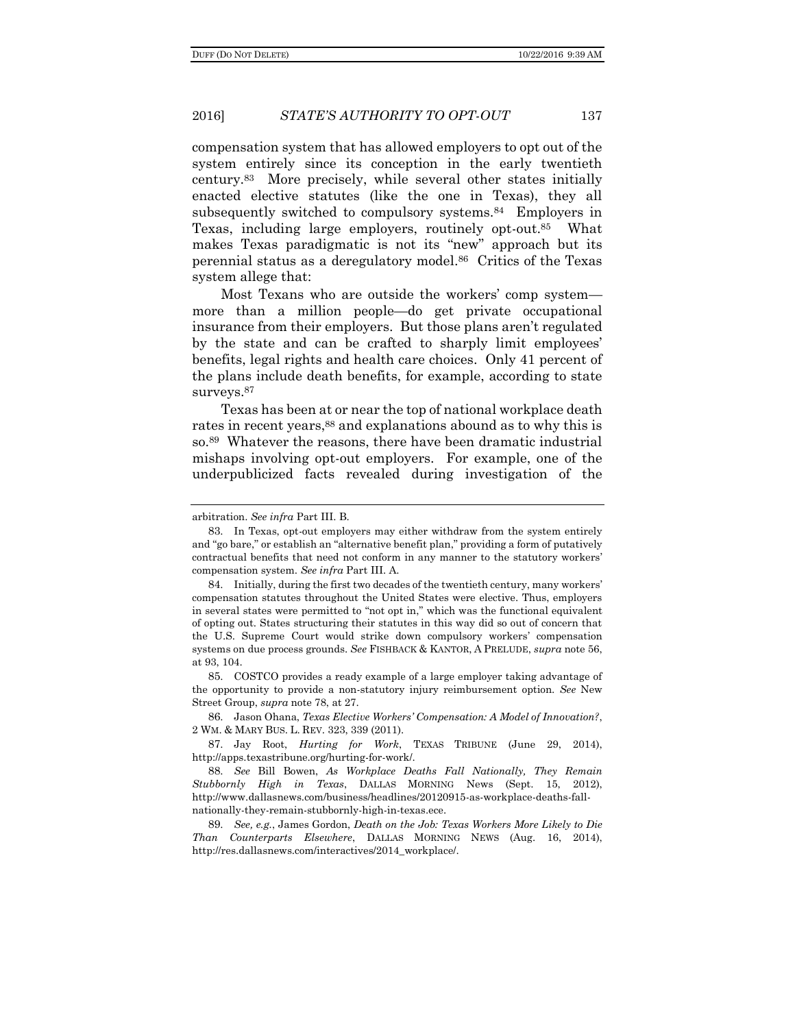compensation system that has allowed employers to opt out of the system entirely since its conception in the early twentieth century.[83] More precisely, while several other states initially enacted elective statutes (like the one in Texas), they all subsequently switched to compulsory systems.[84] Employers in Texas, including large employers, routinely opt-out.[85] What makes Texas paradigmatic is not its "new" approach but its perennial status as a deregulatory model.[86] Critics of the Texas system allege that:

> Most Texans who are outside the workers' comp system—more than a million people—do get private occupational insurance from their employers. But those plans aren't regulated by the state and can be crafted to sharply limit employees' benefits, legal rights and health care choices. Only 41 percent of the plans include death benefits, for example, according to state surveys.[87]

Texas has been at or near the top of national workplace death rates in recent years,[88] and explanations abound as to why this is so.[89] Whatever the reasons, there have been dramatic industrial mishaps involving opt-out employers. For example, one of the underpublicized facts revealed during investigation of the

---

arbitration. *See infra* Part III. B.

83. In Texas, opt-out employers may either withdraw from the system entirely and "go bare," or establish an "alternative benefit plan," providing a form of putatively contractual benefits that need not conform in any manner to the statutory workers' compensation system. *See infra* Part III. A.

84. Initially, during the first two decades of the twentieth century, many workers' compensation statutes throughout the United States were elective. Thus, employers in several states were permitted to "not opt in," which was the functional equivalent of opting out. States structuring their statutes in this way did so out of concern that the U.S. Supreme Court would strike down compulsory workers' compensation systems on due process grounds. *See* FISHBACK & KANTOR, A PRELUDE, *supra* note 56, at 93, 104.

85. COSTCO provides a ready example of a large employer taking advantage of the opportunity to provide a non-statutory injury reimbursement option. *See* New Street Group, *supra* note 78, at 27.

86. Jason Ohana, *Texas Elective Workers' Compensation: A Model of Innovation?*, 2 WM. & MARY BUS. L. REV. 323, 339 (2011).

87. Jay Root, *Hurting for Work*, TEXAS TRIBUNE (June 29, 2014), http://apps.texastribune.org/hurting-for-work/.

88. *See* Bill Bowen, *As Workplace Deaths Fall Nationally, They Remain Stubbornly High in Texas*, DALLAS MORNING News (Sept. 15, 2012), http://www.dallasnews.com/business/headlines/20120915-as-workplace-deaths-fall-nationally-they-remain-stubbornly-high-in-texas.ece.

89. *See, e.g.*, James Gordon, *Death on the Job: Texas Workers More Likely to Die Than Counterparts Elsewhere*, DALLAS MORNING NEWS (Aug. 16, 2014), http://res.dallasnews.com/interactives/2014_workplace/.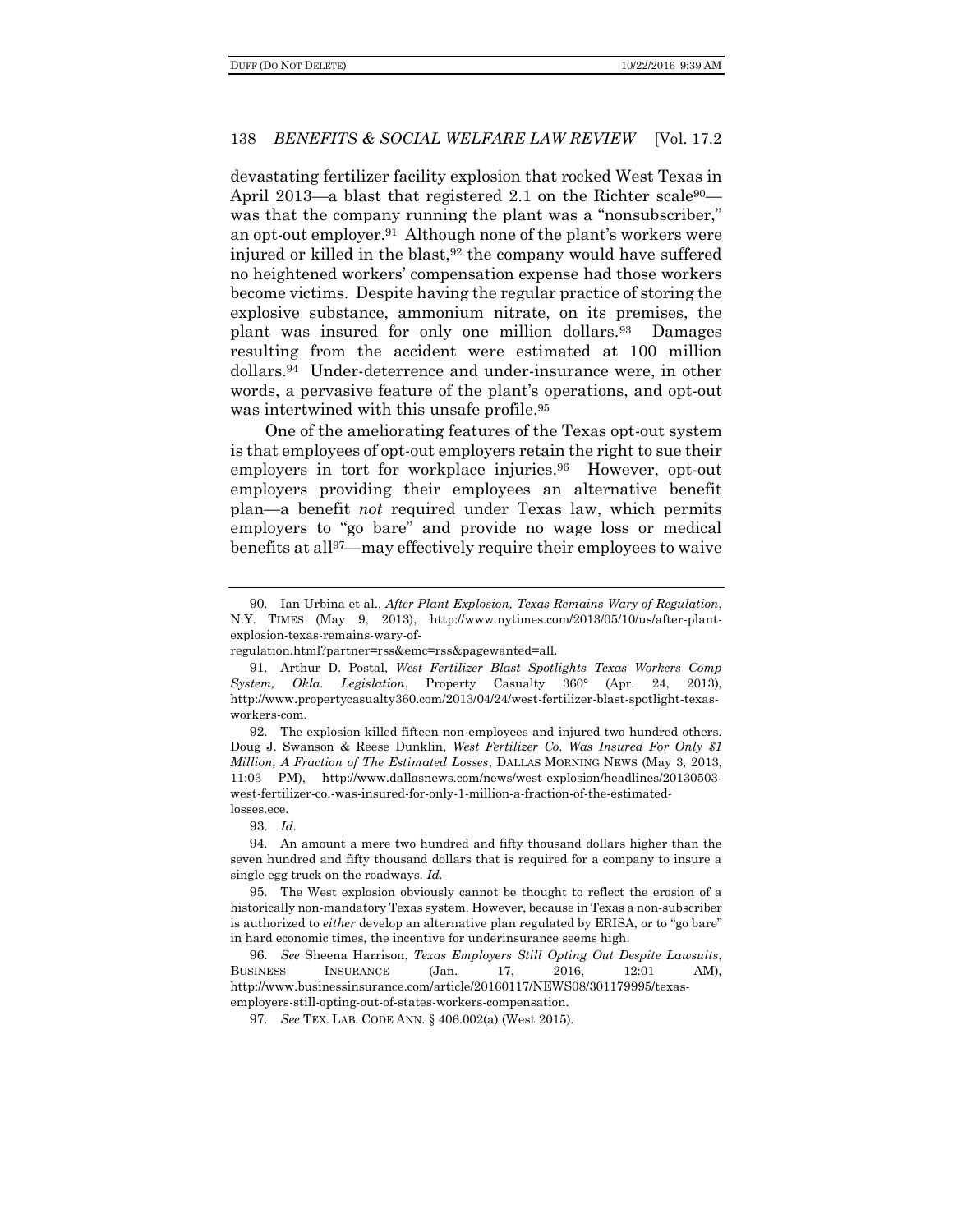devastating fertilizer facility explosion that rocked West Texas in April 2013—a blast that registered 2.1 on the Richter scale[90]—was that the company running the plant was a "nonsubscriber," an opt-out employer.[91] Although none of the plant's workers were injured or killed in the blast,[92] the company would have suffered no heightened workers' compensation expense had those workers become victims. Despite having the regular practice of storing the explosive substance, ammonium nitrate, on its premises, the plant was insured for only one million dollars.[93] Damages resulting from the accident were estimated at 100 million dollars.[94] Under-deterrence and under-insurance were, in other words, a pervasive feature of the plant's operations, and opt-out was intertwined with this unsafe profile.[95]

One of the ameliorating features of the Texas opt-out system is that employees of opt-out employers retain the right to sue their employers in tort for workplace injuries.[96] However, opt-out employers providing their employees an alternative benefit plan—a benefit *not* required under Texas law, which permits employers to "go bare" and provide no wage loss or medical benefits at all[97]—may effectively require their employees to waive

---

90. Ian Urbina et al., *After Plant Explosion, Texas Remains Wary of Regulation*, N.Y. TIMES (May 9, 2013), http://www.nytimes.com/2013/05/10/us/after-plant-explosion-texas-remains-wary-of-regulation.html?partner=rss&emc=rss&pagewanted=all.

91. Arthur D. Postal, *West Fertilizer Blast Spotlights Texas Workers Comp System, Okla. Legislation*, Property Casualty 360° (Apr. 24, 2013), http://www.propertycasualty360.com/2013/04/24/west-fertilizer-blast-spotlight-texas-workers-com.

92. The explosion killed fifteen non-employees and injured two hundred others. Doug J. Swanson & Reese Dunklin, *West Fertilizer Co. Was Insured For Only $1 Million, A Fraction of The Estimated Losses*, DALLAS MORNING NEWS (May 3, 2013, 11:03 PM), http://www.dallasnews.com/news/west-explosion/headlines/20130503-west-fertilizer-co.-was-insured-for-only-1-million-a-fraction-of-the-estimated-losses.ece.

93. *Id.*

94. An amount a mere two hundred and fifty thousand dollars higher than the seven hundred and fifty thousand dollars that is required for a company to insure a single egg truck on the roadways. *Id.*

95. The West explosion obviously cannot be thought to reflect the erosion of a historically non-mandatory Texas system. However, because in Texas a non-subscriber is authorized to *either* develop an alternative plan regulated by ERISA, or to "go bare" in hard economic times, the incentive for underinsurance seems high.

96. *See* Sheena Harrison, *Texas Employers Still Opting Out Despite Lawsuits*, BUSINESS INSURANCE (Jan. 17, 2016, 12:01 AM), http://www.businessinsurance.com/article/20160117/NEWS08/301179995/texas-employers-still-opting-out-of-states-workers-compensation.

97. *See* TEX. LAB. CODE ANN. § 406.002(a) (West 2015).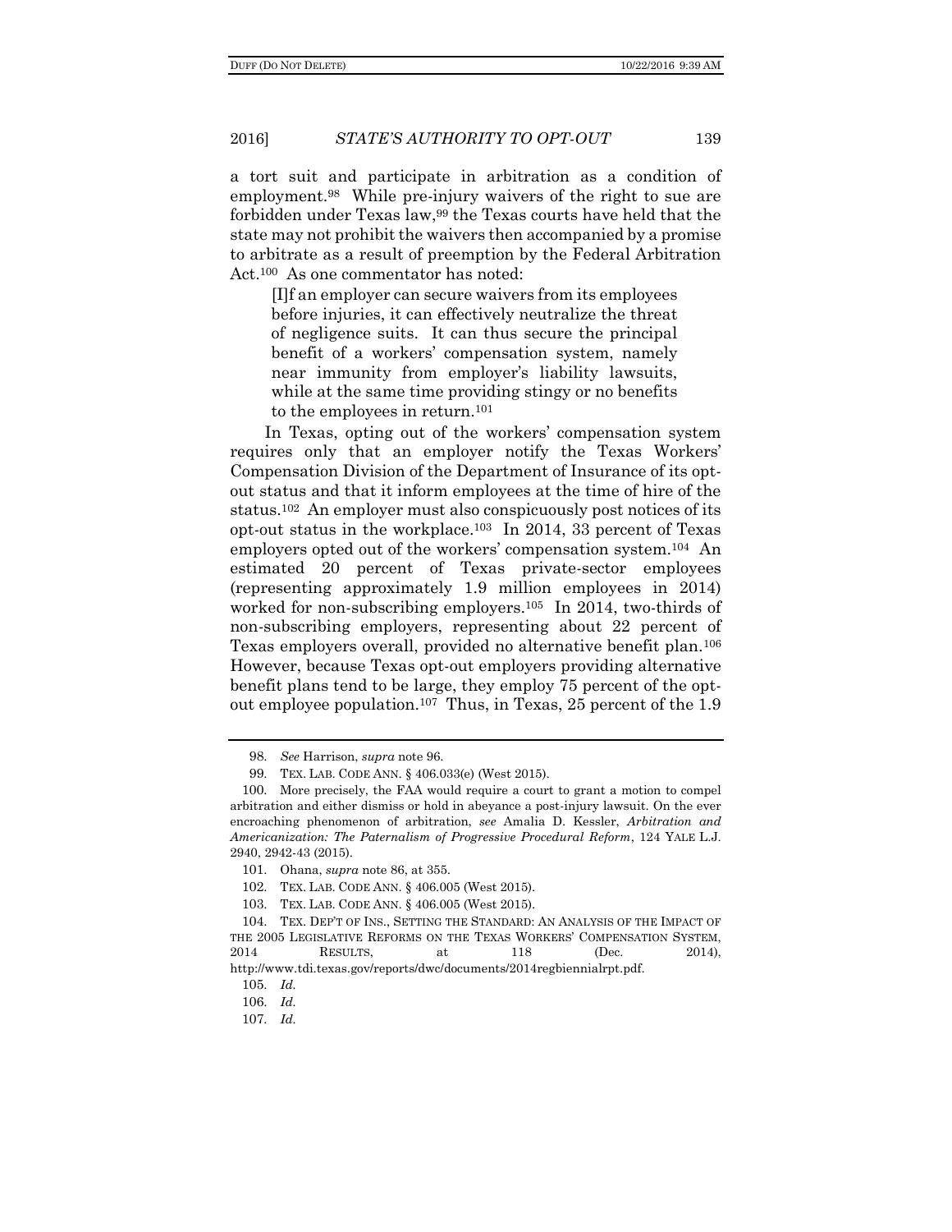a tort suit and participate in arbitration as a condition of employment.[98] While pre-injury waivers of the right to sue are forbidden under Texas law,[99] the Texas courts have held that the state may not prohibit the waivers then accompanied by a promise to arbitrate as a result of preemption by the Federal Arbitration Act.[100] As one commentator has noted:

> [I]f an employer can secure waivers from its employees before injuries, it can effectively neutralize the threat of negligence suits. It can thus secure the principal benefit of a workers' compensation system, namely near immunity from employer's liability lawsuits, while at the same time providing stingy or no benefits to the employees in return.[101]

In Texas, opting out of the workers' compensation system requires only that an employer notify the Texas Workers' Compensation Division of the Department of Insurance of its opt-out status and that it inform employees at the time of hire of the status.[102] An employer must also conspicuously post notices of its opt-out status in the workplace.[103] In 2014, 33 percent of Texas employers opted out of the workers' compensation system.[104] An estimated 20 percent of Texas private-sector employees (representing approximately 1.9 million employees in 2014) worked for non-subscribing employers.[105] In 2014, two-thirds of non-subscribing employers, representing about 22 percent of Texas employers overall, provided no alternative benefit plan.[106] However, because Texas opt-out employers providing alternative benefit plans tend to be large, they employ 75 percent of the opt-out employee population.[107] Thus, in Texas, 25 percent of the 1.9

---

98. *See* Harrison, *supra* note 96.

99. TEX. LAB. CODE ANN. § 406.033(e) (West 2015).

100. More precisely, the FAA would require a court to grant a motion to compel arbitration and either dismiss or hold in abeyance a post-injury lawsuit. On the ever encroaching phenomenon of arbitration, *see* Amalia D. Kessler, *Arbitration and Americanization: The Paternalism of Progressive Procedural Reform*, 124 YALE L.J. 2940, 2942-43 (2015).

101. Ohana, *supra* note 86, at 355.

102. TEX. LAB. CODE ANN. § 406.005 (West 2015).

103. TEX. LAB. CODE ANN. § 406.005 (West 2015).

104. TEX. DEP'T OF INS., SETTING THE STANDARD: AN ANALYSIS OF THE IMPACT OF THE 2005 LEGISLATIVE REFORMS ON THE TEXAS WORKERS' COMPENSATION SYSTEM, 2014 RESULTS, at 118 (Dec. 2014), http://www.tdi.texas.gov/reports/dwc/documents/2014regbiennialrpt.pdf.

105. *Id.*

106. *Id.*

107. *Id.*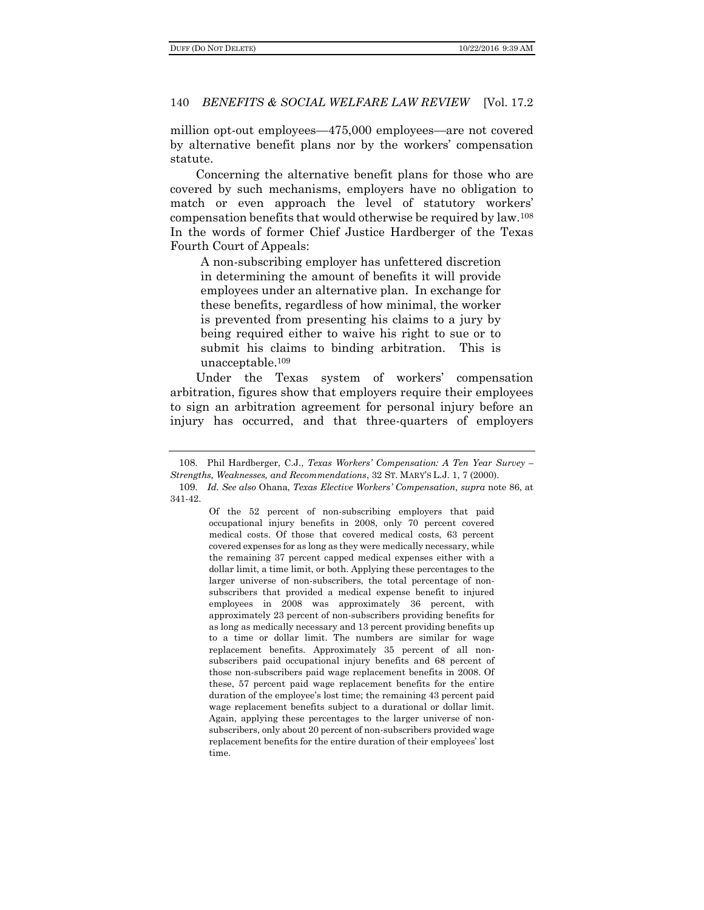million opt-out employees—475,000 employees—are not covered by alternative benefit plans nor by the workers' compensation statute.

Concerning the alternative benefit plans for those who are covered by such mechanisms, employers have no obligation to match or even approach the level of statutory workers' compensation benefits that would otherwise be required by law.[108] In the words of former Chief Justice Hardberger of the Texas Fourth Court of Appeals:

> A non-subscribing employer has unfettered discretion in determining the amount of benefits it will provide employees under an alternative plan. In exchange for these benefits, regardless of how minimal, the worker is prevented from presenting his claims to a jury by being required either to waive his right to sue or to submit his claims to binding arbitration. This is unacceptable.[109]

Under the Texas system of workers' compensation arbitration, figures show that employers require their employees to sign an arbitration agreement for personal injury before an injury has occurred, and that three-quarters of employers

---

108. Phil Hardberger, C.J., *Texas Workers' Compensation: A Ten Year Survey – Strengths, Weaknesses, and Recommendations*, 32 ST. MARY'S L.J. 1, 7 (2000).

109. *Id. See also* Ohana, *Texas Elective Workers' Compensation, supra* note 86, at 341-42.

> Of the 52 percent of non-subscribing employers that paid occupational injury benefits in 2008, only 70 percent covered medical costs. Of those that covered medical costs, 63 percent covered expenses for as long as they were medically necessary, while the remaining 37 percent capped medical expenses either with a dollar limit, a time limit, or both. Applying these percentages to the larger universe of non-subscribers, the total percentage of non-subscribers that provided a medical expense benefit to injured employees in 2008 was approximately 36 percent, with approximately 23 percent of non-subscribers providing benefits for as long as medically necessary and 13 percent providing benefits up to a time or dollar limit. The numbers are similar for wage replacement benefits. Approximately 35 percent of all non-subscribers paid occupational injury benefits and 68 percent of those non-subscribers paid wage replacement benefits in 2008. Of these, 57 percent paid wage replacement benefits for the entire duration of the employee's lost time; the remaining 43 percent paid wage replacement benefits subject to a durational or dollar limit. Again, applying these percentages to the larger universe of non-subscribers, only about 20 percent of non-subscribers provided wage replacement benefits for the entire duration of their employees' lost time.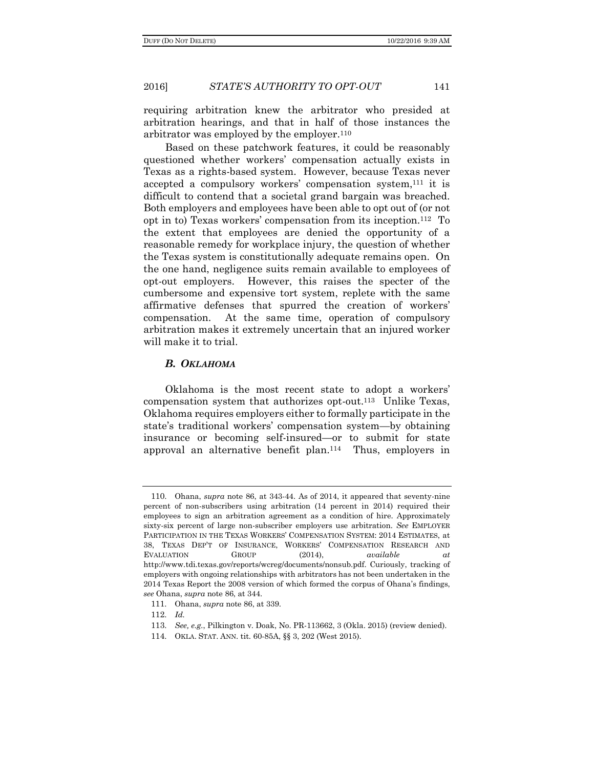requiring arbitration knew the arbitrator who presided at arbitration hearings, and that in half of those instances the arbitrator was employed by the employer.[110]

Based on these patchwork features, it could be reasonably questioned whether workers' compensation actually exists in Texas as a rights-based system. However, because Texas never accepted a compulsory workers' compensation system,[111] it is difficult to contend that a societal grand bargain was breached. Both employers and employees have been able to opt out of (or not opt in to) Texas workers' compensation from its inception.[112] To the extent that employees are denied the opportunity of a reasonable remedy for workplace injury, the question of whether the Texas system is constitutionally adequate remains open. On the one hand, negligence suits remain available to employees of opt-out employers. However, this raises the specter of the cumbersome and expensive tort system, replete with the same affirmative defenses that spurred the creation of workers' compensation. At the same time, operation of compulsory arbitration makes it extremely uncertain that an injured worker will make it to trial.

### *B. Oklahoma*

Oklahoma is the most recent state to adopt a workers' compensation system that authorizes opt-out.[113] Unlike Texas, Oklahoma requires employers either to formally participate in the state's traditional workers' compensation system—by obtaining insurance or becoming self-insured—or to submit for state approval an alternative benefit plan.[114] Thus, employers in

---

110. Ohana, *supra* note 86, at 343-44. As of 2014, it appeared that seventy-nine percent of non-subscribers using arbitration (14 percent in 2014) required their employees to sign an arbitration agreement as a condition of hire. Approximately sixty-six percent of large non-subscriber employers use arbitration. *See* EMPLOYER PARTICIPATION IN THE TEXAS WORKERS' COMPENSATION SYSTEM: 2014 ESTIMATES, at 38, TEXAS DEP'T OF INSURANCE, WORKERS' COMPENSATION RESEARCH AND EVALUATION GROUP (2014), *available at* http://www.tdi.texas.gov/reports/wcreg/documents/nonsub.pdf. Curiously, tracking of employers with ongoing relationships with arbitrators has not been undertaken in the 2014 Texas Report the 2008 version of which formed the corpus of Ohana's findings, *see* Ohana, *supra* note 86, at 344.

111. Ohana, *supra* note 86, at 339.

112. *Id.*

113. *See, e.g.*, Pilkington v. Doak, No. PR-113662, 3 (Okla. 2015) (review denied).

114. OKLA. STAT. ANN. tit. 60-85A, §§ 3, 202 (West 2015).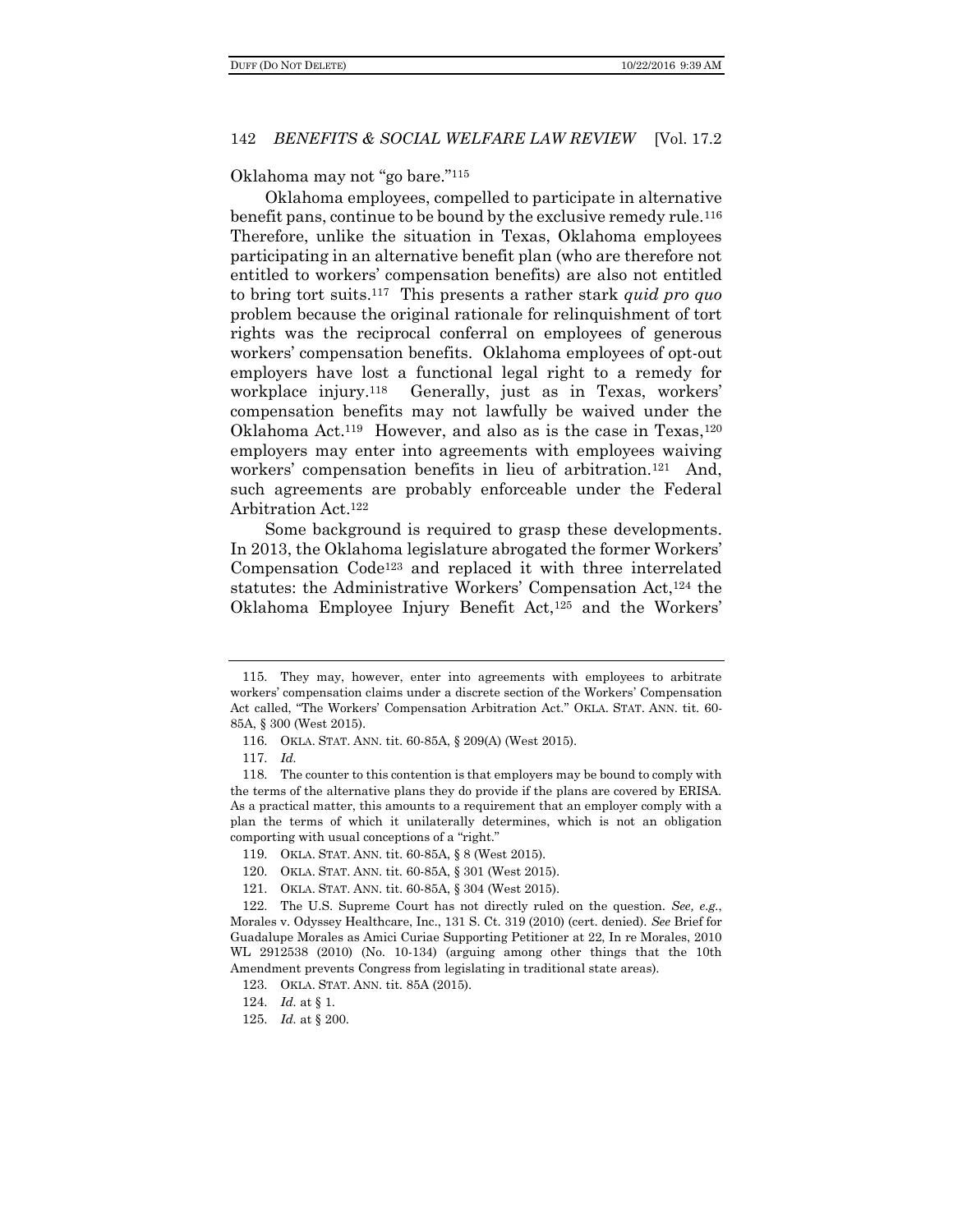Oklahoma may not "go bare."[115]

Oklahoma employees, compelled to participate in alternative benefit pans, continue to be bound by the exclusive remedy rule.[116] Therefore, unlike the situation in Texas, Oklahoma employees participating in an alternative benefit plan (who are therefore not entitled to workers' compensation benefits) are also not entitled to bring tort suits.[117] This presents a rather stark *quid pro quo* problem because the original rationale for relinquishment of tort rights was the reciprocal conferral on employees of generous workers' compensation benefits. Oklahoma employees of opt-out employers have lost a functional legal right to a remedy for workplace injury.[118] Generally, just as in Texas, workers' compensation benefits may not lawfully be waived under the Oklahoma Act.[119] However, and also as is the case in Texas,[120] employers may enter into agreements with employees waiving workers' compensation benefits in lieu of arbitration.[121] And, such agreements are probably enforceable under the Federal Arbitration Act.[122]

Some background is required to grasp these developments. In 2013, the Oklahoma legislature abrogated the former Workers' Compensation Code[123] and replaced it with three interrelated statutes: the Administrative Workers' Compensation Act,[124] the Oklahoma Employee Injury Benefit Act,[125] and the Workers'

---

115. They may, however, enter into agreements with employees to arbitrate workers' compensation claims under a discrete section of the Workers' Compensation Act called, "The Workers' Compensation Arbitration Act." OKLA. STAT. ANN. tit. 60-85A, § 300 (West 2015).

116. OKLA. STAT. ANN. tit. 60-85A, § 209(A) (West 2015).

117. *Id.*

118. The counter to this contention is that employers may be bound to comply with the terms of the alternative plans they do provide if the plans are covered by ERISA. As a practical matter, this amounts to a requirement that an employer comply with a plan the terms of which it unilaterally determines, which is not an obligation comporting with usual conceptions of a "right."

119. OKLA. STAT. ANN. tit. 60-85A, § 8 (West 2015).

120. OKLA. STAT. ANN. tit. 60-85A, § 301 (West 2015).

121. OKLA. STAT. ANN. tit. 60-85A, § 304 (West 2015).

122. The U.S. Supreme Court has not directly ruled on the question. *See, e.g.*, Morales v. Odyssey Healthcare, Inc., 131 S. Ct. 319 (2010) (cert. denied). *See* Brief for Guadalupe Morales as Amici Curiae Supporting Petitioner at 22, In re Morales, 2010 WL 2912538 (2010) (No. 10-134) (arguing among other things that the 10th Amendment prevents Congress from legislating in traditional state areas).

123. OKLA. STAT. ANN. tit. 85A (2015).

124. *Id.* at § 1.

125. *Id.* at § 200.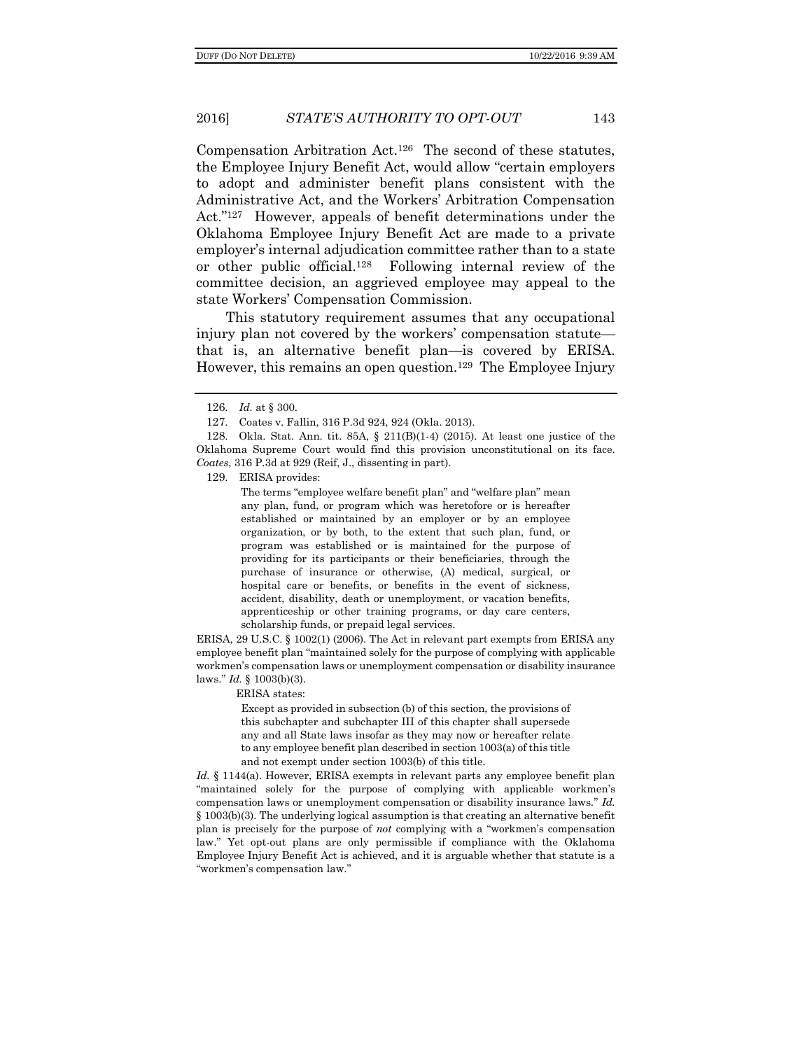Compensation Arbitration Act.[126] The second of these statutes, the Employee Injury Benefit Act, would allow "certain employers to adopt and administer benefit plans consistent with the Administrative Act, and the Workers' Arbitration Compensation Act."[127] However, appeals of benefit determinations under the Oklahoma Employee Injury Benefit Act are made to a private employer's internal adjudication committee rather than to a state or other public official.[128] Following internal review of the committee decision, an aggrieved employee may appeal to the state Workers' Compensation Commission.

This statutory requirement assumes that any occupational injury plan not covered by the workers' compensation statute—that is, an alternative benefit plan—is covered by ERISA. However, this remains an open question.[129] The Employee Injury

---

126. *Id.* at § 300.

127. Coates v. Fallin, 316 P.3d 924, 924 (Okla. 2013).

128. Okla. Stat. Ann. tit. 85A, § 211(B)(1-4) (2015). At least one justice of the Oklahoma Supreme Court would find this provision unconstitutional on its face. *Coates*, 316 P.3d at 929 (Reif, J., dissenting in part).

129. ERISA provides:

> The terms "employee welfare benefit plan" and "welfare plan" mean any plan, fund, or program which was heretofore or is hereafter established or maintained by an employer or by an employee organization, or by both, to the extent that such plan, fund, or program was established or is maintained for the purpose of providing for its participants or their beneficiaries, through the purchase of insurance or otherwise, (A) medical, surgical, or hospital care or benefits, or benefits in the event of sickness, accident, disability, death or unemployment, or vacation benefits, apprenticeship or other training programs, or day care centers, scholarship funds, or prepaid legal services.

ERISA, 29 U.S.C. § 1002(1) (2006). The Act in relevant part exempts from ERISA any employee benefit plan "maintained solely for the purpose of complying with applicable workmen's compensation laws or unemployment compensation or disability insurance laws." *Id.* § 1003(b)(3).

ERISA states:

> Except as provided in subsection (b) of this section, the provisions of this subchapter and subchapter III of this chapter shall supersede any and all State laws insofar as they may now or hereafter relate to any employee benefit plan described in section 1003(a) of this title and not exempt under section 1003(b) of this title.

*Id.* § 1144(a). However, ERISA exempts in relevant parts any employee benefit plan "maintained solely for the purpose of complying with applicable workmen's compensation laws or unemployment compensation or disability insurance laws." *Id.* § 1003(b)(3). The underlying logical assumption is that creating an alternative benefit plan is precisely for the purpose of *not* complying with a "workmen's compensation law." Yet opt-out plans are only permissible if compliance with the Oklahoma Employee Injury Benefit Act is achieved, and it is arguable whether that statute is a "workmen's compensation law."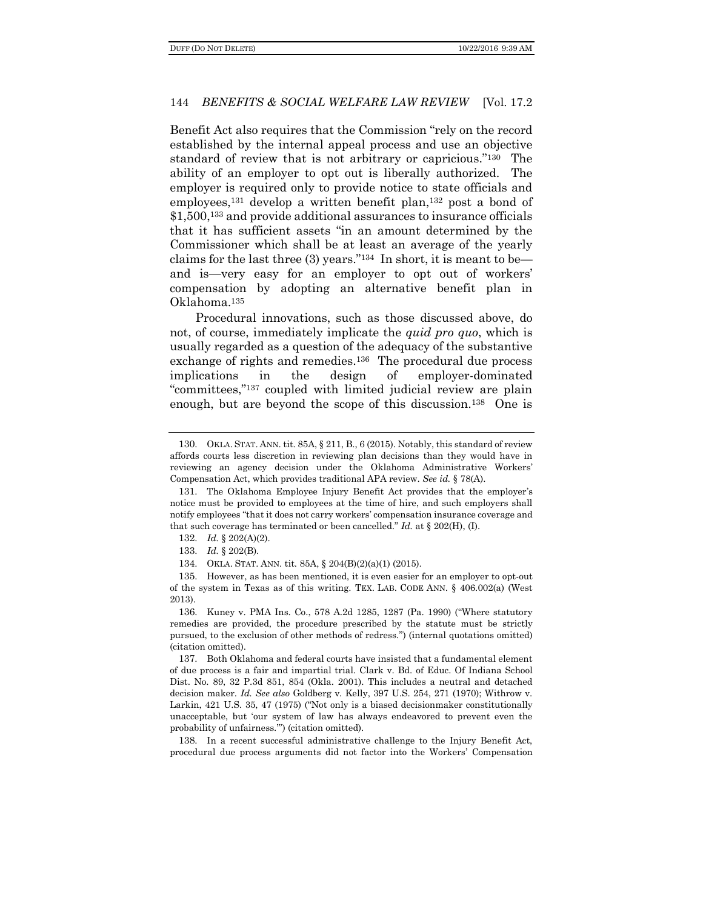Benefit Act also requires that the Commission "rely on the record established by the internal appeal process and use an objective standard of review that is not arbitrary or capricious."[130] The ability of an employer to opt out is liberally authorized. The employer is required only to provide notice to state officials and employees,[131] develop a written benefit plan,[132] post a bond of $1,500,[133] and provide additional assurances to insurance officials that it has sufficient assets "in an amount determined by the Commissioner which shall be at least an average of the yearly claims for the last three (3) years."[134] In short, it is meant to be—and is—very easy for an employer to opt out of workers' compensation by adopting an alternative benefit plan in Oklahoma.[135]

Procedural innovations, such as those discussed above, do not, of course, immediately implicate the *quid pro quo*, which is usually regarded as a question of the adequacy of the substantive exchange of rights and remedies.[136] The procedural due process implications in the design of employer-dominated "committees,"[137] coupled with limited judicial review are plain enough, but are beyond the scope of this discussion.[138] One is

---

130. OKLA. STAT. ANN. tit. 85A, § 211, B., 6 (2015). Notably, this standard of review affords courts less discretion in reviewing plan decisions than they would have in reviewing an agency decision under the Oklahoma Administrative Workers' Compensation Act, which provides traditional APA review. *See id.* § 78(A).

131. The Oklahoma Employee Injury Benefit Act provides that the employer's notice must be provided to employees at the time of hire, and such employers shall notify employees "that it does not carry workers' compensation insurance coverage and that such coverage has terminated or been cancelled." *Id.* at § 202(H), (I).

132. *Id.* § 202(A)(2).

133. *Id.* § 202(B).

134. OKLA. STAT. ANN. tit. 85A, § 204(B)(2)(a)(1) (2015).

135. However, as has been mentioned, it is even easier for an employer to opt-out of the system in Texas as of this writing. TEX. LAB. CODE ANN. § 406.002(a) (West 2013).

136. Kuney v. PMA Ins. Co., 578 A.2d 1285, 1287 (Pa. 1990) ("Where statutory remedies are provided, the procedure prescribed by the statute must be strictly pursued, to the exclusion of other methods of redress.") (internal quotations omitted) (citation omitted).

137. Both Oklahoma and federal courts have insisted that a fundamental element of due process is a fair and impartial trial. Clark v. Bd. of Educ. Of Indiana School Dist. No. 89, 32 P.3d 851, 854 (Okla. 2001). This includes a neutral and detached decision maker. *Id. See also* Goldberg v. Kelly, 397 U.S. 254, 271 (1970); Withrow v. Larkin, 421 U.S. 35, 47 (1975) ("Not only is a biased decisionmaker constitutionally unacceptable, but 'our system of law has always endeavored to prevent even the probability of unfairness.'") (citation omitted).

138. In a recent successful administrative challenge to the Injury Benefit Act, procedural due process arguments did not factor into the Workers' Compensation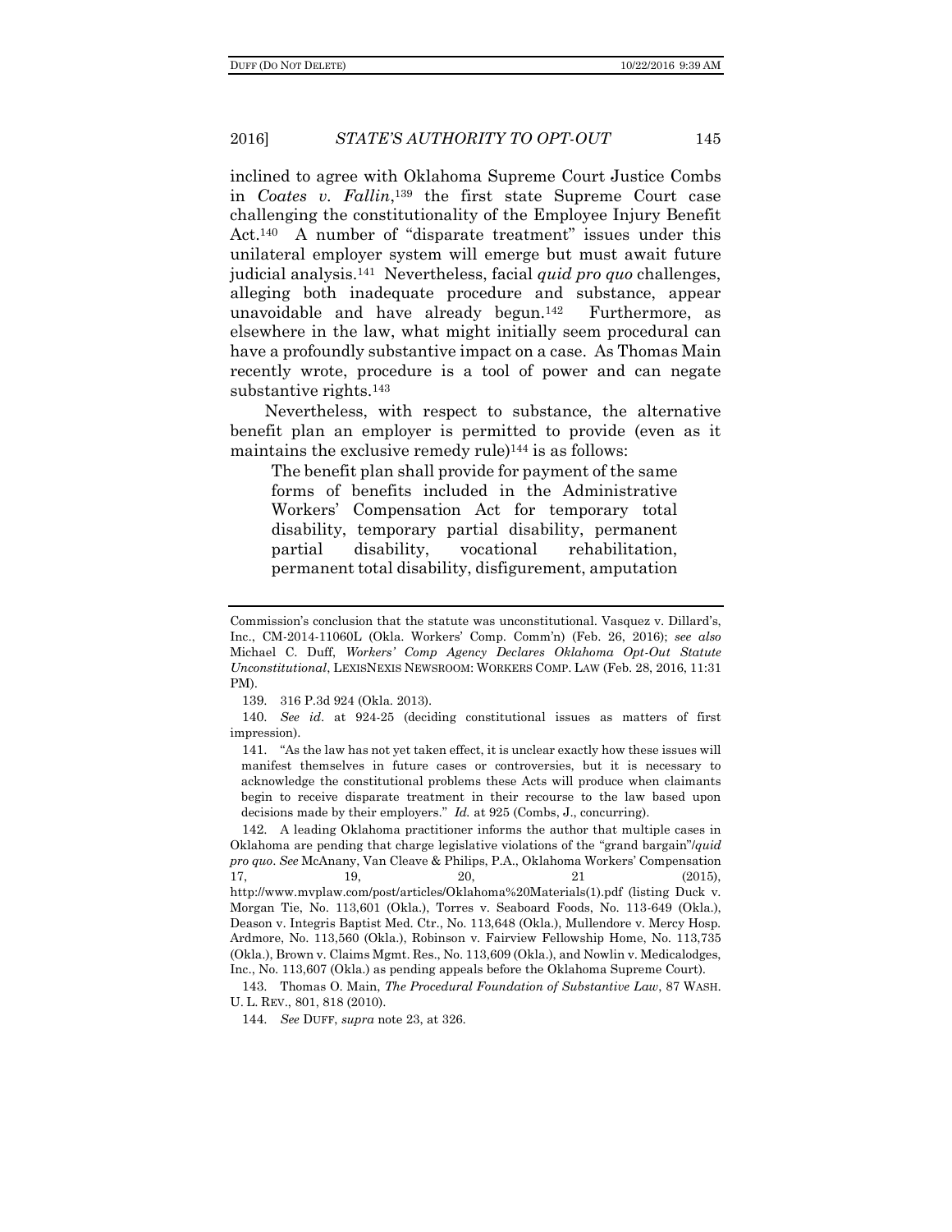inclined to agree with Oklahoma Supreme Court Justice Combs in *Coates v. Fallin*,[139] the first state Supreme Court case challenging the constitutionality of the Employee Injury Benefit Act.[140] A number of "disparate treatment" issues under this unilateral employer system will emerge but must await future judicial analysis.[141] Nevertheless, facial *quid pro quo* challenges, alleging both inadequate procedure and substance, appear unavoidable and have already begun.[142] Furthermore, as elsewhere in the law, what might initially seem procedural can have a profoundly substantive impact on a case. As Thomas Main recently wrote, procedure is a tool of power and can negate substantive rights.[143]

Nevertheless, with respect to substance, the alternative benefit plan an employer is permitted to provide (even as it maintains the exclusive remedy rule)[144] is as follows:

> The benefit plan shall provide for payment of the same forms of benefits included in the Administrative Workers' Compensation Act for temporary total disability, temporary partial disability, permanent partial disability, vocational rehabilitation, permanent total disability, disfigurement, amputation

---

Commission's conclusion that the statute was unconstitutional. Vasquez v. Dillard's, Inc., CM-2014-11060L (Okla. Workers' Comp. Comm'n) (Feb. 26, 2016); *see also* Michael C. Duff, *Workers' Comp Agency Declares Oklahoma Opt-Out Statute Unconstitutional*, LEXISNEXIS NEWSROOM: WORKERS COMP. LAW (Feb. 28, 2016, 11:31 PM).

139. 316 P.3d 924 (Okla. 2013).

140. *See id*. at 924-25 (deciding constitutional issues as matters of first impression).

141. "As the law has not yet taken effect, it is unclear exactly how these issues will manifest themselves in future cases or controversies, but it is necessary to acknowledge the constitutional problems these Acts will produce when claimants begin to receive disparate treatment in their recourse to the law based upon decisions made by their employers." *Id.* at 925 (Combs, J., concurring).

142. A leading Oklahoma practitioner informs the author that multiple cases in Oklahoma are pending that charge legislative violations of the "grand bargain"/*quid pro quo*. *See* McAnany, Van Cleave & Philips, P.A., Oklahoma Workers' Compensation 17, 19, 20, 21 (2015), http://www.mvplaw.com/post/articles/Oklahoma%20Materials(1).pdf (listing Duck v. Morgan Tie, No. 113,601 (Okla.), Torres v. Seaboard Foods, No. 113-649 (Okla.), Deason v. Integris Baptist Med. Ctr., No. 113,648 (Okla.), Mullendore v. Mercy Hosp. Ardmore, No. 113,560 (Okla.), Robinson v. Fairview Fellowship Home, No. 113,735 (Okla.), Brown v. Claims Mgmt. Res., No. 113,609 (Okla.), and Nowlin v. Medicalodges, Inc., No. 113,607 (Okla.) as pending appeals before the Oklahoma Supreme Court).

143. Thomas O. Main, *The Procedural Foundation of Substantive Law*, 87 WASH. U. L. REV., 801, 818 (2010).

144. *See* DUFF, *supra* note 23, at 326.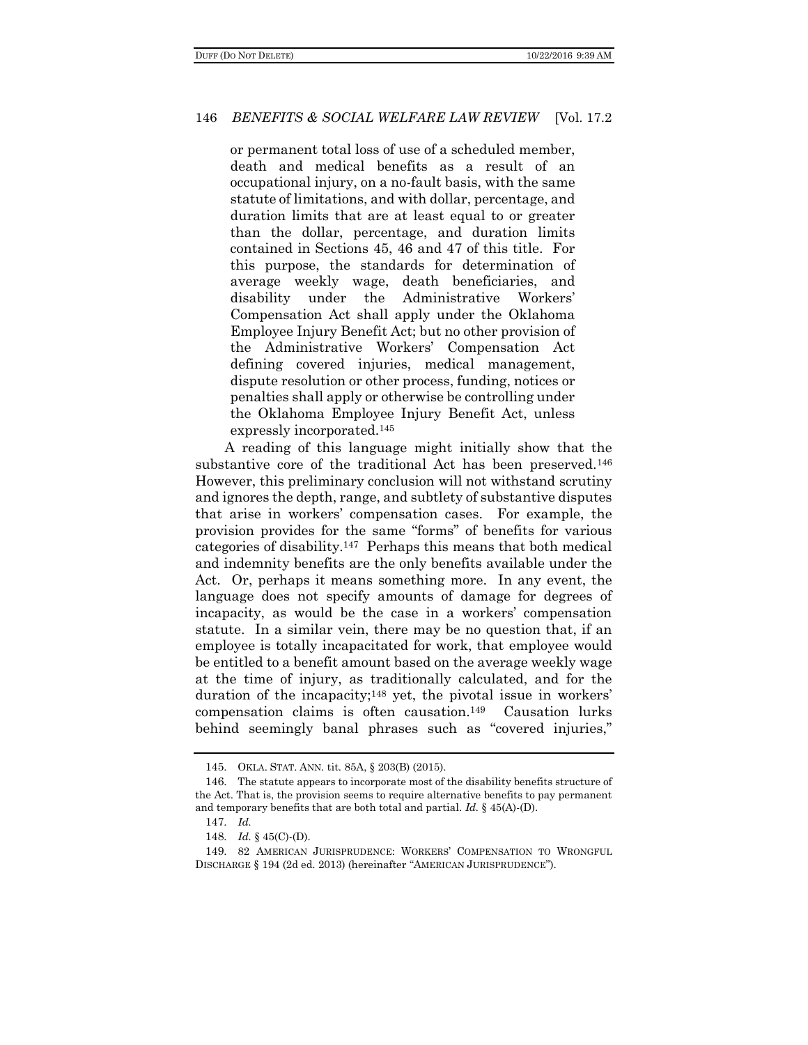> or permanent total loss of use of a scheduled member, death and medical benefits as a result of an occupational injury, on a no-fault basis, with the same statute of limitations, and with dollar, percentage, and duration limits that are at least equal to or greater than the dollar, percentage, and duration limits contained in Sections 45, 46 and 47 of this title. For this purpose, the standards for determination of average weekly wage, death beneficiaries, and disability under the Administrative Workers' Compensation Act shall apply under the Oklahoma Employee Injury Benefit Act; but no other provision of the Administrative Workers' Compensation Act defining covered injuries, medical management, dispute resolution or other process, funding, notices or penalties shall apply or otherwise be controlling under the Oklahoma Employee Injury Benefit Act, unless expressly incorporated.[145]

A reading of this language might initially show that the substantive core of the traditional Act has been preserved.[146] However, this preliminary conclusion will not withstand scrutiny and ignores the depth, range, and subtlety of substantive disputes that arise in workers' compensation cases. For example, the provision provides for the same "forms" of benefits for various categories of disability.[147] Perhaps this means that both medical and indemnity benefits are the only benefits available under the Act. Or, perhaps it means something more. In any event, the language does not specify amounts of damage for degrees of incapacity, as would be the case in a workers' compensation statute. In a similar vein, there may be no question that, if an employee is totally incapacitated for work, that employee would be entitled to a benefit amount based on the average weekly wage at the time of injury, as traditionally calculated, and for the duration of the incapacity;[148] yet, the pivotal issue in workers' compensation claims is often causation.[149] Causation lurks behind seemingly banal phrases such as "covered injuries,"

---

145. OKLA. STAT. ANN. tit. 85A, § 203(B) (2015).

146. The statute appears to incorporate most of the disability benefits structure of the Act. That is, the provision seems to require alternative benefits to pay permanent and temporary benefits that are both total and partial. *Id.* § 45(A)-(D).

147. *Id.*

148. *Id.* § 45(C)-(D).

149. 82 AMERICAN JURISPRUDENCE: WORKERS' COMPENSATION TO WRONGFUL DISCHARGE § 194 (2d ed. 2013) (hereinafter "AMERICAN JURISPRUDENCE").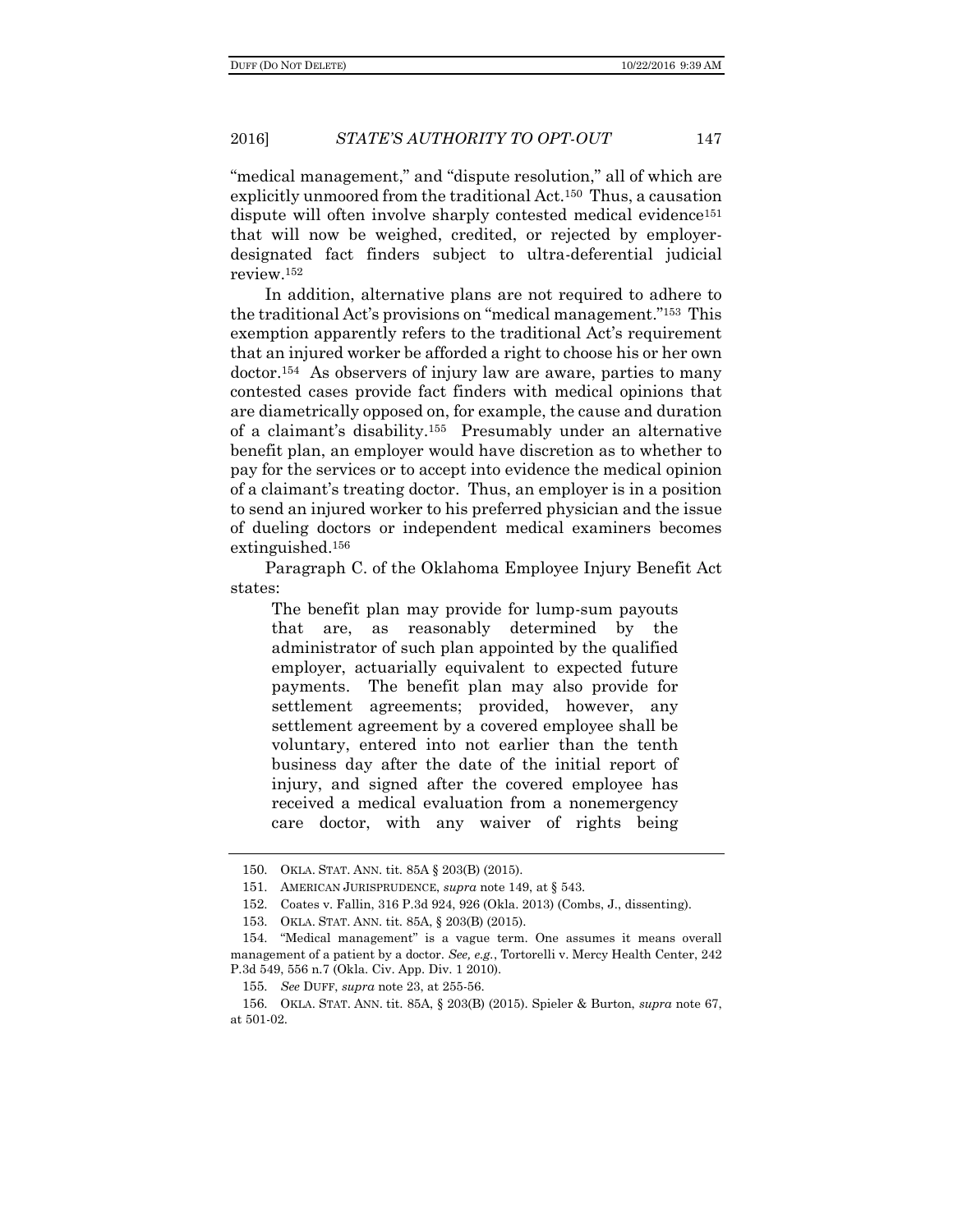"medical management," and "dispute resolution," all of which are explicitly unmoored from the traditional Act.[150] Thus, a causation dispute will often involve sharply contested medical evidence[151] that will now be weighed, credited, or rejected by employer-designated fact finders subject to ultra-deferential judicial review.[152]

In addition, alternative plans are not required to adhere to the traditional Act's provisions on "medical management."[153] This exemption apparently refers to the traditional Act's requirement that an injured worker be afforded a right to choose his or her own doctor.[154] As observers of injury law are aware, parties to many contested cases provide fact finders with medical opinions that are diametrically opposed on, for example, the cause and duration of a claimant's disability.[155] Presumably under an alternative benefit plan, an employer would have discretion as to whether to pay for the services or to accept into evidence the medical opinion of a claimant's treating doctor. Thus, an employer is in a position to send an injured worker to his preferred physician and the issue of dueling doctors or independent medical examiners becomes extinguished.[156]

Paragraph C. of the Oklahoma Employee Injury Benefit Act states:

> The benefit plan may provide for lump-sum payouts that are, as reasonably determined by the administrator of such plan appointed by the qualified employer, actuarially equivalent to expected future payments. The benefit plan may also provide for settlement agreements; provided, however, any settlement agreement by a covered employee shall be voluntary, entered into not earlier than the tenth business day after the date of the initial report of injury, and signed after the covered employee has received a medical evaluation from a nonemergency care doctor, with any waiver of rights being

---

150. OKLA. STAT. ANN. tit. 85A § 203(B) (2015).

151. AMERICAN JURISPRUDENCE, *supra* note 149, at § 543.

152. Coates v. Fallin, 316 P.3d 924, 926 (Okla. 2013) (Combs, J., dissenting).

153. OKLA. STAT. ANN. tit. 85A, § 203(B) (2015).

154. "Medical management" is a vague term. One assumes it means overall management of a patient by a doctor. *See, e.g.*, Tortorelli v. Mercy Health Center, 242 P.3d 549, 556 n.7 (Okla. Civ. App. Div. 1 2010).

155. *See* DUFF, *supra* note 23, at 255-56.

156. OKLA. STAT. ANN. tit. 85A, § 203(B) (2015). Spieler & Burton, *supra* note 67, at 501-02.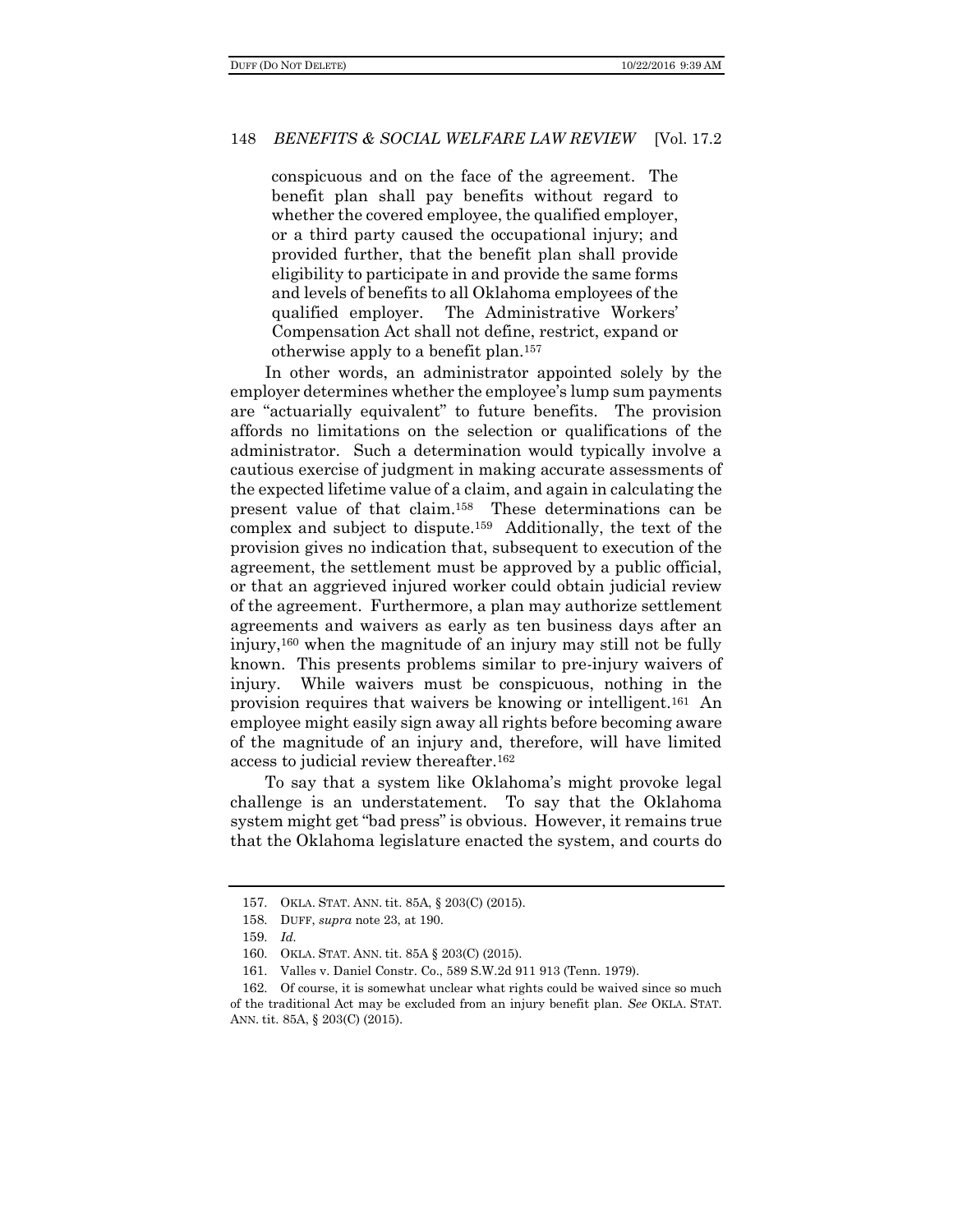> conspicuous and on the face of the agreement. The benefit plan shall pay benefits without regard to whether the covered employee, the qualified employer, or a third party caused the occupational injury; and provided further, that the benefit plan shall provide eligibility to participate in and provide the same forms and levels of benefits to all Oklahoma employees of the qualified employer. The Administrative Workers' Compensation Act shall not define, restrict, expand or otherwise apply to a benefit plan.[157]

In other words, an administrator appointed solely by the employer determines whether the employee's lump sum payments are "actuarially equivalent" to future benefits. The provision affords no limitations on the selection or qualifications of the administrator. Such a determination would typically involve a cautious exercise of judgment in making accurate assessments of the expected lifetime value of a claim, and again in calculating the present value of that claim.[158] These determinations can be complex and subject to dispute.[159] Additionally, the text of the provision gives no indication that, subsequent to execution of the agreement, the settlement must be approved by a public official, or that an aggrieved injured worker could obtain judicial review of the agreement. Furthermore, a plan may authorize settlement agreements and waivers as early as ten business days after an injury,[160] when the magnitude of an injury may still not be fully known. This presents problems similar to pre-injury waivers of injury. While waivers must be conspicuous, nothing in the provision requires that waivers be knowing or intelligent.[161] An employee might easily sign away all rights before becoming aware of the magnitude of an injury and, therefore, will have limited access to judicial review thereafter.[162]

To say that a system like Oklahoma's might provoke legal challenge is an understatement. To say that the Oklahoma system might get "bad press" is obvious. However, it remains true that the Oklahoma legislature enacted the system, and courts do

---

157. OKLA. STAT. ANN. tit. 85A, § 203(C) (2015).

158. DUFF, *supra* note 23, at 190.

159. *Id.*

160. OKLA. STAT. ANN. tit. 85A § 203(C) (2015).

161. Valles v. Daniel Constr. Co., 589 S.W.2d 911 913 (Tenn. 1979).

162. Of course, it is somewhat unclear what rights could be waived since so much of the traditional Act may be excluded from an injury benefit plan. *See* OKLA. STAT. ANN. tit. 85A, § 203(C) (2015).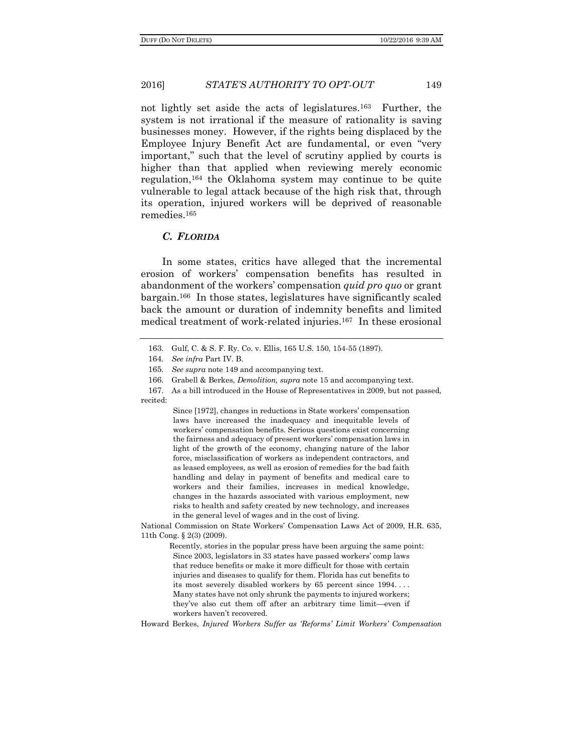not lightly set aside the acts of legislatures.[163] Further, the system is not irrational if the measure of rationality is saving businesses money. However, if the rights being displaced by the Employee Injury Benefit Act are fundamental, or even "very important," such that the level of scrutiny applied by courts is higher than that applied when reviewing merely economic regulation,[164] the Oklahoma system may continue to be quite vulnerable to legal attack because of the high risk that, through its operation, injured workers will be deprived of reasonable remedies.[165]

### *C. FLORIDA*

In some states, critics have alleged that the incremental erosion of workers' compensation benefits has resulted in abandonment of the workers' compensation *quid pro quo* or grant bargain.[166] In those states, legislatures have significantly scaled back the amount or duration of indemnity benefits and limited medical treatment of work-related injuries.[167] In these erosional

---

163. Gulf, C. & S. F. Ry. Co. v. Ellis, 165 U.S. 150, 154-55 (1897).

164. *See infra* Part IV. B.

165. *See supra* note 149 and accompanying text.

166. Grabell & Berkes, *Demolition, supra* note 15 and accompanying text.

167. As a bill introduced in the House of Representatives in 2009, but not passed, recited:

> Since [1972], changes in reductions in State workers' compensation laws have increased the inadequacy and inequitable levels of workers' compensation benefits. Serious questions exist concerning the fairness and adequacy of present workers' compensation laws in light of the growth of the economy, changing nature of the labor force, misclassification of workers as independent contractors, and as leased employees, as well as erosion of remedies for the bad faith handling and delay in payment of benefits and medical care to workers and their families, increases in medical knowledge, changes in the hazards associated with various employment, new risks to health and safety created by new technology, and increases in the general level of wages and in the cost of living.

National Commission on State Workers' Compensation Laws Act of 2009, H.R. 635, 11th Cong. § 2(3) (2009).

Recently, stories in the popular press have been arguing the same point:

> Since 2003, legislators in 33 states have passed workers' comp laws that reduce benefits or make it more difficult for those with certain injuries and diseases to qualify for them. Florida has cut benefits to its most severely disabled workers by 65 percent since 1994. . . . Many states have not only shrunk the payments to injured workers; they've also cut them off after an arbitrary time limit—even if workers haven't recovered.

Howard Berkes, *Injured Workers Suffer as 'Reforms' Limit Workers' Compensation*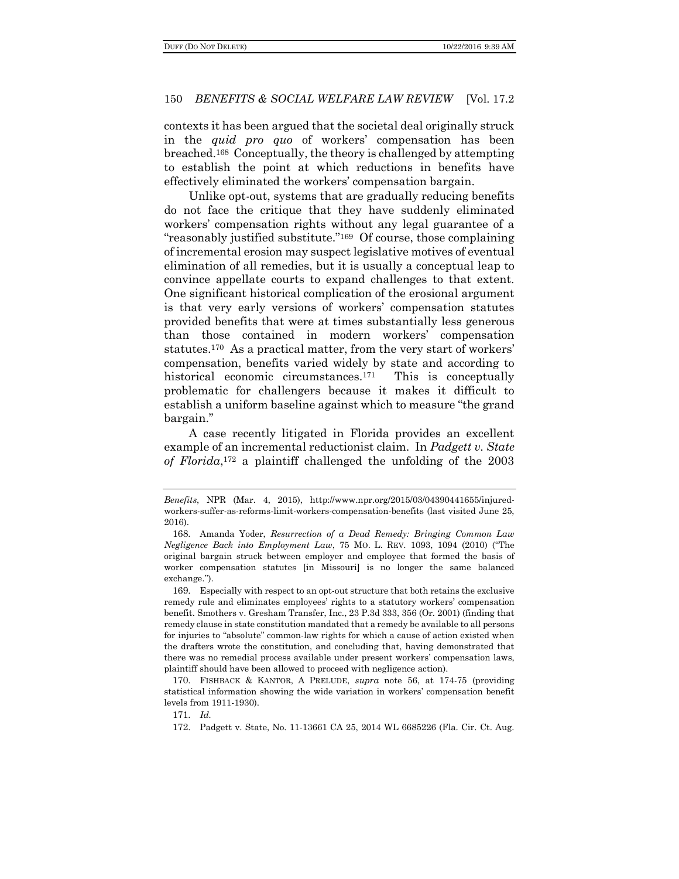contexts it has been argued that the societal deal originally struck in the *quid pro quo* of workers' compensation has been breached.[168] Conceptually, the theory is challenged by attempting to establish the point at which reductions in benefits have effectively eliminated the workers' compensation bargain.

Unlike opt-out, systems that are gradually reducing benefits do not face the critique that they have suddenly eliminated workers' compensation rights without any legal guarantee of a "reasonably justified substitute."[169] Of course, those complaining of incremental erosion may suspect legislative motives of eventual elimination of all remedies, but it is usually a conceptual leap to convince appellate courts to expand challenges to that extent. One significant historical complication of the erosional argument is that very early versions of workers' compensation statutes provided benefits that were at times substantially less generous than those contained in modern workers' compensation statutes.[170] As a practical matter, from the very start of workers' compensation, benefits varied widely by state and according to historical economic circumstances.[171] This is conceptually problematic for challengers because it makes it difficult to establish a uniform baseline against which to measure "the grand bargain."

A case recently litigated in Florida provides an excellent example of an incremental reductionist claim. In *Padgett v. State of Florida*,[172] a plaintiff challenged the unfolding of the 2003

---

*Benefits*, NPR (Mar. 4, 2015), http://www.npr.org/2015/03/04390441655/injured-workers-suffer-as-reforms-limit-workers-compensation-benefits (last visited June 25, 2016).

168. Amanda Yoder, *Resurrection of a Dead Remedy: Bringing Common Law Negligence Back into Employment Law*, 75 MO. L. REV. 1093, 1094 (2010) ("The original bargain struck between employer and employee that formed the basis of worker compensation statutes [in Missouri] is no longer the same balanced exchange.").

169. Especially with respect to an opt-out structure that both retains the exclusive remedy rule and eliminates employees' rights to a statutory workers' compensation benefit. Smothers v. Gresham Transfer, Inc., 23 P.3d 333, 356 (Or. 2001) (finding that remedy clause in state constitution mandated that a remedy be available to all persons for injuries to "absolute" common-law rights for which a cause of action existed when the drafters wrote the constitution, and concluding that, having demonstrated that there was no remedial process available under present workers' compensation laws, plaintiff should have been allowed to proceed with negligence action).

170. FISHBACK & KANTOR, A PRELUDE, *supra* note 56, at 174-75 (providing statistical information showing the wide variation in workers' compensation benefit levels from 1911-1930).

171. *Id.*

172. Padgett v. State, No. 11-13661 CA 25, 2014 WL 6685226 (Fla. Cir. Ct. Aug.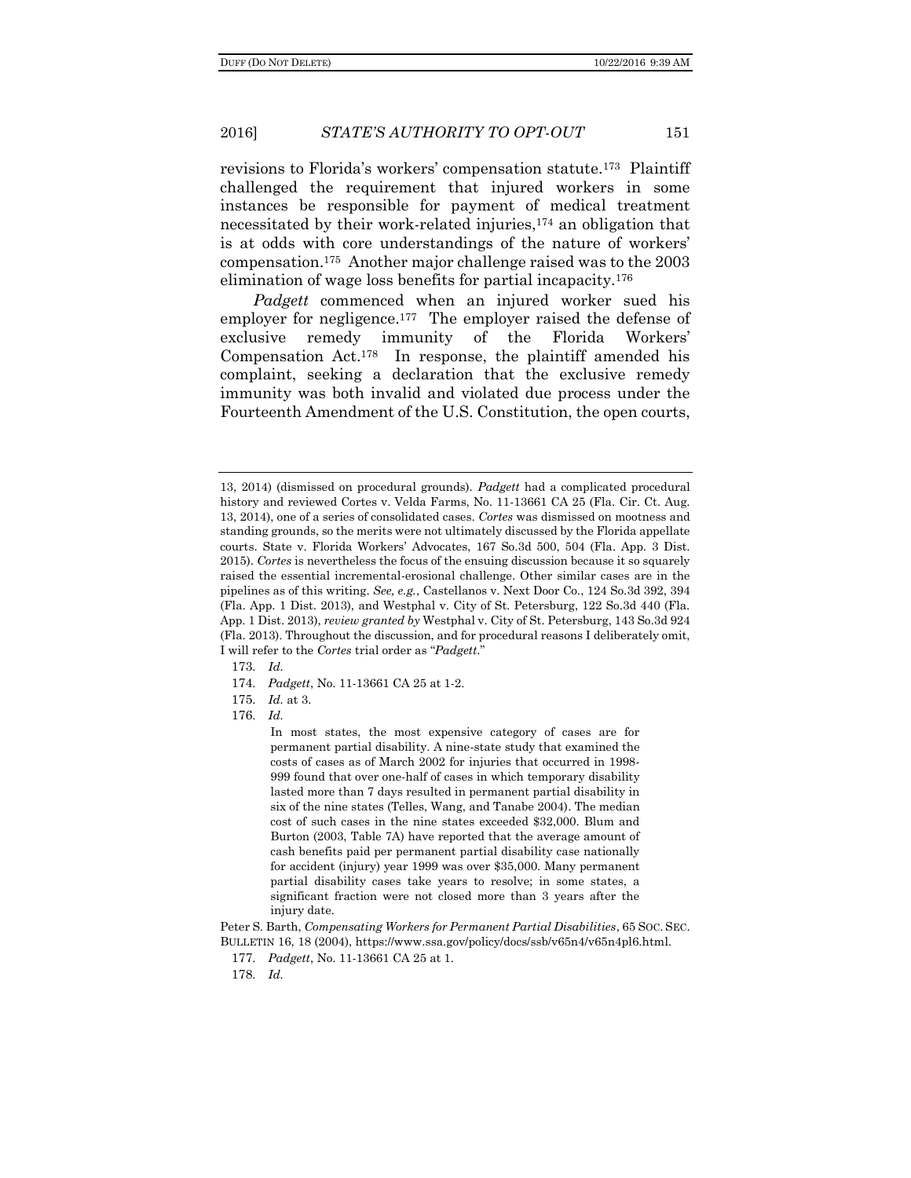revisions to Florida's workers' compensation statute.[173] Plaintiff challenged the requirement that injured workers in some instances be responsible for payment of medical treatment necessitated by their work-related injuries,[174] an obligation that is at odds with core understandings of the nature of workers' compensation.[175] Another major challenge raised was to the 2003 elimination of wage loss benefits for partial incapacity.[176]

*Padgett* commenced when an injured worker sued his employer for negligence.[177] The employer raised the defense of exclusive remedy immunity of the Florida Workers' Compensation Act.[178] In response, the plaintiff amended his complaint, seeking a declaration that the exclusive remedy immunity was both invalid and violated due process under the Fourteenth Amendment of the U.S. Constitution, the open courts,

---

13, 2014) (dismissed on procedural grounds). *Padgett* had a complicated procedural history and reviewed Cortes v. Velda Farms, No. 11-13661 CA 25 (Fla. Cir. Ct. Aug. 13, 2014), one of a series of consolidated cases. *Cortes* was dismissed on mootness and standing grounds, so the merits were not ultimately discussed by the Florida appellate courts. State v. Florida Workers' Advocates, 167 So.3d 500, 504 (Fla. App. 3 Dist. 2015). *Cortes* is nevertheless the focus of the ensuing discussion because it so squarely raised the essential incremental-erosional challenge. Other similar cases are in the pipelines as of this writing. *See, e.g.*, Castellanos v. Next Door Co., 124 So.3d 392, 394 (Fla. App. 1 Dist. 2013), and Westphal v. City of St. Petersburg, 122 So.3d 440 (Fla. App. 1 Dist. 2013), *review granted by* Westphal v. City of St. Petersburg, 143 So.3d 924 (Fla. 2013). Throughout the discussion, and for procedural reasons I deliberately omit, I will refer to the *Cortes* trial order as "*Padgett*."

173. *Id.*

174. *Padgett*, No. 11-13661 CA 25 at 1-2.

175. *Id.* at 3.

176. *Id.*

> In most states, the most expensive category of cases are for permanent partial disability. A nine-state study that examined the costs of cases as of March 2002 for injuries that occurred in 1998-999 found that over one-half of cases in which temporary disability lasted more than 7 days resulted in permanent partial disability in six of the nine states (Telles, Wang, and Tanabe 2004). The median cost of such cases in the nine states exceeded $32,000. Blum and Burton (2003, Table 7A) have reported that the average amount of cash benefits paid per permanent partial disability case nationally for accident (injury) year 1999 was over $35,000. Many permanent partial disability cases take years to resolve; in some states, a significant fraction were not closed more than 3 years after the injury date.

Peter S. Barth, *Compensating Workers for Permanent Partial Disabilities*, 65 SOC. SEC. BULLETIN 16, 18 (2004), https://www.ssa.gov/policy/docs/ssb/v65n4/v65n4p16.html.

177. *Padgett*, No. 11-13661 CA 25 at 1.

178. *Id.*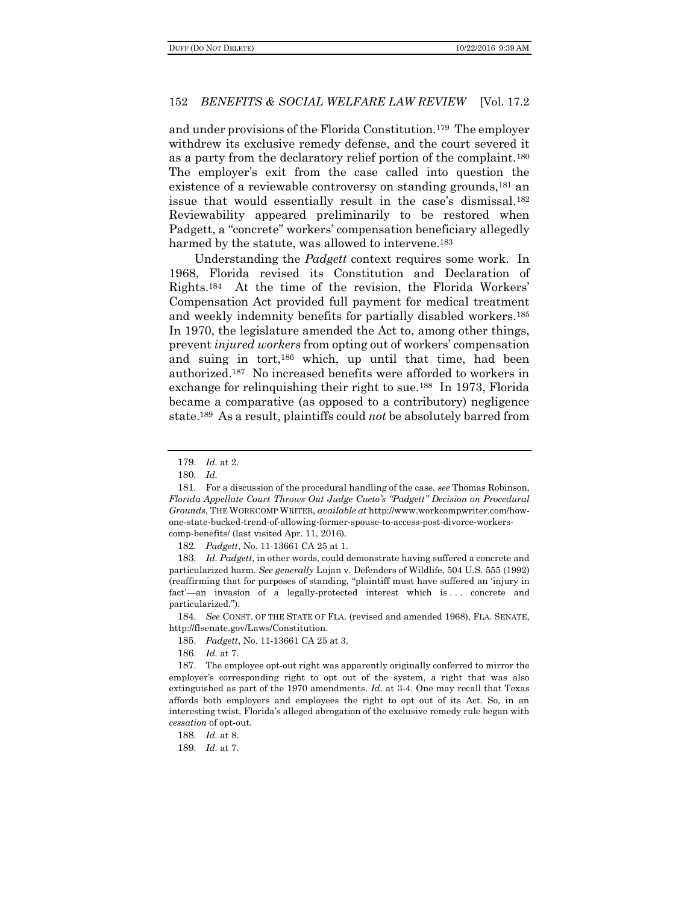and under provisions of the Florida Constitution.[179] The employer withdrew its exclusive remedy defense, and the court severed it as a party from the declaratory relief portion of the complaint.[180] The employer's exit from the case called into question the existence of a reviewable controversy on standing grounds,[181] an issue that would essentially result in the case's dismissal.[182] Reviewability appeared preliminarily to be restored when Padgett, a "concrete" workers' compensation beneficiary allegedly harmed by the statute, was allowed to intervene.[183]

Understanding the *Padgett* context requires some work. In 1968, Florida revised its Constitution and Declaration of Rights.[184] At the time of the revision, the Florida Workers' Compensation Act provided full payment for medical treatment and weekly indemnity benefits for partially disabled workers.[185] In 1970, the legislature amended the Act to, among other things, prevent *injured workers* from opting out of workers' compensation and suing in tort,[186] which, up until that time, had been authorized.[187] No increased benefits were afforded to workers in exchange for relinquishing their right to sue.[188] In 1973, Florida became a comparative (as opposed to a contributory) negligence state.[189] As a result, plaintiffs could *not* be absolutely barred from

---

179. *Id.* at 2.

180. *Id.*

181. For a discussion of the procedural handling of the case, *see* Thomas Robinson, *Florida Appellate Court Throws Out Judge Cueto's "Padgett" Decision on Procedural Grounds*, THE WORKCOMP WRITER, *available at* http://www.workcompwriter.com/how-one-state-bucked-trend-of-allowing-former-spouse-to-access-post-divorce-workers-comp-benefits/ (last visited Apr. 11, 2016).

182. *Padgett*, No. 11-13661 CA 25 at 1.

183. *Id. Padgett*, in other words, could demonstrate having suffered a concrete and particularized harm. *See generally* Lujan v. Defenders of Wildlife, 504 U.S. 555 (1992) (reaffirming that for purposes of standing, "plaintiff must have suffered an 'injury in fact'—an invasion of a legally-protected interest which is . . . concrete and particularized.").

184. *See* CONST. OF THE STATE OF FLA. (revised and amended 1968), FLA. SENATE, http://flsenate.gov/Laws/Constitution.

185. *Padgett*, No. 11-13661 CA 25 at 3.

186. *Id.* at 7.

187. The employee opt-out right was apparently originally conferred to mirror the employer's corresponding right to opt out of the system, a right that was also extinguished as part of the 1970 amendments. *Id.* at 3-4. One may recall that Texas affords both employers and employees the right to opt out of its Act. So, in an interesting twist, Florida's alleged abrogation of the exclusive remedy rule began with *cessation* of opt-out.

188. *Id.* at 8.

189. *Id.* at 7.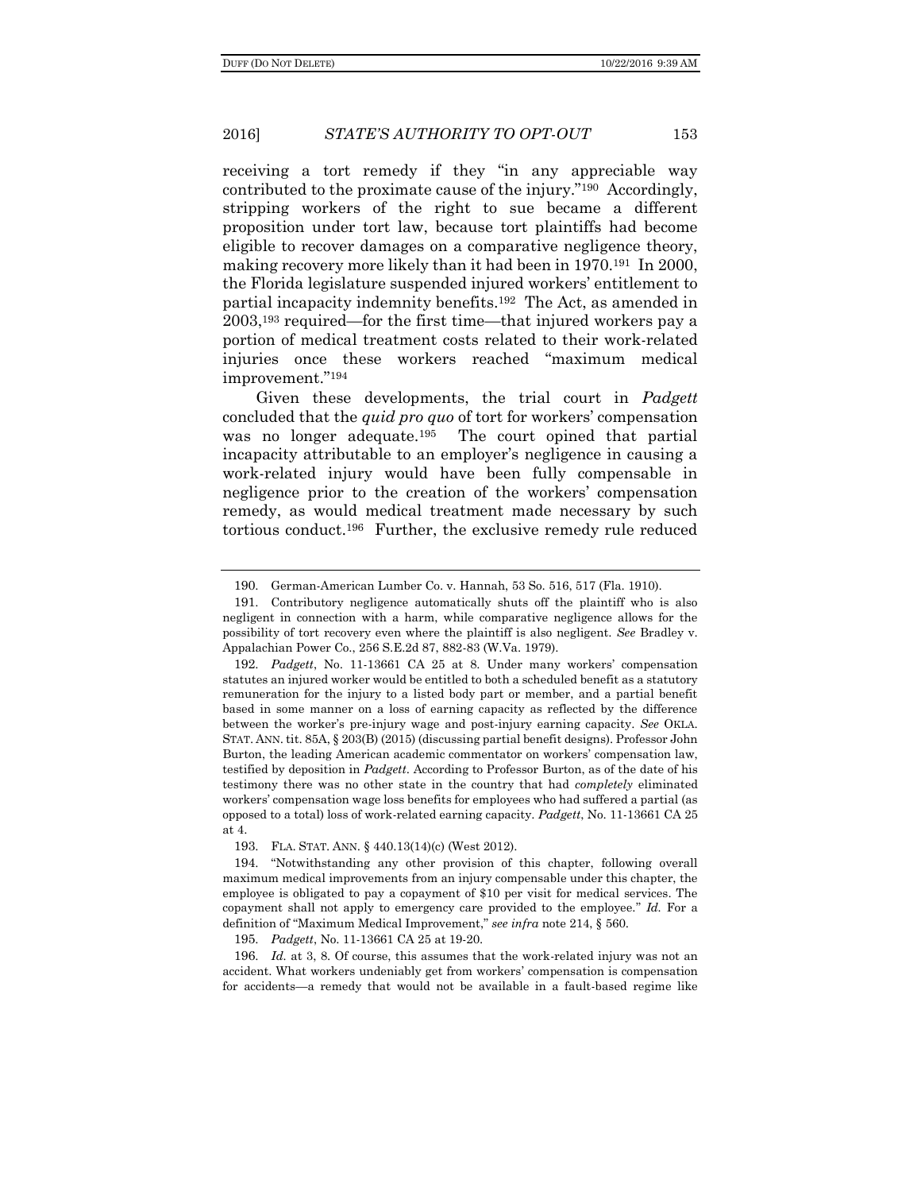receiving a tort remedy if they "in any appreciable way contributed to the proximate cause of the injury."[190] Accordingly, stripping workers of the right to sue became a different proposition under tort law, because tort plaintiffs had become eligible to recover damages on a comparative negligence theory, making recovery more likely than it had been in 1970.[191] In 2000, the Florida legislature suspended injured workers' entitlement to partial incapacity indemnity benefits.[192] The Act, as amended in 2003,[193] required—for the first time—that injured workers pay a portion of medical treatment costs related to their work-related injuries once these workers reached "maximum medical improvement."[194]

Given these developments, the trial court in *Padgett* concluded that the *quid pro quo* of tort for workers' compensation was no longer adequate.[195] The court opined that partial incapacity attributable to an employer's negligence in causing a work-related injury would have been fully compensable in negligence prior to the creation of the workers' compensation remedy, as would medical treatment made necessary by such tortious conduct.[196] Further, the exclusive remedy rule reduced

---

190. German-American Lumber Co. v. Hannah, 53 So. 516, 517 (Fla. 1910).

191. Contributory negligence automatically shuts off the plaintiff who is also negligent in connection with a harm, while comparative negligence allows for the possibility of tort recovery even where the plaintiff is also negligent. *See* Bradley v. Appalachian Power Co., 256 S.E.2d 87, 882-83 (W.Va. 1979).

192. *Padgett*, No. 11-13661 CA 25 at 8. Under many workers' compensation statutes an injured worker would be entitled to both a scheduled benefit as a statutory remuneration for the injury to a listed body part or member, and a partial benefit based in some manner on a loss of earning capacity as reflected by the difference between the worker's pre-injury wage and post-injury earning capacity. *See* OKLA. STAT. ANN. tit. 85A, § 203(B) (2015) (discussing partial benefit designs). Professor John Burton, the leading American academic commentator on workers' compensation law, testified by deposition in *Padgett*. According to Professor Burton, as of the date of his testimony there was no other state in the country that had *completely* eliminated workers' compensation wage loss benefits for employees who had suffered a partial (as opposed to a total) loss of work-related earning capacity. *Padgett*, No. 11-13661 CA 25 at 4.

193. FLA. STAT. ANN. § 440.13(14)(c) (West 2012).

194. "Notwithstanding any other provision of this chapter, following overall maximum medical improvements from an injury compensable under this chapter, the employee is obligated to pay a copayment of $10 per visit for medical services. The copayment shall not apply to emergency care provided to the employee." *Id.* For a definition of "Maximum Medical Improvement," *see infra* note 214, § 560.

195. *Padgett*, No. 11-13661 CA 25 at 19-20.

196. *Id.* at 3, 8. Of course, this assumes that the work-related injury was not an accident. What workers undeniably get from workers' compensation is compensation for accidents—a remedy that would not be available in a fault-based regime like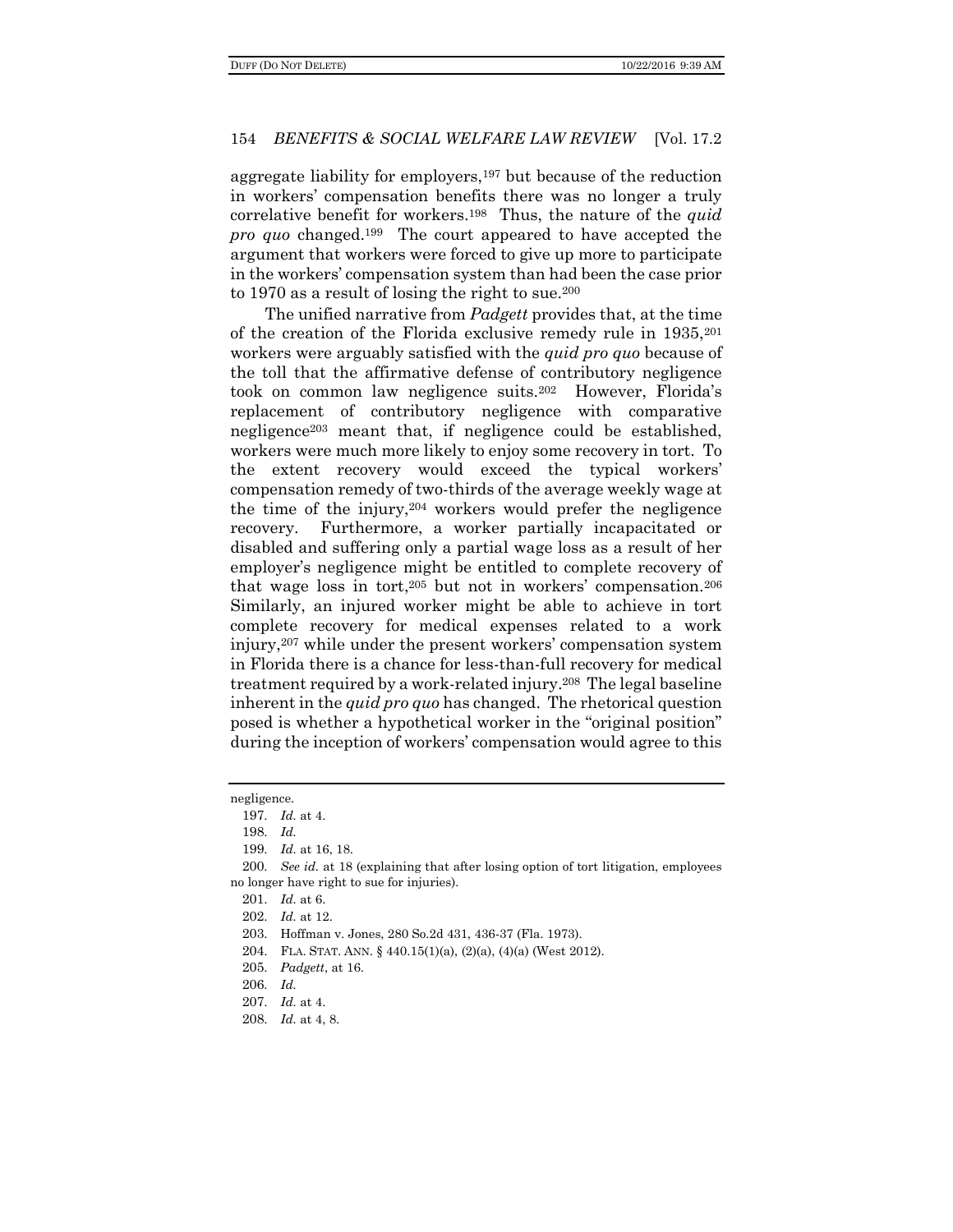aggregate liability for employers,[197] but because of the reduction in workers' compensation benefits there was no longer a truly correlative benefit for workers.[198] Thus, the nature of the *quid pro quo* changed.[199] The court appeared to have accepted the argument that workers were forced to give up more to participate in the workers' compensation system than had been the case prior to 1970 as a result of losing the right to sue.[200]

The unified narrative from *Padgett* provides that, at the time of the creation of the Florida exclusive remedy rule in 1935,[201] workers were arguably satisfied with the *quid pro quo* because of the toll that the affirmative defense of contributory negligence took on common law negligence suits.[202] However, Florida's replacement of contributory negligence with comparative negligence[203] meant that, if negligence could be established, workers were much more likely to enjoy some recovery in tort. To the extent recovery would exceed the typical workers' compensation remedy of two-thirds of the average weekly wage at the time of the injury,[204] workers would prefer the negligence recovery. Furthermore, a worker partially incapacitated or disabled and suffering only a partial wage loss as a result of her employer's negligence might be entitled to complete recovery of that wage loss in tort,[205] but not in workers' compensation.[206] Similarly, an injured worker might be able to achieve in tort complete recovery for medical expenses related to a work injury,[207] while under the present workers' compensation system in Florida there is a chance for less-than-full recovery for medical treatment required by a work-related injury.[208] The legal baseline inherent in the *quid pro quo* has changed. The rhetorical question posed is whether a hypothetical worker in the "original position" during the inception of workers' compensation would agree to this

---

negligence.

197. *Id.* at 4.

198. *Id.*

199. *Id.* at 16, 18.

200. *See id.* at 18 (explaining that after losing option of tort litigation, employees no longer have right to sue for injuries).

201. *Id.* at 6.

202. *Id.* at 12.

203. Hoffman v. Jones, 280 So.2d 431, 436-37 (Fla. 1973).

204. FLA. STAT. ANN. § 440.15(1)(a), (2)(a), (4)(a) (West 2012).

205. *Padgett*, at 16.

206. *Id.*

207. *Id.* at 4.

208. *Id.* at 4, 8.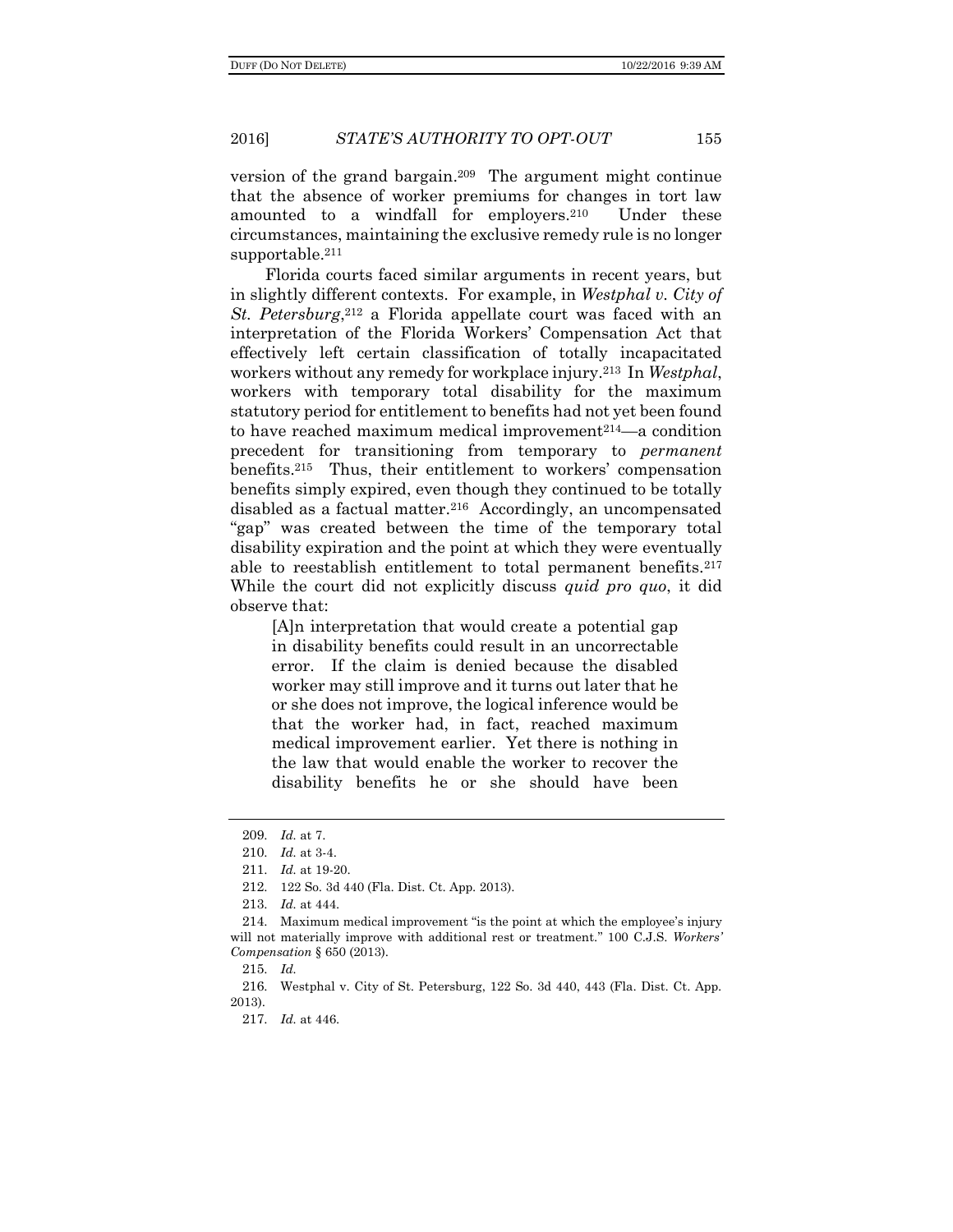version of the grand bargain.[209] The argument might continue that the absence of worker premiums for changes in tort law amounted to a windfall for employers.[210] Under these circumstances, maintaining the exclusive remedy rule is no longer supportable.[211]

Florida courts faced similar arguments in recent years, but in slightly different contexts. For example, in *Westphal v. City of St. Petersburg*,[212] a Florida appellate court was faced with an interpretation of the Florida Workers' Compensation Act that effectively left certain classification of totally incapacitated workers without any remedy for workplace injury.[213] In *Westphal*, workers with temporary total disability for the maximum statutory period for entitlement to benefits had not yet been found to have reached maximum medical improvement[214]—a condition precedent for transitioning from temporary to *permanent* benefits.[215] Thus, their entitlement to workers' compensation benefits simply expired, even though they continued to be totally disabled as a factual matter.[216] Accordingly, an uncompensated "gap" was created between the time of the temporary total disability expiration and the point at which they were eventually able to reestablish entitlement to total permanent benefits.[217] While the court did not explicitly discuss *quid pro quo*, it did observe that:

> [A]n interpretation that would create a potential gap in disability benefits could result in an uncorrectable error. If the claim is denied because the disabled worker may still improve and it turns out later that he or she does not improve, the logical inference would be that the worker had, in fact, reached maximum medical improvement earlier. Yet there is nothing in the law that would enable the worker to recover the disability benefits he or she should have been

---

209. *Id.* at 7.

210. *Id.* at 3-4.

211. *Id.* at 19-20.

212. 122 So. 3d 440 (Fla. Dist. Ct. App. 2013).

213. *Id.* at 444.

214. Maximum medical improvement "is the point at which the employee's injury will not materially improve with additional rest or treatment." 100 C.J.S. *Workers' Compensation* § 650 (2013).

215. *Id.*

216. Westphal v. City of St. Petersburg, 122 So. 3d 440, 443 (Fla. Dist. Ct. App. 2013).

217. *Id.* at 446.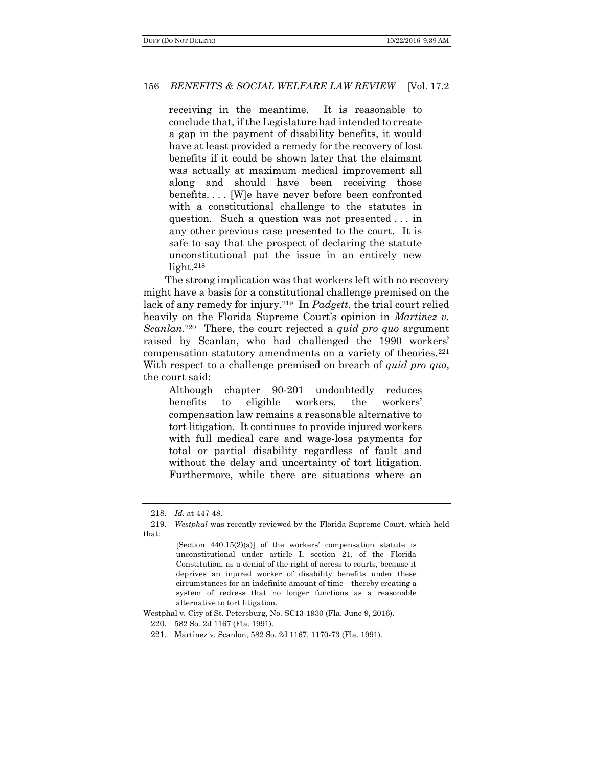> receiving in the meantime. It is reasonable to conclude that, if the Legislature had intended to create a gap in the payment of disability benefits, it would have at least provided a remedy for the recovery of lost benefits if it could be shown later that the claimant was actually at maximum medical improvement all along and should have been receiving those benefits. . . . [W]e have never before been confronted with a constitutional challenge to the statutes in question. Such a question was not presented . . . in any other previous case presented to the court. It is safe to say that the prospect of declaring the statute unconstitutional put the issue in an entirely new light.[218]

The strong implication was that workers left with no recovery might have a basis for a constitutional challenge premised on the lack of any remedy for injury.[219] In *Padgett*, the trial court relied heavily on the Florida Supreme Court's opinion in *Martinez v. Scanlan*.[220] There, the court rejected a *quid pro quo* argument raised by Scanlan, who had challenged the 1990 workers' compensation statutory amendments on a variety of theories.[221] With respect to a challenge premised on breach of *quid pro quo*, the court said:

> Although chapter 90-201 undoubtedly reduces benefits to eligible workers, the workers' compensation law remains a reasonable alternative to tort litigation. It continues to provide injured workers with full medical care and wage-loss payments for total or partial disability regardless of fault and without the delay and uncertainty of tort litigation. Furthermore, while there are situations where an

---

218. *Id.* at 447-48.

219. *Westphal* was recently reviewed by the Florida Supreme Court, which held that:

> [Section 440.15(2)(a)] of the workers' compensation statute is unconstitutional under article I, section 21, of the Florida Constitution, as a denial of the right of access to courts, because it deprives an injured worker of disability benefits under these circumstances for an indefinite amount of time—thereby creating a system of redress that no longer functions as a reasonable alternative to tort litigation.

Westphal v. City of St. Petersburg, No. SC13-1930 (Fla. June 9, 2016).

220. 582 So. 2d 1167 (Fla. 1991).

221. Martinez v. Scanlon, 582 So. 2d 1167, 1170-73 (Fla. 1991).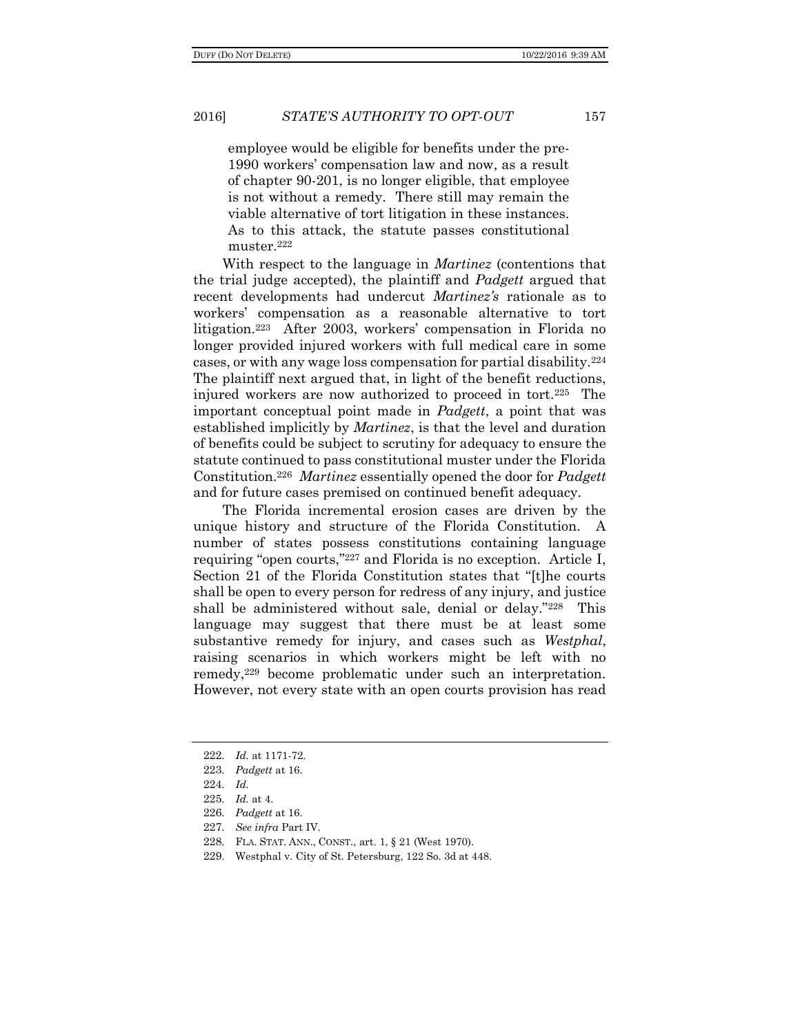> employee would be eligible for benefits under the pre-1990 workers' compensation law and now, as a result of chapter 90-201, is no longer eligible, that employee is not without a remedy. There still may remain the viable alternative of tort litigation in these instances. As to this attack, the statute passes constitutional muster.[222]

With respect to the language in *Martinez* (contentions that the trial judge accepted), the plaintiff and *Padgett* argued that recent developments had undercut *Martinez's* rationale as to workers' compensation as a reasonable alternative to tort litigation.[223] After 2003, workers' compensation in Florida no longer provided injured workers with full medical care in some cases, or with any wage loss compensation for partial disability.[224] The plaintiff next argued that, in light of the benefit reductions, injured workers are now authorized to proceed in tort.[225] The important conceptual point made in *Padgett*, a point that was established implicitly by *Martinez*, is that the level and duration of benefits could be subject to scrutiny for adequacy to ensure the statute continued to pass constitutional muster under the Florida Constitution.[226] *Martinez* essentially opened the door for *Padgett* and for future cases premised on continued benefit adequacy.

The Florida incremental erosion cases are driven by the unique history and structure of the Florida Constitution. A number of states possess constitutions containing language requiring "open courts,"[227] and Florida is no exception. Article I, Section 21 of the Florida Constitution states that "[t]he courts shall be open to every person for redress of any injury, and justice shall be administered without sale, denial or delay."[228] This language may suggest that there must be at least some substantive remedy for injury, and cases such as *Westphal*, raising scenarios in which workers might be left with no remedy,[229] become problematic under such an interpretation. However, not every state with an open courts provision has read

---

222. *Id.* at 1171-72.

223. *Padgett* at 16.

224. *Id.*

225. *Id.* at 4.

226. *Padgett* at 16.

227. *See infra* Part IV.

228. FLA. STAT. ANN., CONST., art. 1, § 21 (West 1970).

229. Westphal v. City of St. Petersburg, 122 So. 3d at 448.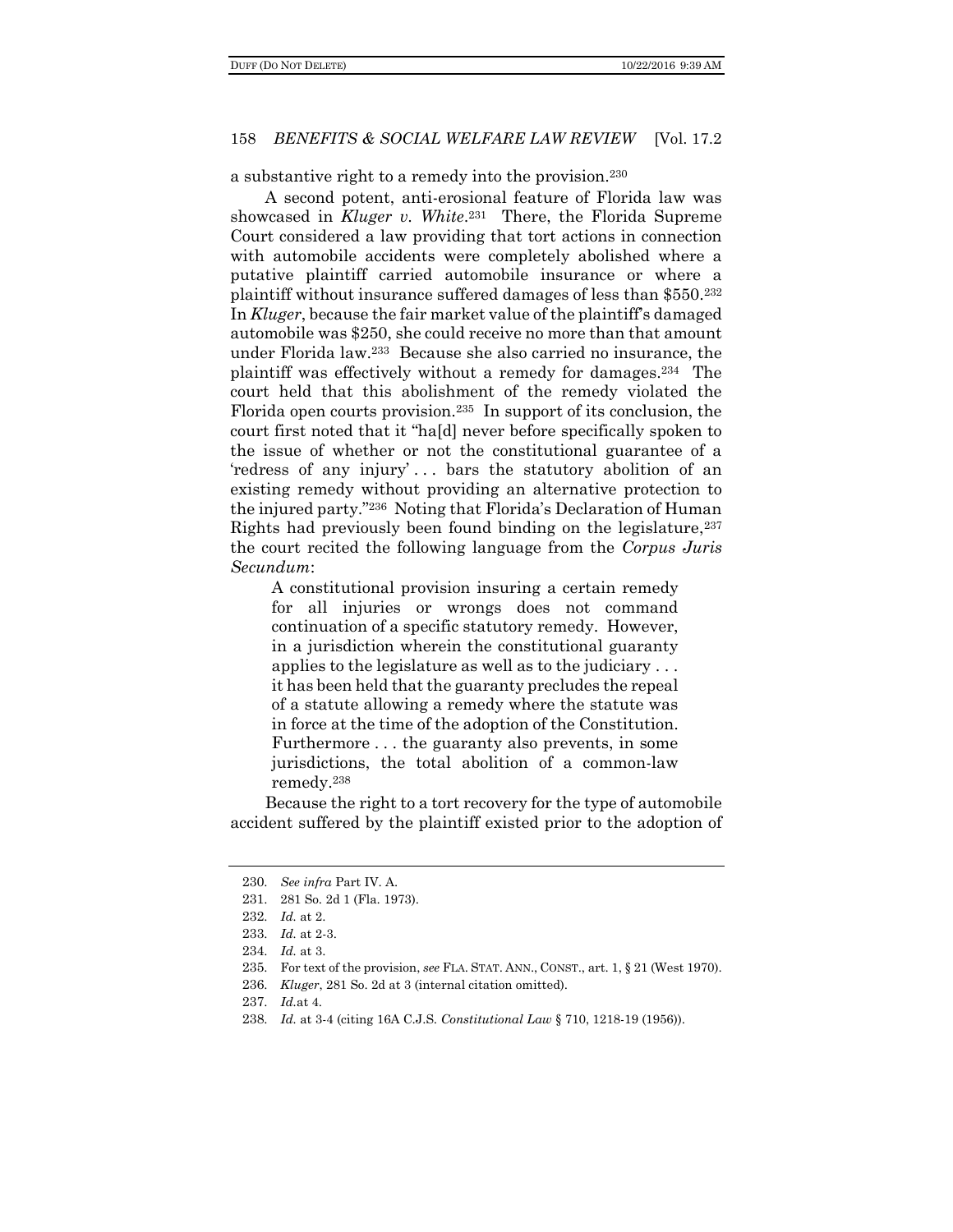a substantive right to a remedy into the provision.[230]

A second potent, anti-erosional feature of Florida law was showcased in *Kluger v. White*.[231] There, the Florida Supreme Court considered a law providing that tort actions in connection with automobile accidents were completely abolished where a putative plaintiff carried automobile insurance or where a plaintiff without insurance suffered damages of less than $550.[232] In *Kluger*, because the fair market value of the plaintiff's damaged automobile was $250, she could receive no more than that amount under Florida law.[233] Because she also carried no insurance, the plaintiff was effectively without a remedy for damages.[234] The court held that this abolishment of the remedy violated the Florida open courts provision.[235] In support of its conclusion, the court first noted that it "ha[d] never before specifically spoken to the issue of whether or not the constitutional guarantee of a 'redress of any injury' . . . bars the statutory abolition of an existing remedy without providing an alternative protection to the injured party."[236] Noting that Florida's Declaration of Human Rights had previously been found binding on the legislature,[237] the court recited the following language from the *Corpus Juris Secundum*:

> A constitutional provision insuring a certain remedy for all injuries or wrongs does not command continuation of a specific statutory remedy. However, in a jurisdiction wherein the constitutional guaranty applies to the legislature as well as to the judiciary . . . it has been held that the guaranty precludes the repeal of a statute allowing a remedy where the statute was in force at the time of the adoption of the Constitution. Furthermore . . . the guaranty also prevents, in some jurisdictions, the total abolition of a common-law remedy.[238]

Because the right to a tort recovery for the type of automobile accident suffered by the plaintiff existed prior to the adoption of

---

230. *See infra* Part IV. A.

231. 281 So. 2d 1 (Fla. 1973).

232. *Id.* at 2.

233. *Id.* at 2-3.

234. *Id.* at 3.

235. For text of the provision, *see* FLA. STAT. ANN., CONST., art. 1, § 21 (West 1970).

236. *Kluger*, 281 So. 2d at 3 (internal citation omitted).

237. *Id.*at 4.

238. *Id.* at 3-4 (citing 16A C.J.S. *Constitutional Law* § 710, 1218-19 (1956)).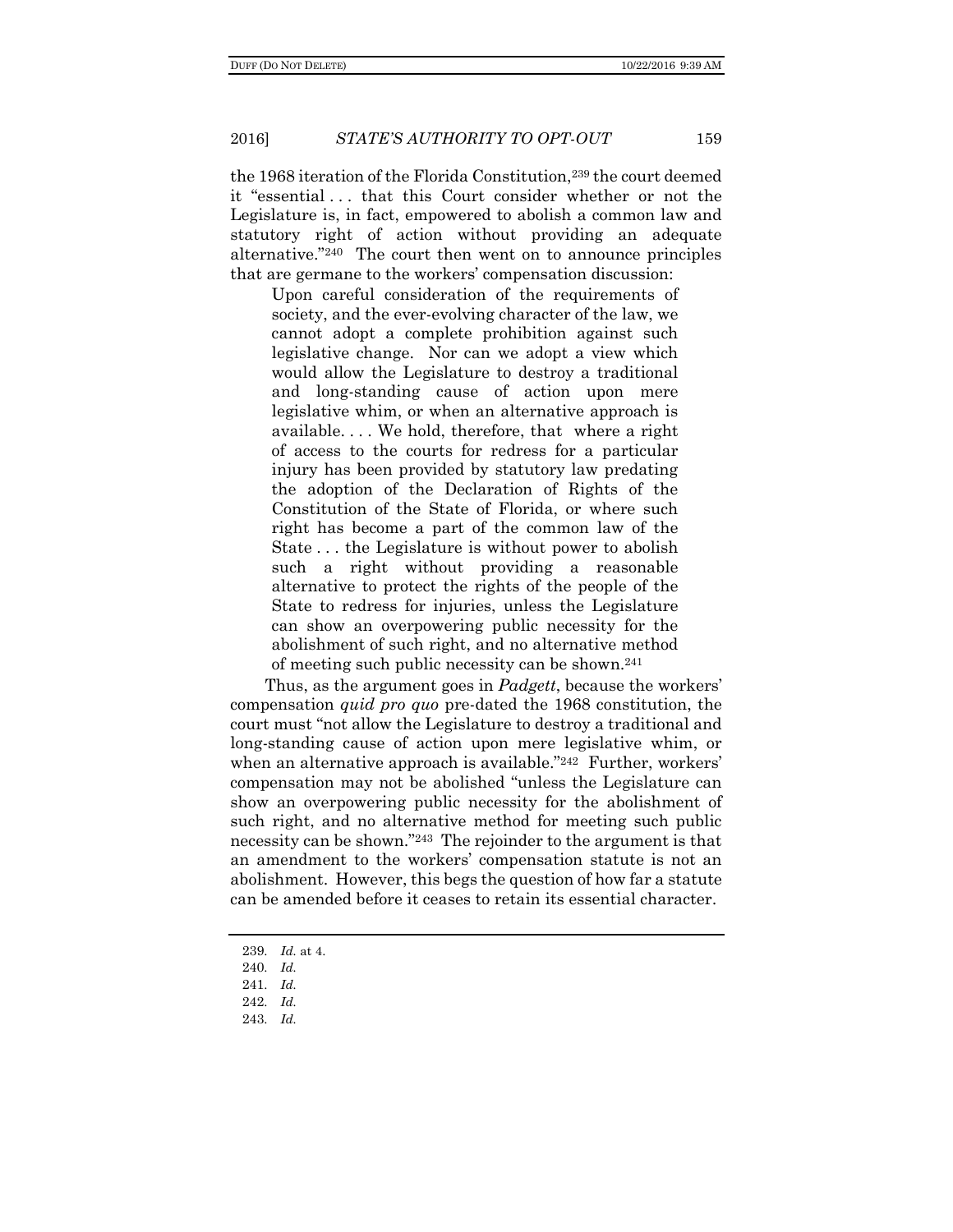the 1968 iteration of the Florida Constitution,[239] the court deemed it "essential . . . that this Court consider whether or not the Legislature is, in fact, empowered to abolish a common law and statutory right of action without providing an adequate alternative."[240] The court then went on to announce principles that are germane to the workers' compensation discussion:

> Upon careful consideration of the requirements of society, and the ever-evolving character of the law, we cannot adopt a complete prohibition against such legislative change. Nor can we adopt a view which would allow the Legislature to destroy a traditional and long-standing cause of action upon mere legislative whim, or when an alternative approach is available. . . . We hold, therefore, that where a right of access to the courts for redress for a particular injury has been provided by statutory law predating the adoption of the Declaration of Rights of the Constitution of the State of Florida, or where such right has become a part of the common law of the State . . . the Legislature is without power to abolish such a right without providing a reasonable alternative to protect the rights of the people of the State to redress for injuries, unless the Legislature can show an overpowering public necessity for the abolishment of such right, and no alternative method of meeting such public necessity can be shown.[241]

Thus, as the argument goes in *Padgett*, because the workers' compensation *quid pro quo* pre-dated the 1968 constitution, the court must "not allow the Legislature to destroy a traditional and long-standing cause of action upon mere legislative whim, or when an alternative approach is available."[242] Further, workers' compensation may not be abolished "unless the Legislature can show an overpowering public necessity for the abolishment of such right, and no alternative method for meeting such public necessity can be shown."[243] The rejoinder to the argument is that an amendment to the workers' compensation statute is not an abolishment. However, this begs the question of how far a statute can be amended before it ceases to retain its essential character.

239. *Id.* at 4.

240. *Id.*

241. *Id.*

242. *Id.*

243. *Id.*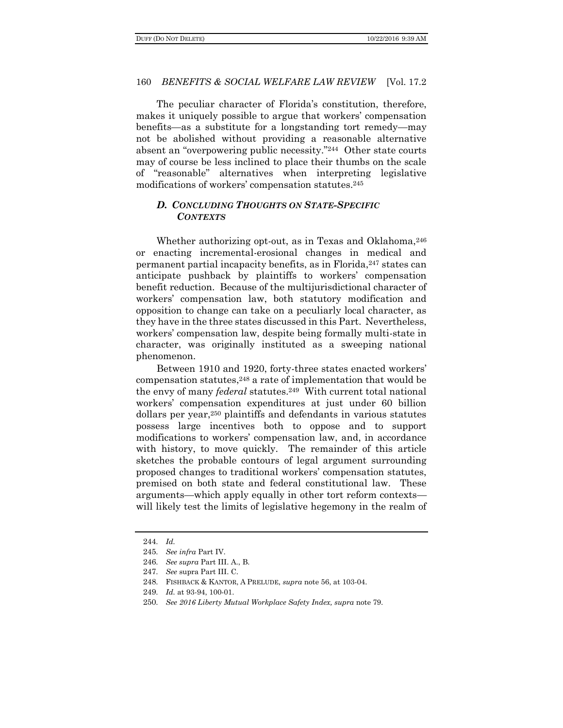The peculiar character of Florida's constitution, therefore, makes it uniquely possible to argue that workers' compensation benefits—as a substitute for a longstanding tort remedy—may not be abolished without providing a reasonable alternative absent an "overpowering public necessity."[244] Other state courts may of course be less inclined to place their thumbs on the scale of "reasonable" alternatives when interpreting legislative modifications of workers' compensation statutes.[245]

### *D. Concluding Thoughts on State-Specific Contexts*

Whether authorizing opt-out, as in Texas and Oklahoma,[246] or enacting incremental-erosional changes in medical and permanent partial incapacity benefits, as in Florida,[247] states can anticipate pushback by plaintiffs to workers' compensation benefit reduction. Because of the multijurisdictional character of workers' compensation law, both statutory modification and opposition to change can take on a peculiarly local character, as they have in the three states discussed in this Part. Nevertheless, workers' compensation law, despite being formally multi-state in character, was originally instituted as a sweeping national phenomenon.

Between 1910 and 1920, forty-three states enacted workers' compensation statutes,[248] a rate of implementation that would be the envy of many *federal* statutes.[249] With current total national workers' compensation expenditures at just under 60 billion dollars per year,[250] plaintiffs and defendants in various statutes possess large incentives both to oppose and to support modifications to workers' compensation law, and, in accordance with history, to move quickly. The remainder of this article sketches the probable contours of legal argument surrounding proposed changes to traditional workers' compensation statutes, premised on both state and federal constitutional law. These arguments—which apply equally in other tort reform contexts—will likely test the limits of legislative hegemony in the realm of

---

244. *Id.*

245. *See infra* Part IV.

246. *See supra* Part III. A., B.

247. *See* supra Part III. C.

248. FISHBACK & KANTOR, A PRELUDE, *supra* note 56, at 103-04.

249. *Id.* at 93-94, 100-01.

250. *See 2016 Liberty Mutual Workplace Safety Index, supra* note 79.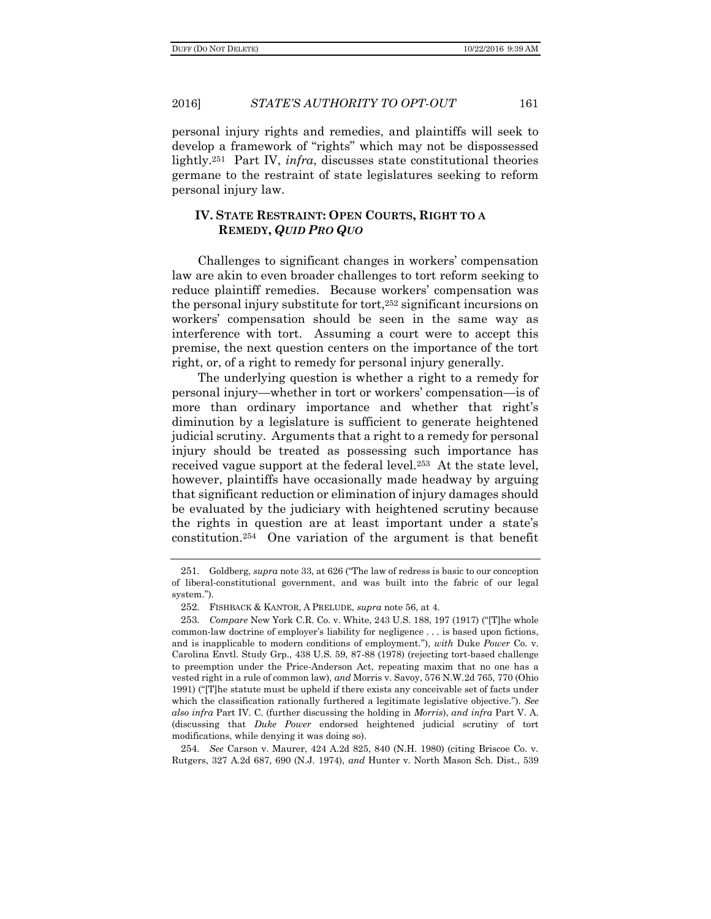personal injury rights and remedies, and plaintiffs will seek to develop a framework of "rights" which may not be dispossessed lightly.[251] Part IV, *infra*, discusses state constitutional theories germane to the restraint of state legislatures seeking to reform personal injury law.

## IV. STATE RESTRAINT: OPEN COURTS, RIGHT TO A REMEDY, *QUID PRO QUO*

Challenges to significant changes in workers' compensation law are akin to even broader challenges to tort reform seeking to reduce plaintiff remedies. Because workers' compensation was the personal injury substitute for tort,[252] significant incursions on workers' compensation should be seen in the same way as interference with tort. Assuming a court were to accept this premise, the next question centers on the importance of the tort right, or, of a right to remedy for personal injury generally.

The underlying question is whether a right to a remedy for personal injury—whether in tort or workers' compensation—is of more than ordinary importance and whether that right's diminution by a legislature is sufficient to generate heightened judicial scrutiny. Arguments that a right to a remedy for personal injury should be treated as possessing such importance has received vague support at the federal level.[253] At the state level, however, plaintiffs have occasionally made headway by arguing that significant reduction or elimination of injury damages should be evaluated by the judiciary with heightened scrutiny because the rights in question are at least important under a state's constitution.[254] One variation of the argument is that benefit

---

251. Goldberg, *supra* note 33, at 626 ("The law of redress is basic to our conception of liberal-constitutional government, and was built into the fabric of our legal system.").

252. FISHBACK & KANTOR, A PRELUDE, *supra* note 56, at 4.

253. *Compare* New York C.R. Co. v. White, 243 U.S. 188, 197 (1917) ("[T]he whole common-law doctrine of employer's liability for negligence . . . is based upon fictions, and is inapplicable to modern conditions of employment."), *with* Duke *Power* Co. v. Carolina Envtl. Study Grp., 438 U.S. 59, 87-88 (1978) (rejecting tort-based challenge to preemption under the Price-Anderson Act, repeating maxim that no one has a vested right in a rule of common law), *and* Morris v. Savoy, 576 N.W.2d 765, 770 (Ohio 1991) ("[T]he statute must be upheld if there exists any conceivable set of facts under which the classification rationally furthered a legitimate legislative objective."). *See also infra* Part IV. C. (further discussing the holding in *Morris*), *and infra* Part V. A. (discussing that *Duke Power* endorsed heightened judicial scrutiny of tort modifications, while denying it was doing so).

254. *See* Carson v. Maurer, 424 A.2d 825, 840 (N.H. 1980) (citing Briscoe Co. v. Rutgers, 327 A.2d 687, 690 (N.J. 1974), *and* Hunter v. North Mason Sch. Dist., 539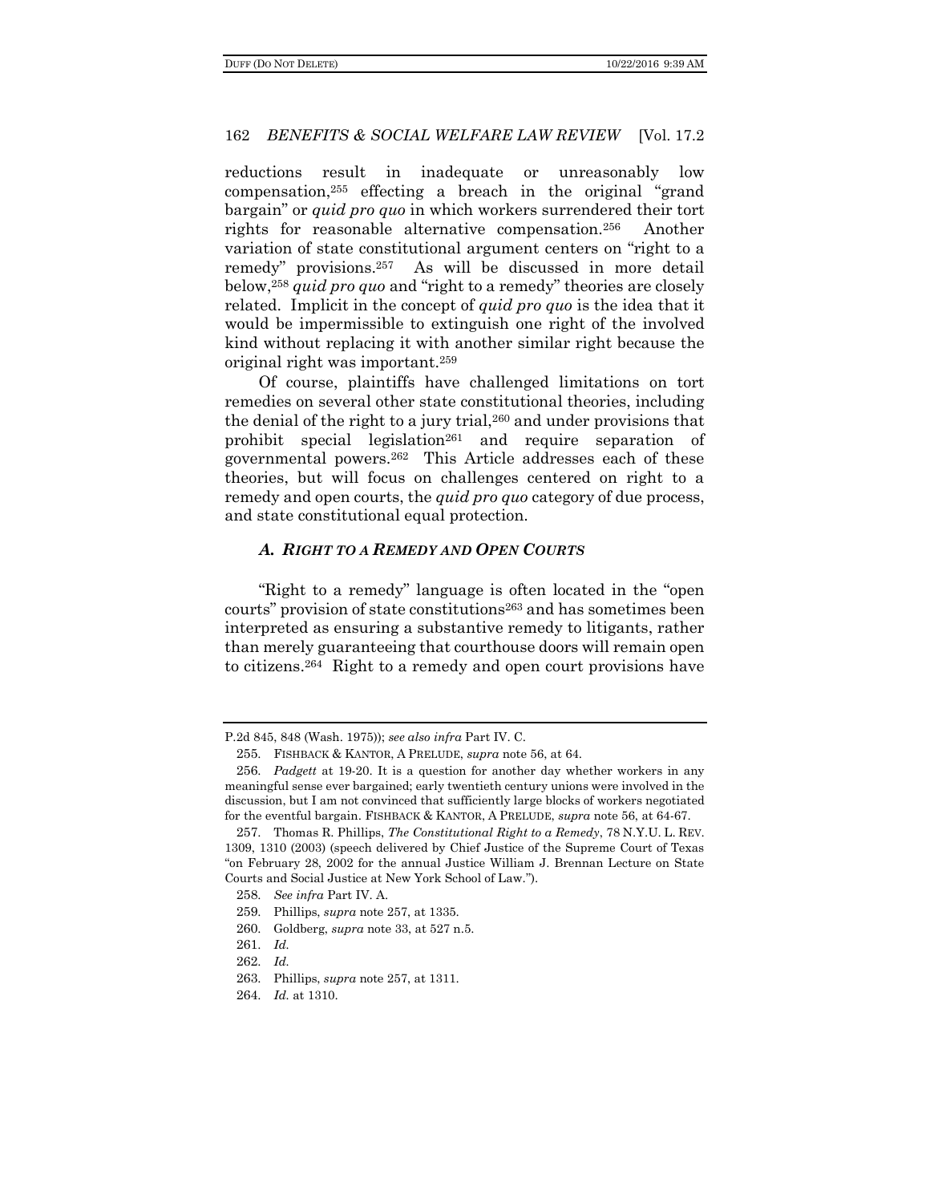reductions result in inadequate or unreasonably low compensation,[255] effecting a breach in the original "grand bargain" or *quid pro quo* in which workers surrendered their tort rights for reasonable alternative compensation.[256] Another variation of state constitutional argument centers on "right to a remedy" provisions.[257] As will be discussed in more detail below,[258] *quid pro quo* and "right to a remedy" theories are closely related. Implicit in the concept of *quid pro quo* is the idea that it would be impermissible to extinguish one right of the involved kind without replacing it with another similar right because the original right was important.[259]

Of course, plaintiffs have challenged limitations on tort remedies on several other state constitutional theories, including the denial of the right to a jury trial,[260] and under provisions that prohibit special legislation[261] and require separation of governmental powers.[262] This Article addresses each of these theories, but will focus on challenges centered on right to a remedy and open courts, the *quid pro quo* category of due process, and state constitutional equal protection.

### *A. RIGHT TO A REMEDY AND OPEN COURTS*

"Right to a remedy" language is often located in the "open courts" provision of state constitutions[263] and has sometimes been interpreted as ensuring a substantive remedy to litigants, rather than merely guaranteeing that courthouse doors will remain open to citizens.[264] Right to a remedy and open court provisions have

---

P.2d 845, 848 (Wash. 1975)); *see also infra* Part IV. C.

255. FISHBACK & KANTOR, A PRELUDE, *supra* note 56, at 64.

256. *Padgett* at 19-20. It is a question for another day whether workers in any meaningful sense ever bargained; early twentieth century unions were involved in the discussion, but I am not convinced that sufficiently large blocks of workers negotiated for the eventful bargain. FISHBACK & KANTOR, A PRELUDE, *supra* note 56, at 64-67.

257. Thomas R. Phillips, *The Constitutional Right to a Remedy*, 78 N.Y.U. L. REV. 1309, 1310 (2003) (speech delivered by Chief Justice of the Supreme Court of Texas "on February 28, 2002 for the annual Justice William J. Brennan Lecture on State Courts and Social Justice at New York School of Law.").

258. *See infra* Part IV. A.

259. Phillips, *supra* note 257, at 1335.

260. Goldberg, *supra* note 33, at 527 n.5.

261. *Id.*

262. *Id.*

263. Phillips, *supra* note 257, at 1311.

264. *Id.* at 1310.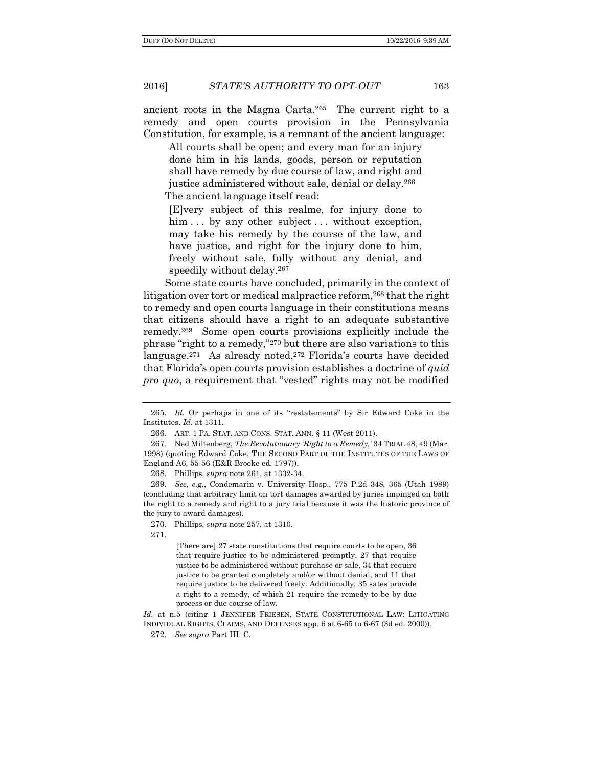ancient roots in the Magna Carta.[265] The current right to a remedy and open courts provision in the Pennsylvania Constitution, for example, is a remnant of the ancient language:

> All courts shall be open; and every man for an injury done him in his lands, goods, person or reputation shall have remedy by due course of law, and right and justice administered without sale, denial or delay.[266]

The ancient language itself read:

> [E]very subject of this realme, for injury done to him . . . by any other subject . . . without exception, may take his remedy by the course of the law, and have justice, and right for the injury done to him, freely without sale, fully without any denial, and speedily without delay.[267]

Some state courts have concluded, primarily in the context of litigation over tort or medical malpractice reform,[268] that the right to remedy and open courts language in their constitutions means that citizens should have a right to an adequate substantive remedy.[269] Some open courts provisions explicitly include the phrase "right to a remedy,"[270] but there are also variations to this language.[271] As already noted,[272] Florida's courts have decided that Florida's open courts provision establishes a doctrine of *quid pro quo*, a requirement that "vested" rights may not be modified

---

265. *Id.* Or perhaps in one of its "restatements" by Sir Edward Coke in the Institutes. *Id.* at 1311.

266. ART. 1 PA. STAT. AND CONS. STAT. ANN. § 11 (West 2011).

267. Ned Miltenberg, *The Revolutionary 'Right to a Remedy,'* 34 TRIAL 48, 49 (Mar. 1998) (quoting Edward Coke, THE SECOND PART OF THE INSTITUTES OF THE LAWS OF England A6, 55-56 (E&R Brooke ed. 1797)).

268. Phillips, *supra* note 261, at 1332-34.

269. *See, e.g.*, Condemarin v. University Hosp., 775 P.2d 348, 365 (Utah 1989) (concluding that arbitrary limit on tort damages awarded by juries impinged on both the right to a remedy and right to a jury trial because it was the historic province of the jury to award damages).

270. Phillips, *supra* note 257, at 1310.

271.

> [There are] 27 state constitutions that require courts to be open, 36 that require justice to be administered promptly, 27 that require justice to be administered without purchase or sale, 34 that require justice to be granted completely and/or without denial, and 11 that require justice to be delivered freely. Additionally, 35 sates provide a right to a remedy, of which 21 require the remedy to be by due process or due course of law.

*Id.* at n.5 (citing 1 JENNIFER FRIESEN, STATE CONSTITUTIONAL LAW: LITIGATING INDIVIDUAL RIGHTS, CLAIMS, AND DEFENSES app. 6 at 6-65 to 6-67 (3d ed. 2000)).

272. *See supra* Part III. C.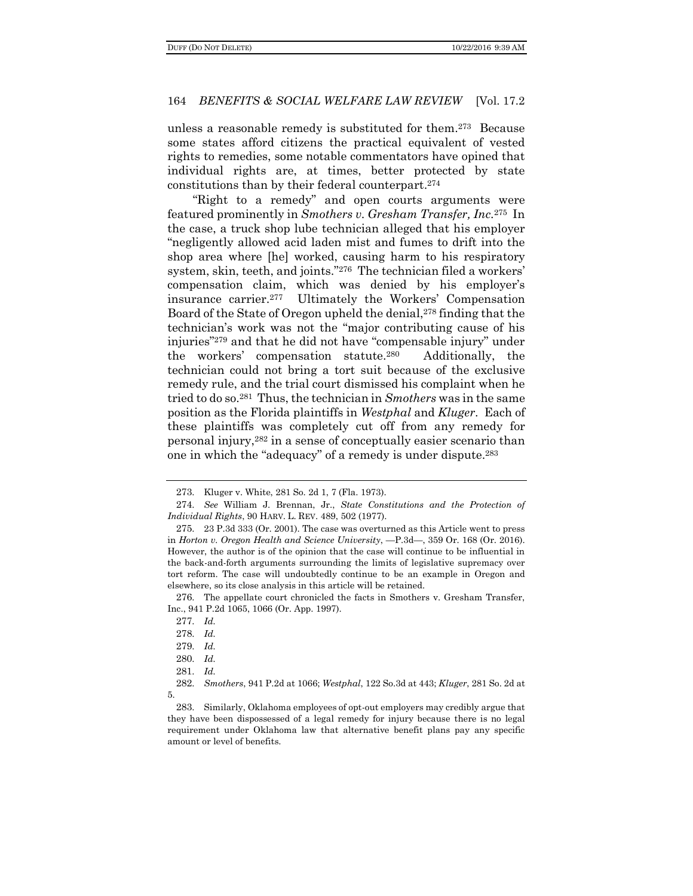unless a reasonable remedy is substituted for them.[273] Because some states afford citizens the practical equivalent of vested rights to remedies, some notable commentators have opined that individual rights are, at times, better protected by state constitutions than by their federal counterpart.[274]

"Right to a remedy" and open courts arguments were featured prominently in *Smothers v. Gresham Transfer, Inc.*[275] In the case, a truck shop lube technician alleged that his employer "negligently allowed acid laden mist and fumes to drift into the shop area where [he] worked, causing harm to his respiratory system, skin, teeth, and joints."[276] The technician filed a workers' compensation claim, which was denied by his employer's insurance carrier.[277] Ultimately the Workers' Compensation Board of the State of Oregon upheld the denial,[278] finding that the technician's work was not the "major contributing cause of his injuries"[279] and that he did not have "compensable injury" under the workers' compensation statute.[280] Additionally, the technician could not bring a tort suit because of the exclusive remedy rule, and the trial court dismissed his complaint when he tried to do so.[281] Thus, the technician in *Smothers* was in the same position as the Florida plaintiffs in *Westphal* and *Kluger*. Each of these plaintiffs was completely cut off from any remedy for personal injury,[282] in a sense of conceptually easier scenario than one in which the "adequacy" of a remedy is under dispute.[283]

---

273. Kluger v. White, 281 So. 2d 1, 7 (Fla. 1973).

274. *See* William J. Brennan, Jr., *State Constitutions and the Protection of Individual Rights*, 90 HARV. L. REV. 489, 502 (1977).

275. 23 P.3d 333 (Or. 2001). The case was overturned as this Article went to press in *Horton v. Oregon Health and Science University*, —P.3d—, 359 Or. 168 (Or. 2016). However, the author is of the opinion that the case will continue to be influential in the back-and-forth arguments surrounding the limits of legislative supremacy over tort reform. The case will undoubtedly continue to be an example in Oregon and elsewhere, so its close analysis in this article will be retained.

276. The appellate court chronicled the facts in Smothers v. Gresham Transfer, Inc., 941 P.2d 1065, 1066 (Or. App. 1997).

277. *Id.*

278. *Id.*

279. *Id.*

280. *Id.*

281. *Id.*

282. *Smothers*, 941 P.2d at 1066; *Westphal*, 122 So.3d at 443; *Kluger*, 281 So. 2d at 5.

283. Similarly, Oklahoma employees of opt-out employers may credibly argue that they have been dispossessed of a legal remedy for injury because there is no legal requirement under Oklahoma law that alternative benefit plans pay any specific amount or level of benefits.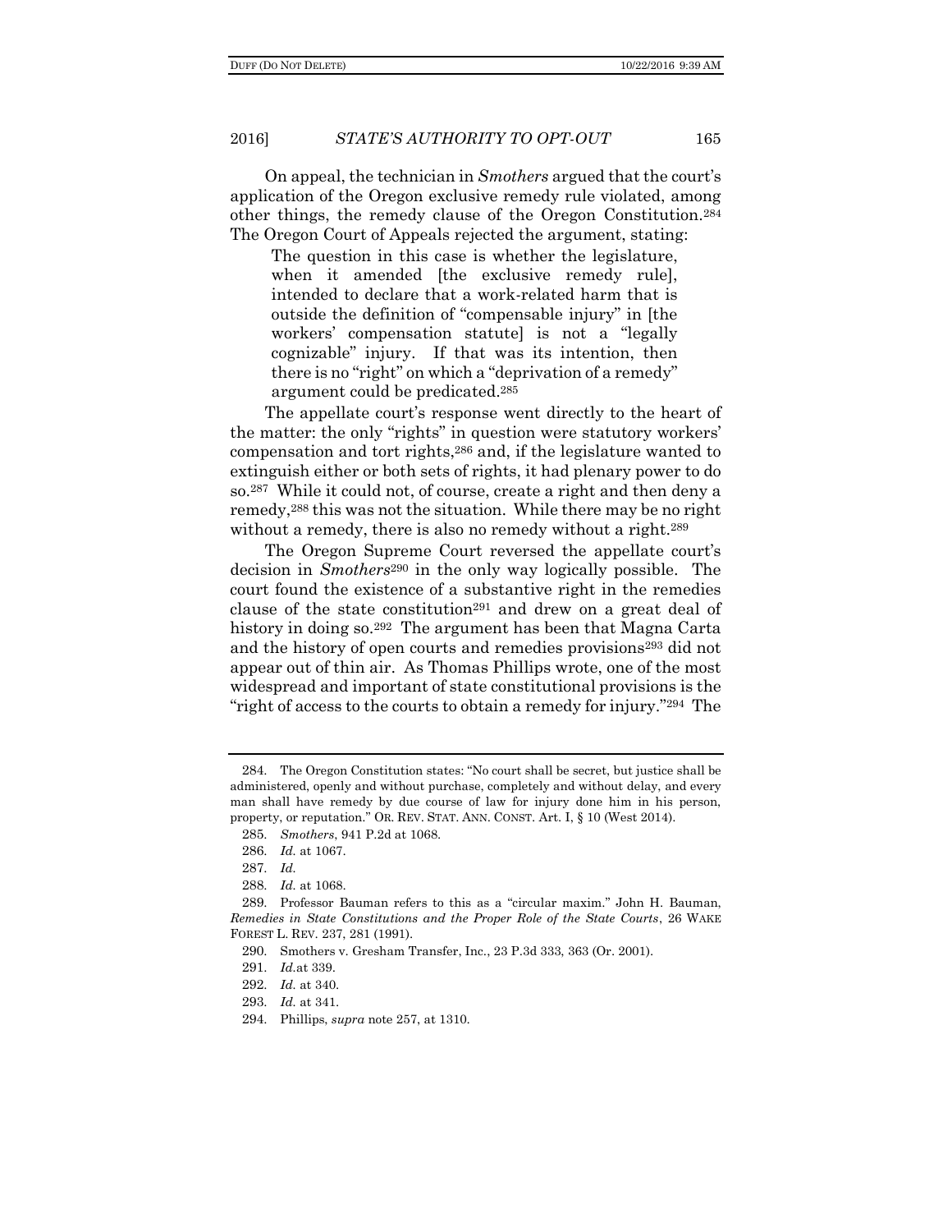On appeal, the technician in *Smothers* argued that the court's application of the Oregon exclusive remedy rule violated, among other things, the remedy clause of the Oregon Constitution.[284] The Oregon Court of Appeals rejected the argument, stating:

> The question in this case is whether the legislature, when it amended [the exclusive remedy rule], intended to declare that a work-related harm that is outside the definition of "compensable injury" in [the workers' compensation statute] is not a "legally cognizable" injury. If that was its intention, then there is no "right" on which a "deprivation of a remedy" argument could be predicated.[285]

The appellate court's response went directly to the heart of the matter: the only "rights" in question were statutory workers' compensation and tort rights,[286] and, if the legislature wanted to extinguish either or both sets of rights, it had plenary power to do so.[287] While it could not, of course, create a right and then deny a remedy,[288] this was not the situation. While there may be no right without a remedy, there is also no remedy without a right.[289]

The Oregon Supreme Court reversed the appellate court's decision in *Smothers*[290] in the only way logically possible. The court found the existence of a substantive right in the remedies clause of the state constitution[291] and drew on a great deal of history in doing so.[292] The argument has been that Magna Carta and the history of open courts and remedies provisions[293] did not appear out of thin air. As Thomas Phillips wrote, one of the most widespread and important of state constitutional provisions is the "right of access to the courts to obtain a remedy for injury."[294] The

---

284. The Oregon Constitution states: "No court shall be secret, but justice shall be administered, openly and without purchase, completely and without delay, and every man shall have remedy by due course of law for injury done him in his person, property, or reputation." OR. REV. STAT. ANN. CONST. Art. I, § 10 (West 2014).

285. *Smothers*, 941 P.2d at 1068.

286. *Id.* at 1067.

287. *Id.*

288. *Id.* at 1068.

289. Professor Bauman refers to this as a "circular maxim." John H. Bauman, *Remedies in State Constitutions and the Proper Role of the State Courts*, 26 WAKE FOREST L. REV. 237, 281 (1991).

290. Smothers v. Gresham Transfer, Inc., 23 P.3d 333, 363 (Or. 2001).

291. *Id.*at 339.

292. *Id.* at 340.

293. *Id.* at 341.

294. Phillips, *supra* note 257, at 1310.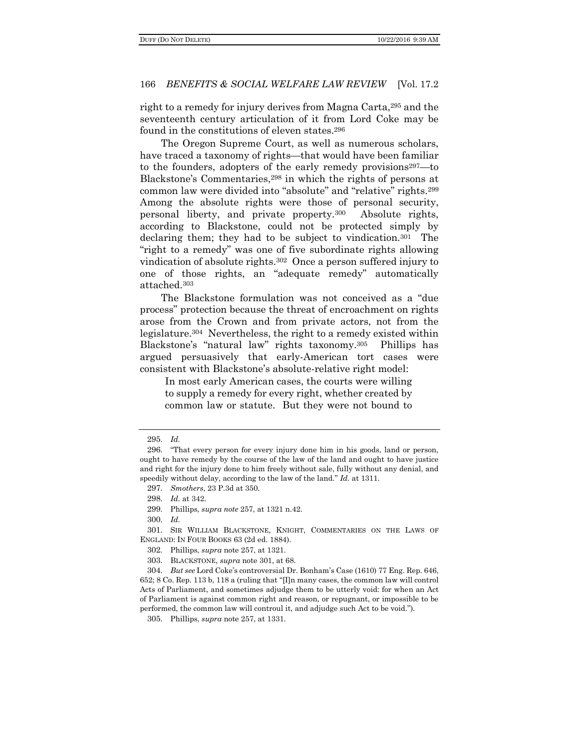right to a remedy for injury derives from Magna Carta,[295] and the seventeenth century articulation of it from Lord Coke may be found in the constitutions of eleven states.[296]

The Oregon Supreme Court, as well as numerous scholars, have traced a taxonomy of rights—that would have been familiar to the founders, adopters of the early remedy provisions[297]—to Blackstone's Commentaries,[298] in which the rights of persons at common law were divided into "absolute" and "relative" rights.[299] Among the absolute rights were those of personal security, personal liberty, and private property.[300] Absolute rights, according to Blackstone, could not be protected simply by declaring them; they had to be subject to vindication.[301] The "right to a remedy" was one of five subordinate rights allowing vindication of absolute rights.[302] Once a person suffered injury to one of those rights, an "adequate remedy" automatically attached.[303]

The Blackstone formulation was not conceived as a "due process" protection because the threat of encroachment on rights arose from the Crown and from private actors, not from the legislature.[304] Nevertheless, the right to a remedy existed within Blackstone's "natural law" rights taxonomy.[305] Phillips has argued persuasively that early-American tort cases were consistent with Blackstone's absolute-relative right model:

> In most early American cases, the courts were willing to supply a remedy for every right, whether created by common law or statute. But they were not bound to

---

295. *Id.*

296. "That every person for every injury done him in his goods, land or person, ought to have remedy by the course of the law of the land and ought to have justice and right for the injury done to him freely without sale, fully without any denial, and speedily without delay, according to the law of the land." *Id.* at 1311.

297. *Smothers*, 23 P.3d at 350.

298. *Id.* at 342.

299. Phillips, *supra note* 257, at 1321 n.42.

300. *Id.*

301. SIR WILLIAM BLACKSTONE, KNIGHT, COMMENTARIES ON THE LAWS OF ENGLAND: IN FOUR BOOKS 63 (2d ed. 1884).

302. Phillips, *supra* note 257, at 1321.

303. BLACKSTONE, *supra* note 301, at 68.

304. *But see* Lord Coke's controversial Dr. Bonham's Case (1610) 77 Eng. Rep. 646, 652; 8 Co. Rep. 113 b, 118 a (ruling that "[I]n many cases, the common law will control Acts of Parliament, and sometimes adjudge them to be utterly void: for when an Act of Parliament is against common right and reason, or repugnant, or impossible to be performed, the common law will controul it, and adjudge such Act to be void.").

305. Phillips, *supra* note 257, at 1331.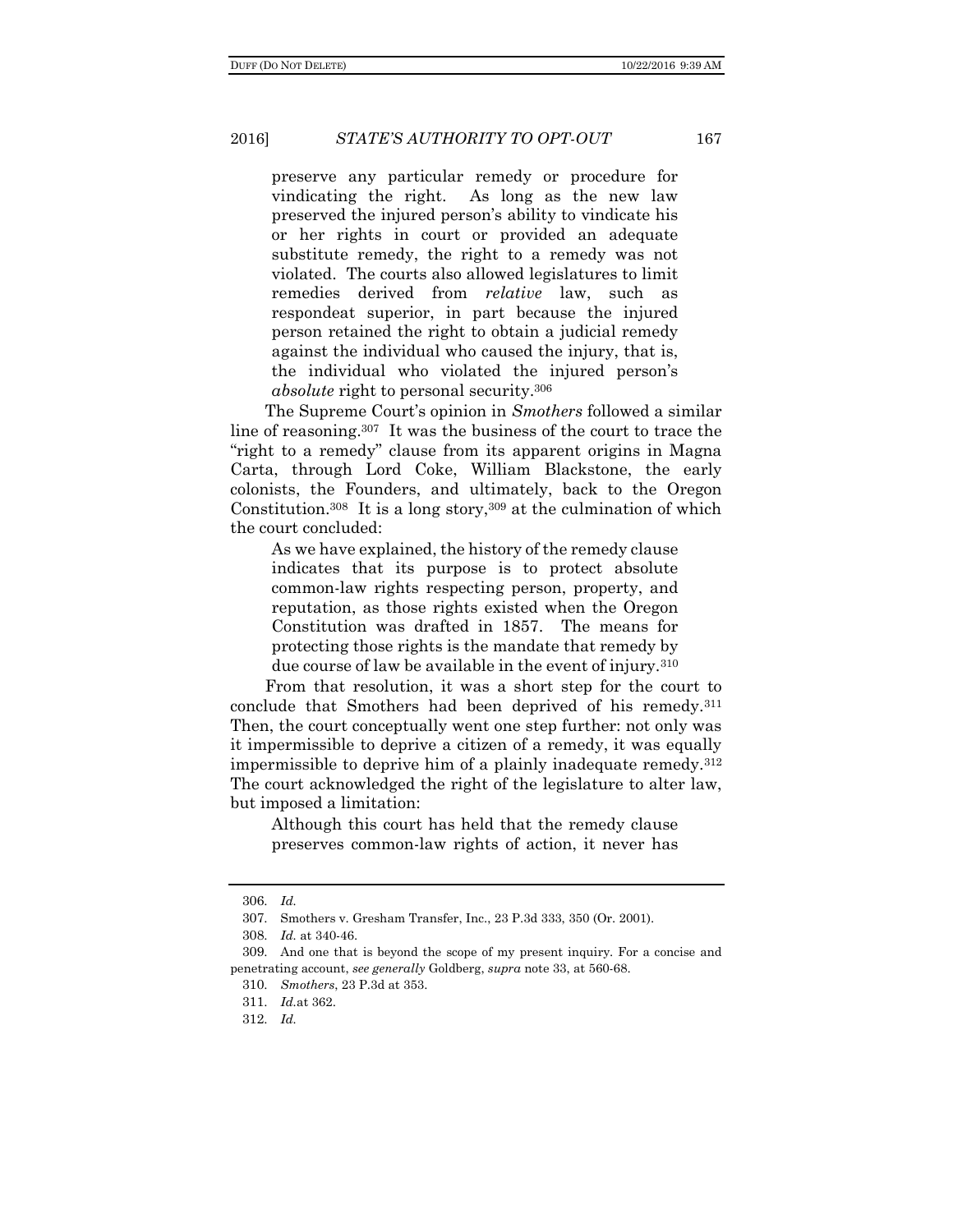> preserve any particular remedy or procedure for vindicating the right. As long as the new law preserved the injured person's ability to vindicate his or her rights in court or provided an adequate substitute remedy, the right to a remedy was not violated. The courts also allowed legislatures to limit remedies derived from *relative* law, such as respondeat superior, in part because the injured person retained the right to obtain a judicial remedy against the individual who caused the injury, that is, the individual who violated the injured person's *absolute* right to personal security.[306]

The Supreme Court's opinion in *Smothers* followed a similar line of reasoning.[307] It was the business of the court to trace the "right to a remedy" clause from its apparent origins in Magna Carta, through Lord Coke, William Blackstone, the early colonists, the Founders, and ultimately, back to the Oregon Constitution.[308] It is a long story,[309] at the culmination of which the court concluded:

> As we have explained, the history of the remedy clause indicates that its purpose is to protect absolute common-law rights respecting person, property, and reputation, as those rights existed when the Oregon Constitution was drafted in 1857. The means for protecting those rights is the mandate that remedy by due course of law be available in the event of injury.[310]

From that resolution, it was a short step for the court to conclude that Smothers had been deprived of his remedy.[311] Then, the court conceptually went one step further: not only was it impermissible to deprive a citizen of a remedy, it was equally impermissible to deprive him of a plainly inadequate remedy.[312] The court acknowledged the right of the legislature to alter law, but imposed a limitation:

> Although this court has held that the remedy clause preserves common-law rights of action, it never has

---

306. *Id.*

307. Smothers v. Gresham Transfer, Inc., 23 P.3d 333, 350 (Or. 2001).

308. *Id.* at 340-46.

309. And one that is beyond the scope of my present inquiry. For a concise and penetrating account, *see generally* Goldberg, *supra* note 33, at 560-68.

310. *Smothers*, 23 P.3d at 353.

311. *Id.*at 362.

312. *Id.*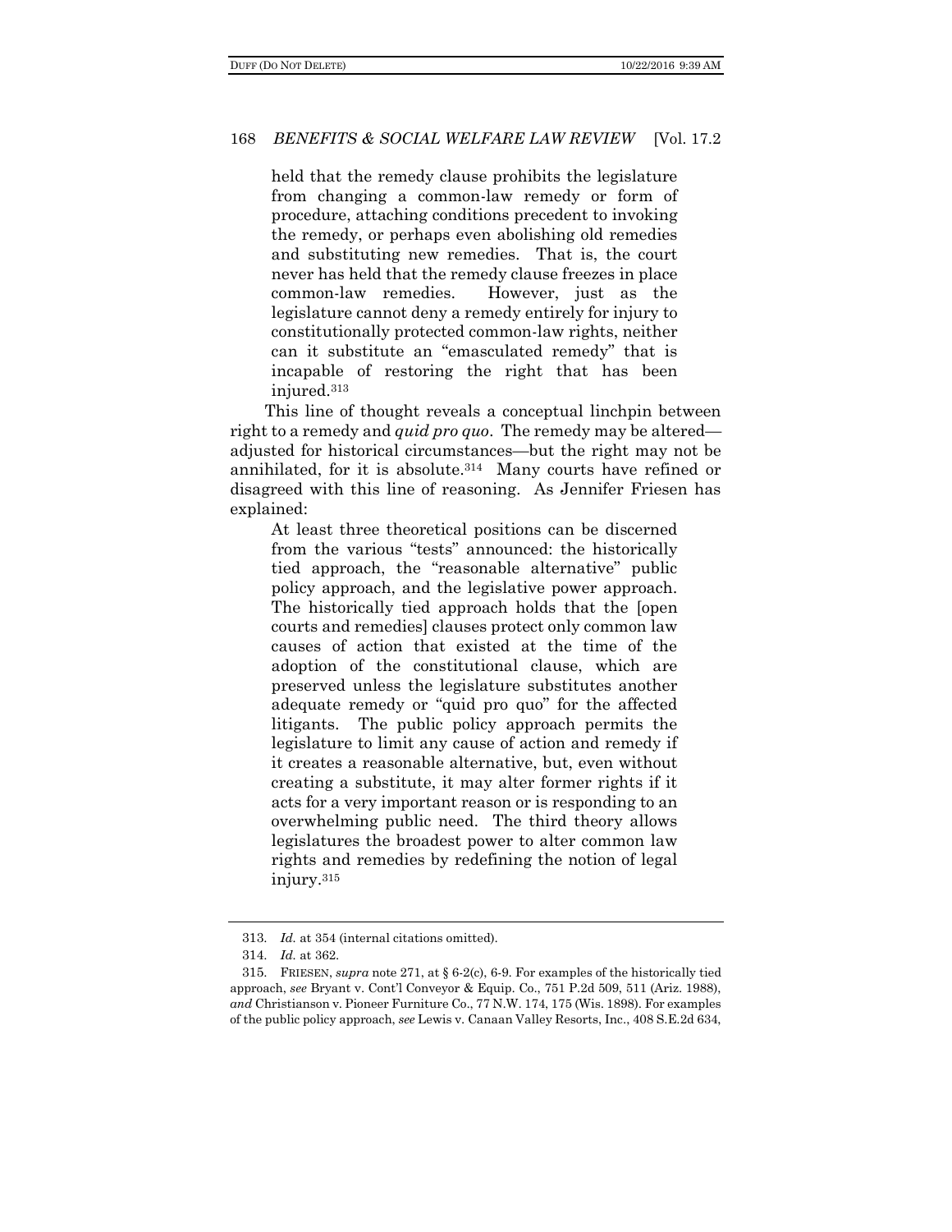> held that the remedy clause prohibits the legislature from changing a common-law remedy or form of procedure, attaching conditions precedent to invoking the remedy, or perhaps even abolishing old remedies and substituting new remedies. That is, the court never has held that the remedy clause freezes in place common-law remedies. However, just as the legislature cannot deny a remedy entirely for injury to constitutionally protected common-law rights, neither can it substitute an "emasculated remedy" that is incapable of restoring the right that has been injured.[313]

This line of thought reveals a conceptual linchpin between right to a remedy and *quid pro quo*. The remedy may be altered—adjusted for historical circumstances—but the right may not be annihilated, for it is absolute.[314] Many courts have refined or disagreed with this line of reasoning. As Jennifer Friesen has explained:

> At least three theoretical positions can be discerned from the various "tests" announced: the historically tied approach, the "reasonable alternative" public policy approach, and the legislative power approach. The historically tied approach holds that the [open courts and remedies] clauses protect only common law causes of action that existed at the time of the adoption of the constitutional clause, which are preserved unless the legislature substitutes another adequate remedy or "quid pro quo" for the affected litigants. The public policy approach permits the legislature to limit any cause of action and remedy if it creates a reasonable alternative, but, even without creating a substitute, it may alter former rights if it acts for a very important reason or is responding to an overwhelming public need. The third theory allows legislatures the broadest power to alter common law rights and remedies by redefining the notion of legal injury.[315]

---

313. *Id.* at 354 (internal citations omitted).

314. *Id.* at 362.

315. FRIESEN, *supra* note 271, at § 6-2(c), 6-9. For examples of the historically tied approach, *see* Bryant v. Cont'l Conveyor & Equip. Co., 751 P.2d 509, 511 (Ariz. 1988), *and* Christianson v. Pioneer Furniture Co., 77 N.W. 174, 175 (Wis. 1898). For examples of the public policy approach, *see* Lewis v. Canaan Valley Resorts, Inc., 408 S.E.2d 634,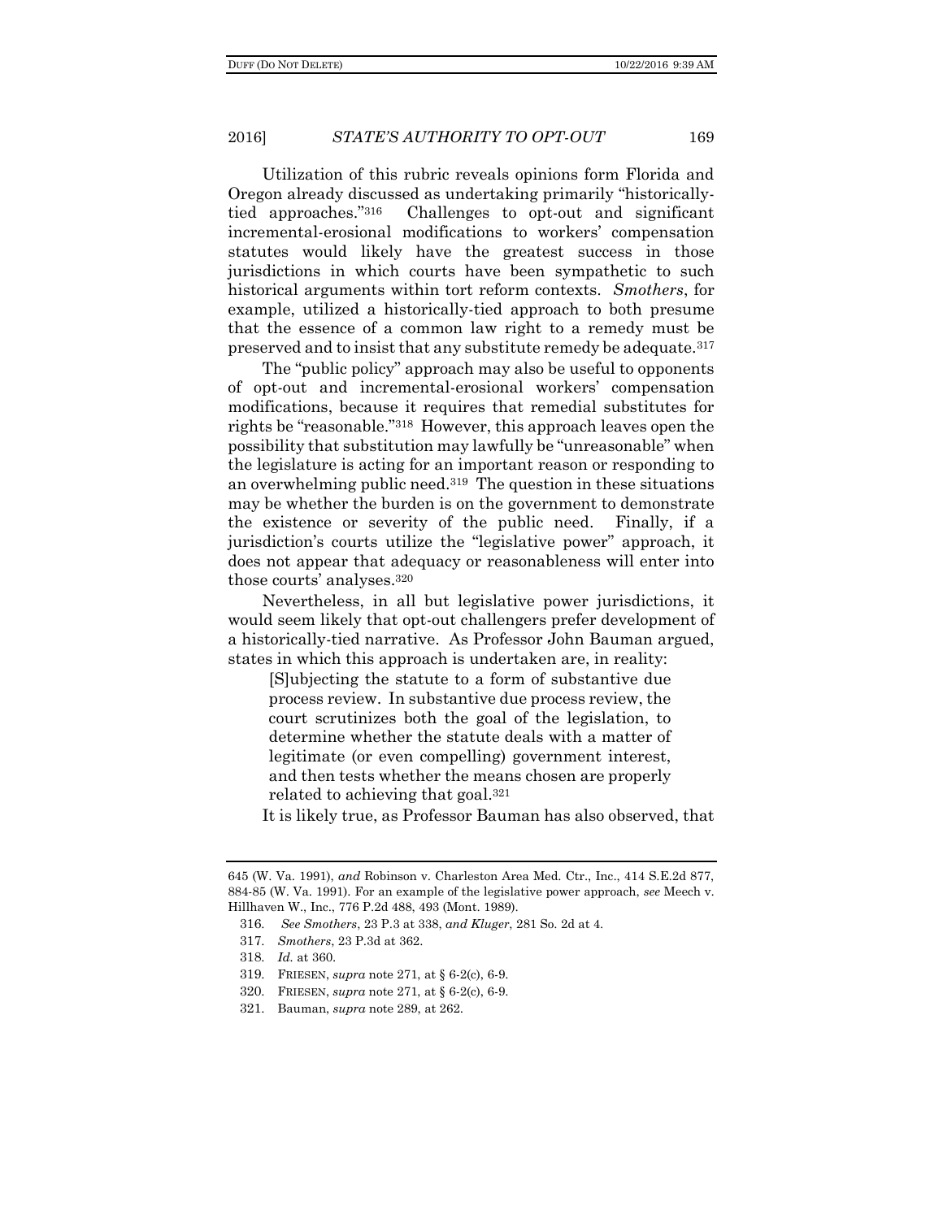Utilization of this rubric reveals opinions form Florida and Oregon already discussed as undertaking primarily "historically-tied approaches."[316] Challenges to opt-out and significant incremental-erosional modifications to workers' compensation statutes would likely have the greatest success in those jurisdictions in which courts have been sympathetic to such historical arguments within tort reform contexts. *Smothers*, for example, utilized a historically-tied approach to both presume that the essence of a common law right to a remedy must be preserved and to insist that any substitute remedy be adequate.[317]

The "public policy" approach may also be useful to opponents of opt-out and incremental-erosional workers' compensation modifications, because it requires that remedial substitutes for rights be "reasonable."[318] However, this approach leaves open the possibility that substitution may lawfully be "unreasonable" when the legislature is acting for an important reason or responding to an overwhelming public need.[319] The question in these situations may be whether the burden is on the government to demonstrate the existence or severity of the public need. Finally, if a jurisdiction's courts utilize the "legislative power" approach, it does not appear that adequacy or reasonableness will enter into those courts' analyses.[320]

Nevertheless, in all but legislative power jurisdictions, it would seem likely that opt-out challengers prefer development of a historically-tied narrative. As Professor John Bauman argued, states in which this approach is undertaken are, in reality:

> [S]ubjecting the statute to a form of substantive due process review. In substantive due process review, the court scrutinizes both the goal of the legislation, to determine whether the statute deals with a matter of legitimate (or even compelling) government interest, and then tests whether the means chosen are properly related to achieving that goal.[321]

It is likely true, as Professor Bauman has also observed, that

---

645 (W. Va. 1991), *and* Robinson v. Charleston Area Med. Ctr., Inc., 414 S.E.2d 877, 884-85 (W. Va. 1991). For an example of the legislative power approach, *see* Meech v. Hillhaven W., Inc., 776 P.2d 488, 493 (Mont. 1989).

316. *See Smothers*, 23 P.3 at 338, *and Kluger*, 281 So. 2d at 4.

317. *Smothers*, 23 P.3d at 362.

318. *Id.* at 360.

319. FRIESEN, *supra* note 271, at § 6-2(c), 6-9.

320. FRIESEN, *supra* note 271, at § 6-2(c), 6-9.

321. Bauman, *supra* note 289, at 262.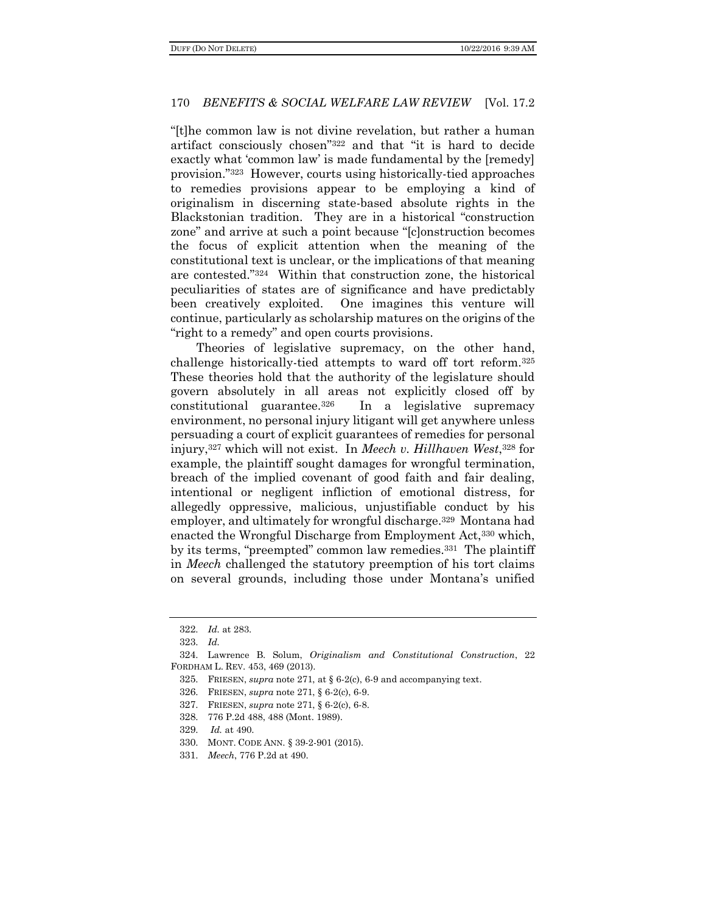"[t]he common law is not divine revelation, but rather a human artifact consciously chosen"[322] and that "it is hard to decide exactly what 'common law' is made fundamental by the [remedy] provision."[323] However, courts using historically-tied approaches to remedies provisions appear to be employing a kind of originalism in discerning state-based absolute rights in the Blackstonian tradition. They are in a historical "construction zone" and arrive at such a point because "[c]onstruction becomes the focus of explicit attention when the meaning of the constitutional text is unclear, or the implications of that meaning are contested."[324] Within that construction zone, the historical peculiarities of states are of significance and have predictably been creatively exploited. One imagines this venture will continue, particularly as scholarship matures on the origins of the "right to a remedy" and open courts provisions.

Theories of legislative supremacy, on the other hand, challenge historically-tied attempts to ward off tort reform.[325] These theories hold that the authority of the legislature should govern absolutely in all areas not explicitly closed off by constitutional guarantee.[326] In a legislative supremacy environment, no personal injury litigant will get anywhere unless persuading a court of explicit guarantees of remedies for personal injury,[327] which will not exist. In *Meech v. Hillhaven West*,[328] for example, the plaintiff sought damages for wrongful termination, breach of the implied covenant of good faith and fair dealing, intentional or negligent infliction of emotional distress, for allegedly oppressive, malicious, unjustifiable conduct by his employer, and ultimately for wrongful discharge.[329] Montana had enacted the Wrongful Discharge from Employment Act,[330] which, by its terms, "preempted" common law remedies.[331] The plaintiff in *Meech* challenged the statutory preemption of his tort claims on several grounds, including those under Montana's unified

---

322. *Id.* at 283.

323. *Id.*

324. Lawrence B. Solum, *Originalism and Constitutional Construction*, 22 FORDHAM L. REV. 453, 469 (2013).

325. FRIESEN, *supra* note 271, at § 6-2(c), 6-9 and accompanying text.

326. FRIESEN, *supra* note 271, § 6-2(c), 6-9.

327. FRIESEN, *supra* note 271, § 6-2(c), 6-8.

328. 776 P.2d 488, 488 (Mont. 1989).

329. *Id.* at 490.

330. MONT. CODE ANN. § 39-2-901 (2015).

331. *Meech*, 776 P.2d at 490.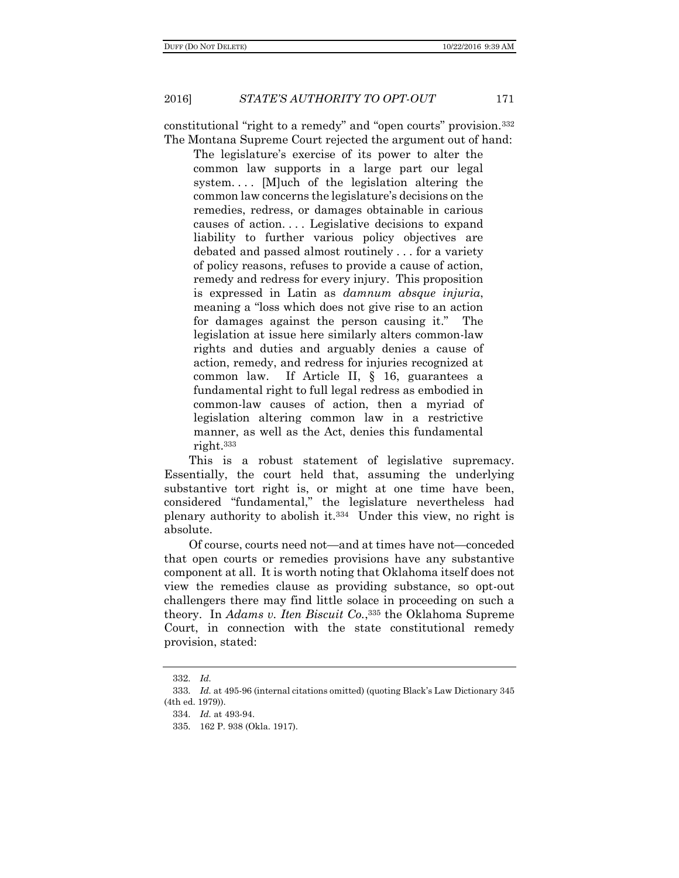constitutional "right to a remedy" and "open courts" provision.[332] The Montana Supreme Court rejected the argument out of hand:

> The legislature's exercise of its power to alter the common law supports in a large part our legal system. . . . [M]uch of the legislation altering the common law concerns the legislature's decisions on the remedies, redress, or damages obtainable in carious causes of action. . . . Legislative decisions to expand liability to further various policy objectives are debated and passed almost routinely . . . for a variety of policy reasons, refuses to provide a cause of action, remedy and redress for every injury. This proposition is expressed in Latin as *damnum absque injuria*, meaning a "loss which does not give rise to an action for damages against the person causing it." The legislation at issue here similarly alters common-law rights and duties and arguably denies a cause of action, remedy, and redress for injuries recognized at common law. If Article II, § 16, guarantees a fundamental right to full legal redress as embodied in common-law causes of action, then a myriad of legislation altering common law in a restrictive manner, as well as the Act, denies this fundamental right.[333]

This is a robust statement of legislative supremacy. Essentially, the court held that, assuming the underlying substantive tort right is, or might at one time have been, considered "fundamental," the legislature nevertheless had plenary authority to abolish it.[334] Under this view, no right is absolute.

Of course, courts need not—and at times have not—conceded that open courts or remedies provisions have any substantive component at all. It is worth noting that Oklahoma itself does not view the remedies clause as providing substance, so opt-out challengers there may find little solace in proceeding on such a theory. In *Adams v. Iten Biscuit Co.*,[335] the Oklahoma Supreme Court, in connection with the state constitutional remedy provision, stated:

---

332. *Id.*

333. *Id.* at 495-96 (internal citations omitted) (quoting Black's Law Dictionary 345 (4th ed. 1979)).

334. *Id.* at 493-94.

335. 162 P. 938 (Okla. 1917).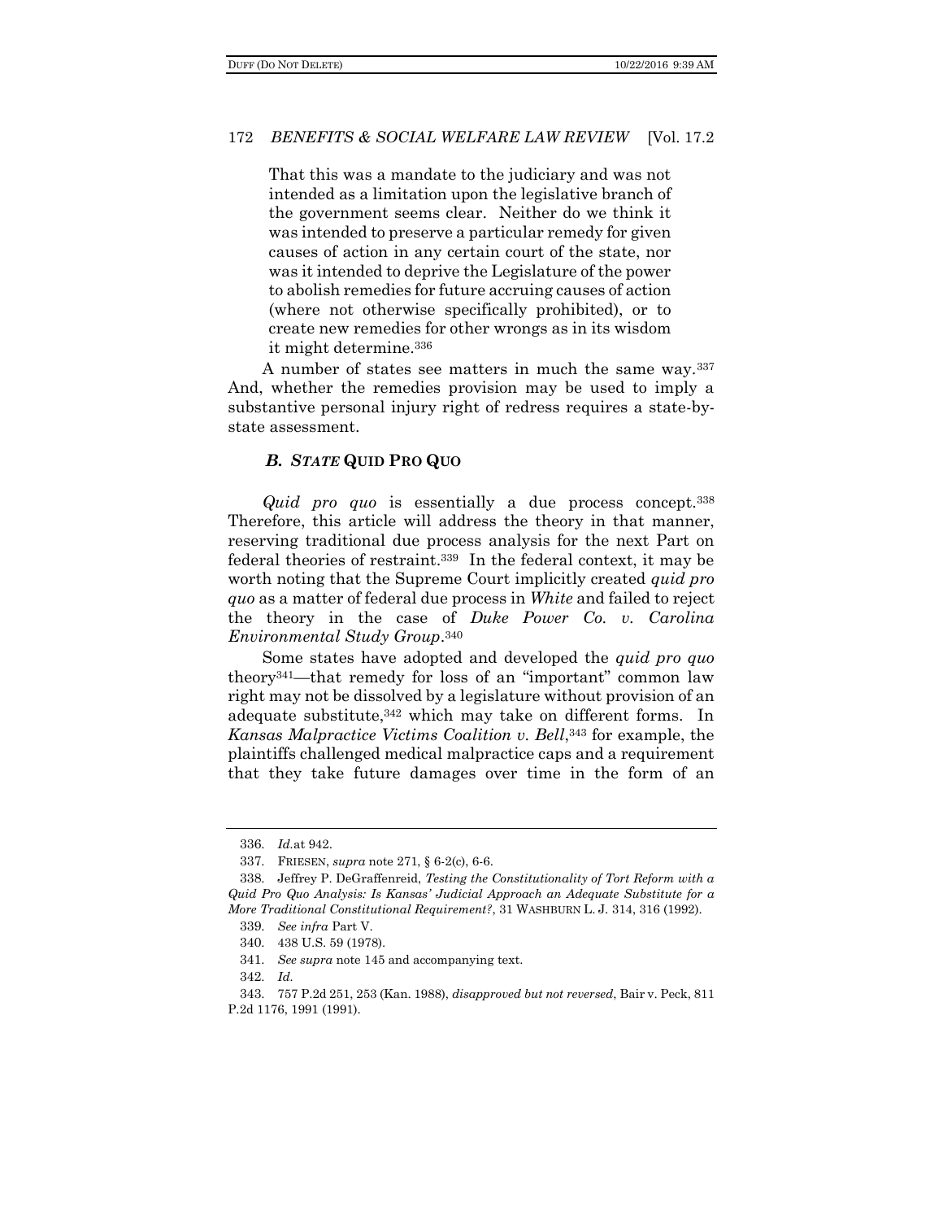> That this was a mandate to the judiciary and was not intended as a limitation upon the legislative branch of the government seems clear. Neither do we think it was intended to preserve a particular remedy for given causes of action in any certain court of the state, nor was it intended to deprive the Legislature of the power to abolish remedies for future accruing causes of action (where not otherwise specifically prohibited), or to create new remedies for other wrongs as in its wisdom it might determine.[336]

A number of states see matters in much the same way.[337] And, whether the remedies provision may be used to imply a substantive personal injury right of redress requires a state-by-state assessment.

### *B. State* Quid Pro Quo

*Quid pro quo* is essentially a due process concept.[338] Therefore, this article will address the theory in that manner, reserving traditional due process analysis for the next Part on federal theories of restraint.[339] In the federal context, it may be worth noting that the Supreme Court implicitly created *quid pro quo* as a matter of federal due process in *White* and failed to reject the theory in the case of *Duke Power Co. v. Carolina Environmental Study Group*.[340]

Some states have adopted and developed the *quid pro quo* theory[341]—that remedy for loss of an "important" common law right may not be dissolved by a legislature without provision of an adequate substitute,[342] which may take on different forms. In *Kansas Malpractice Victims Coalition v. Bell*,[343] for example, the plaintiffs challenged medical malpractice caps and a requirement that they take future damages over time in the form of an

---

336. *Id.*at 942.

337. FRIESEN, *supra* note 271, § 6-2(c), 6-6.

338. Jeffrey P. DeGraffenreid, *Testing the Constitutionality of Tort Reform with a Quid Pro Quo Analysis: Is Kansas' Judicial Approach an Adequate Substitute for a More Traditional Constitutional Requirement?*, 31 WASHBURN L. J. 314, 316 (1992).

339. *See infra* Part V.

340. 438 U.S. 59 (1978).

341. *See supra* note 145 and accompanying text.

342. *Id.*

343. 757 P.2d 251, 253 (Kan. 1988), *disapproved but not reversed*, Bair v. Peck, 811 P.2d 1176, 1991 (1991).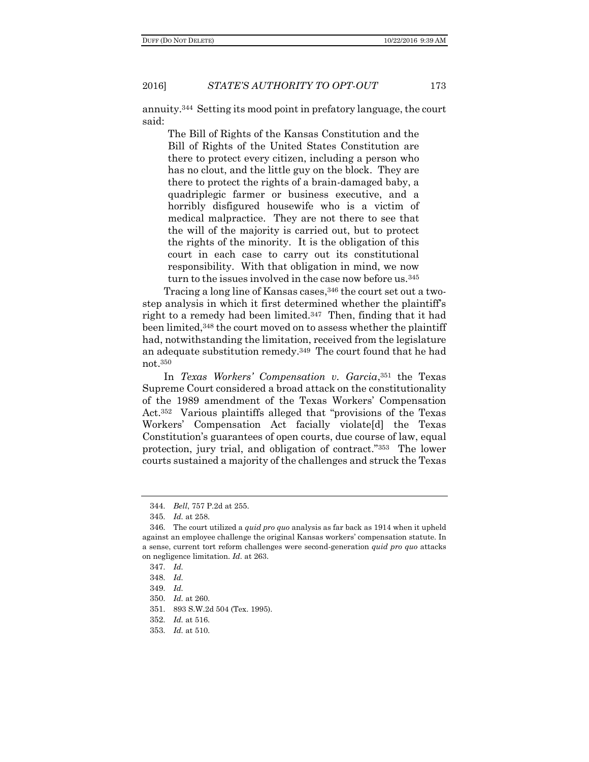annuity.[344] Setting its mood point in prefatory language, the court said:

> The Bill of Rights of the Kansas Constitution and the Bill of Rights of the United States Constitution are there to protect every citizen, including a person who has no clout, and the little guy on the block. They are there to protect the rights of a brain-damaged baby, a quadriplegic farmer or business executive, and a horribly disfigured housewife who is a victim of medical malpractice. They are not there to see that the will of the majority is carried out, but to protect the rights of the minority. It is the obligation of this court in each case to carry out its constitutional responsibility. With that obligation in mind, we now turn to the issues involved in the case now before us.[345]

Tracing a long line of Kansas cases,[346] the court set out a two-step analysis in which it first determined whether the plaintiff's right to a remedy had been limited.[347] Then, finding that it had been limited,[348] the court moved on to assess whether the plaintiff had, notwithstanding the limitation, received from the legislature an adequate substitution remedy.[349] The court found that he had not.[350]

In *Texas Workers' Compensation v. Garcia*,[351] the Texas Supreme Court considered a broad attack on the constitutionality of the 1989 amendment of the Texas Workers' Compensation Act.[352] Various plaintiffs alleged that "provisions of the Texas Workers' Compensation Act facially violate[d] the Texas Constitution's guarantees of open courts, due course of law, equal protection, jury trial, and obligation of contract."[353] The lower courts sustained a majority of the challenges and struck the Texas

---

344. *Bell*, 757 P.2d at 255.

345. *Id.* at 258.

346. The court utilized a *quid pro quo* analysis as far back as 1914 when it upheld against an employee challenge the original Kansas workers' compensation statute. In a sense, current tort reform challenges were second-generation *quid pro quo* attacks on negligence limitation. *Id.* at 263.

347. *Id.*

348. *Id.*

349. *Id.*

350. *Id.* at 260.

351. 893 S.W.2d 504 (Tex. 1995).

352. *Id.* at 516.

353. *Id.* at 510.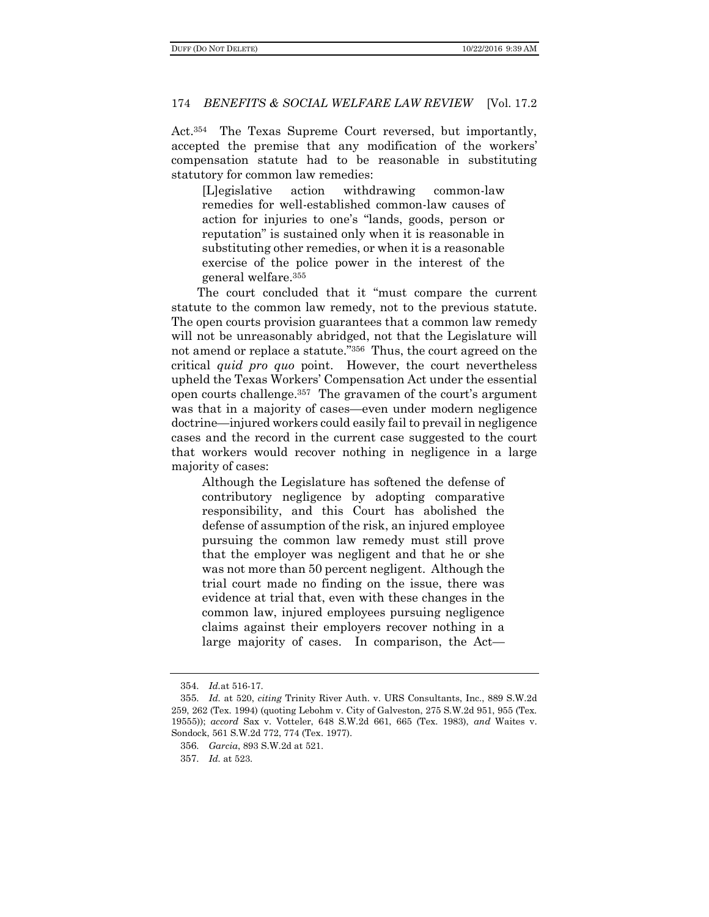Act.[354] The Texas Supreme Court reversed, but importantly, accepted the premise that any modification of the workers' compensation statute had to be reasonable in substituting statutory for common law remedies:

> [L]egislative action withdrawing common-law remedies for well-established common-law causes of action for injuries to one's "lands, goods, person or reputation" is sustained only when it is reasonable in substituting other remedies, or when it is a reasonable exercise of the police power in the interest of the general welfare.[355]

The court concluded that it "must compare the current statute to the common law remedy, not to the previous statute. The open courts provision guarantees that a common law remedy will not be unreasonably abridged, not that the Legislature will not amend or replace a statute."[356] Thus, the court agreed on the critical *quid pro quo* point. However, the court nevertheless upheld the Texas Workers' Compensation Act under the essential open courts challenge.[357] The gravamen of the court's argument was that in a majority of cases—even under modern negligence doctrine—injured workers could easily fail to prevail in negligence cases and the record in the current case suggested to the court that workers would recover nothing in negligence in a large majority of cases:

> Although the Legislature has softened the defense of contributory negligence by adopting comparative responsibility, and this Court has abolished the defense of assumption of the risk, an injured employee pursuing the common law remedy must still prove that the employer was negligent and that he or she was not more than 50 percent negligent. Although the trial court made no finding on the issue, there was evidence at trial that, even with these changes in the common law, injured employees pursuing negligence claims against their employers recover nothing in a large majority of cases. In comparison, the Act—

---

354. *Id.*at 516-17.

355. *Id.* at 520, *citing* Trinity River Auth. v. URS Consultants, Inc., 889 S.W.2d 259, 262 (Tex. 1994) (quoting Lebohm v. City of Galveston, 275 S.W.2d 951, 955 (Tex. 19555)); *accord* Sax v. Votteler, 648 S.W.2d 661, 665 (Tex. 1983), *and* Waites v. Sondock, 561 S.W.2d 772, 774 (Tex. 1977).

356. *Garcia*, 893 S.W.2d at 521.

357. *Id.* at 523.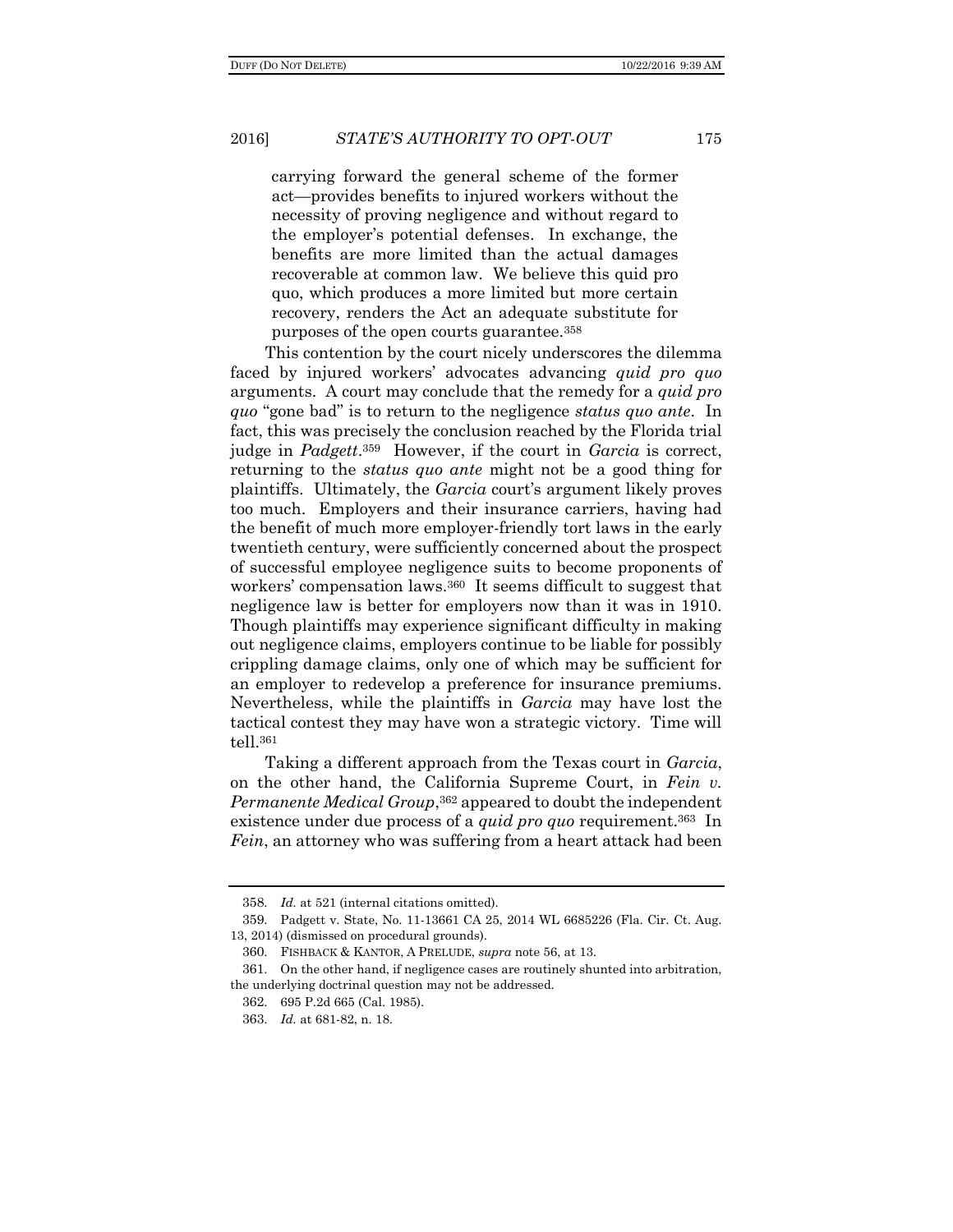> carrying forward the general scheme of the former act—provides benefits to injured workers without the necessity of proving negligence and without regard to the employer's potential defenses. In exchange, the benefits are more limited than the actual damages recoverable at common law. We believe this quid pro quo, which produces a more limited but more certain recovery, renders the Act an adequate substitute for purposes of the open courts guarantee.[358]

This contention by the court nicely underscores the dilemma faced by injured workers' advocates advancing *quid pro quo* arguments. A court may conclude that the remedy for a *quid pro quo* "gone bad" is to return to the negligence *status quo ante*. In fact, this was precisely the conclusion reached by the Florida trial judge in *Padgett*.[359] However, if the court in *Garcia* is correct, returning to the *status quo ante* might not be a good thing for plaintiffs. Ultimately, the *Garcia* court's argument likely proves too much. Employers and their insurance carriers, having had the benefit of much more employer-friendly tort laws in the early twentieth century, were sufficiently concerned about the prospect of successful employee negligence suits to become proponents of workers' compensation laws.[360] It seems difficult to suggest that negligence law is better for employers now than it was in 1910. Though plaintiffs may experience significant difficulty in making out negligence claims, employers continue to be liable for possibly crippling damage claims, only one of which may be sufficient for an employer to redevelop a preference for insurance premiums. Nevertheless, while the plaintiffs in *Garcia* may have lost the tactical contest they may have won a strategic victory. Time will tell.[361]

Taking a different approach from the Texas court in *Garcia*, on the other hand, the California Supreme Court, in *Fein v. Permanente Medical Group*,[362] appeared to doubt the independent existence under due process of a *quid pro quo* requirement.[363] In *Fein*, an attorney who was suffering from a heart attack had been

---

358. *Id.* at 521 (internal citations omitted).

359. Padgett v. State, No. 11-13661 CA 25, 2014 WL 6685226 (Fla. Cir. Ct. Aug. 13, 2014) (dismissed on procedural grounds).

360. FISHBACK & KANTOR, A PRELUDE, *supra* note 56, at 13.

361. On the other hand, if negligence cases are routinely shunted into arbitration, the underlying doctrinal question may not be addressed.

362. 695 P.2d 665 (Cal. 1985).

363. *Id.* at 681-82, n. 18.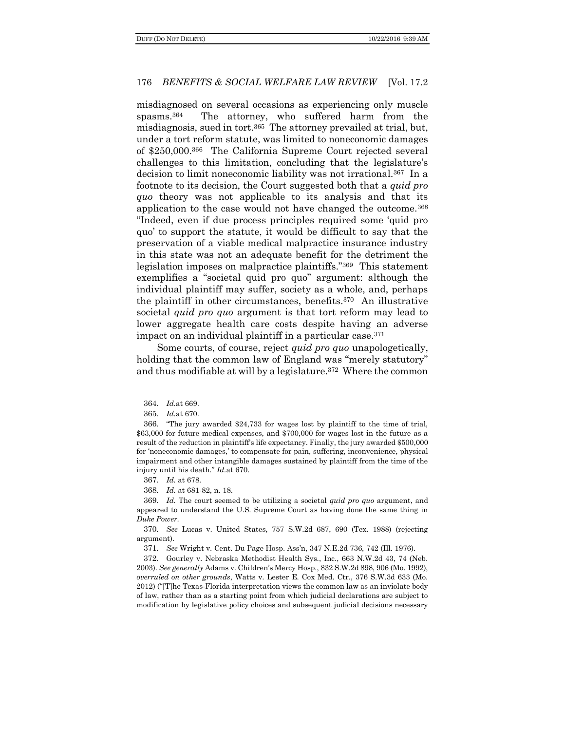misdiagnosed on several occasions as experiencing only muscle spasms.[364] The attorney, who suffered harm from the misdiagnosis, sued in tort.[365] The attorney prevailed at trial, but, under a tort reform statute, was limited to noneconomic damages of $250,000.[366] The California Supreme Court rejected several challenges to this limitation, concluding that the legislature's decision to limit noneconomic liability was not irrational.[367] In a footnote to its decision, the Court suggested both that a *quid pro quo* theory was not applicable to its analysis and that its application to the case would not have changed the outcome.[368] "Indeed, even if due process principles required some 'quid pro quo' to support the statute, it would be difficult to say that the preservation of a viable medical malpractice insurance industry in this state was not an adequate benefit for the detriment the legislation imposes on malpractice plaintiffs."[369] This statement exemplifies a "societal quid pro quo" argument: although the individual plaintiff may suffer, society as a whole, and, perhaps the plaintiff in other circumstances, benefits.[370] An illustrative societal *quid pro quo* argument is that tort reform may lead to lower aggregate health care costs despite having an adverse impact on an individual plaintiff in a particular case.[371]

Some courts, of course, reject *quid pro quo* unapologetically, holding that the common law of England was "merely statutory" and thus modifiable at will by a legislature.[372] Where the common

---

364. *Id.*at 669.

365. *Id.*at 670.

366. "The jury awarded $24,733 for wages lost by plaintiff to the time of trial, $63,000 for future medical expenses, and $700,000 for wages lost in the future as a result of the reduction in plaintiff's life expectancy. Finally, the jury awarded $500,000 for 'noneconomic damages,' to compensate for pain, suffering, inconvenience, physical impairment and other intangible damages sustained by plaintiff from the time of the injury until his death." *Id.*at 670.

367. *Id.* at 678.

368. *Id.* at 681-82, n. 18.

369. *Id.* The court seemed to be utilizing a societal *quid pro quo* argument, and appeared to understand the U.S. Supreme Court as having done the same thing in *Duke Power*.

370. *See* Lucas v. United States, 757 S.W.2d 687, 690 (Tex. 1988) (rejecting argument).

371. *See* Wright v. Cent. Du Page Hosp. Ass'n, 347 N.E.2d 736, 742 (Ill. 1976).

372. Gourley v. Nebraska Methodist Health Sys., Inc., 663 N.W.2d 43, 74 (Neb. 2003). *See generally* Adams v. Children's Mercy Hosp., 832 S.W.2d 898, 906 (Mo. 1992), *overruled on other grounds*, Watts v. Lester E. Cox Med. Ctr., 376 S.W.3d 633 (Mo. 2012) ("[T]he Texas-Florida interpretation views the common law as an inviolate body of law, rather than as a starting point from which judicial declarations are subject to modification by legislative policy choices and subsequent judicial decisions necessary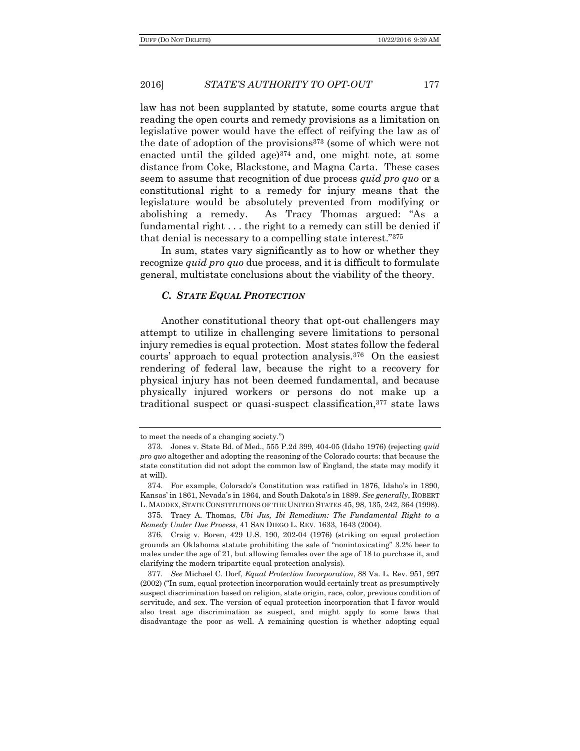law has not been supplanted by statute, some courts argue that reading the open courts and remedy provisions as a limitation on legislative power would have the effect of reifying the law as of the date of adoption of the provisions[373] (some of which were not enacted until the gilded age)[374] and, one might note, at some distance from Coke, Blackstone, and Magna Carta. These cases seem to assume that recognition of due process *quid pro quo* or a constitutional right to a remedy for injury means that the legislature would be absolutely prevented from modifying or abolishing a remedy. As Tracy Thomas argued: "As a fundamental right . . . the right to a remedy can still be denied if that denial is necessary to a compelling state interest."[375]

In sum, states vary significantly as to how or whether they recognize *quid pro quo* due process, and it is difficult to formulate general, multistate conclusions about the viability of the theory.

### *C. State Equal Protection*

Another constitutional theory that opt-out challengers may attempt to utilize in challenging severe limitations to personal injury remedies is equal protection. Most states follow the federal courts' approach to equal protection analysis.[376] On the easiest rendering of federal law, because the right to a recovery for physical injury has not been deemed fundamental, and because physically injured workers or persons do not make up a traditional suspect or quasi-suspect classification,[377] state laws

---

to meet the needs of a changing society.")

373. Jones v. State Bd. of Med., 555 P.2d 399, 404-05 (Idaho 1976) (rejecting *quid pro quo* altogether and adopting the reasoning of the Colorado courts: that because the state constitution did not adopt the common law of England, the state may modify it at will).

374. For example, Colorado's Constitution was ratified in 1876, Idaho's in 1890, Kansas' in 1861, Nevada's in 1864, and South Dakota's in 1889. *See generally*, ROBERT L. MADDEX, STATE CONSTITUTIONS OF THE UNITED STATES 45, 98, 135, 242, 364 (1998).

375. Tracy A. Thomas, *Ubi Jus, Ibi Remedium: The Fundamental Right to a Remedy Under Due Process*, 41 SAN DIEGO L. REV. 1633, 1643 (2004).

376. Craig v. Boren, 429 U.S. 190, 202-04 (1976) (striking on equal protection grounds an Oklahoma statute prohibiting the sale of "nonintoxicating" 3.2% beer to males under the age of 21, but allowing females over the age of 18 to purchase it, and clarifying the modern tripartite equal protection analysis).

377. *See* Michael C. Dorf, *Equal Protection Incorporation*, 88 Va. L. Rev. 951, 997 (2002) ("In sum, equal protection incorporation would certainly treat as presumptively suspect discrimination based on religion, state origin, race, color, previous condition of servitude, and sex. The version of equal protection incorporation that I favor would also treat age discrimination as suspect, and might apply to some laws that disadvantage the poor as well. A remaining question is whether adopting equal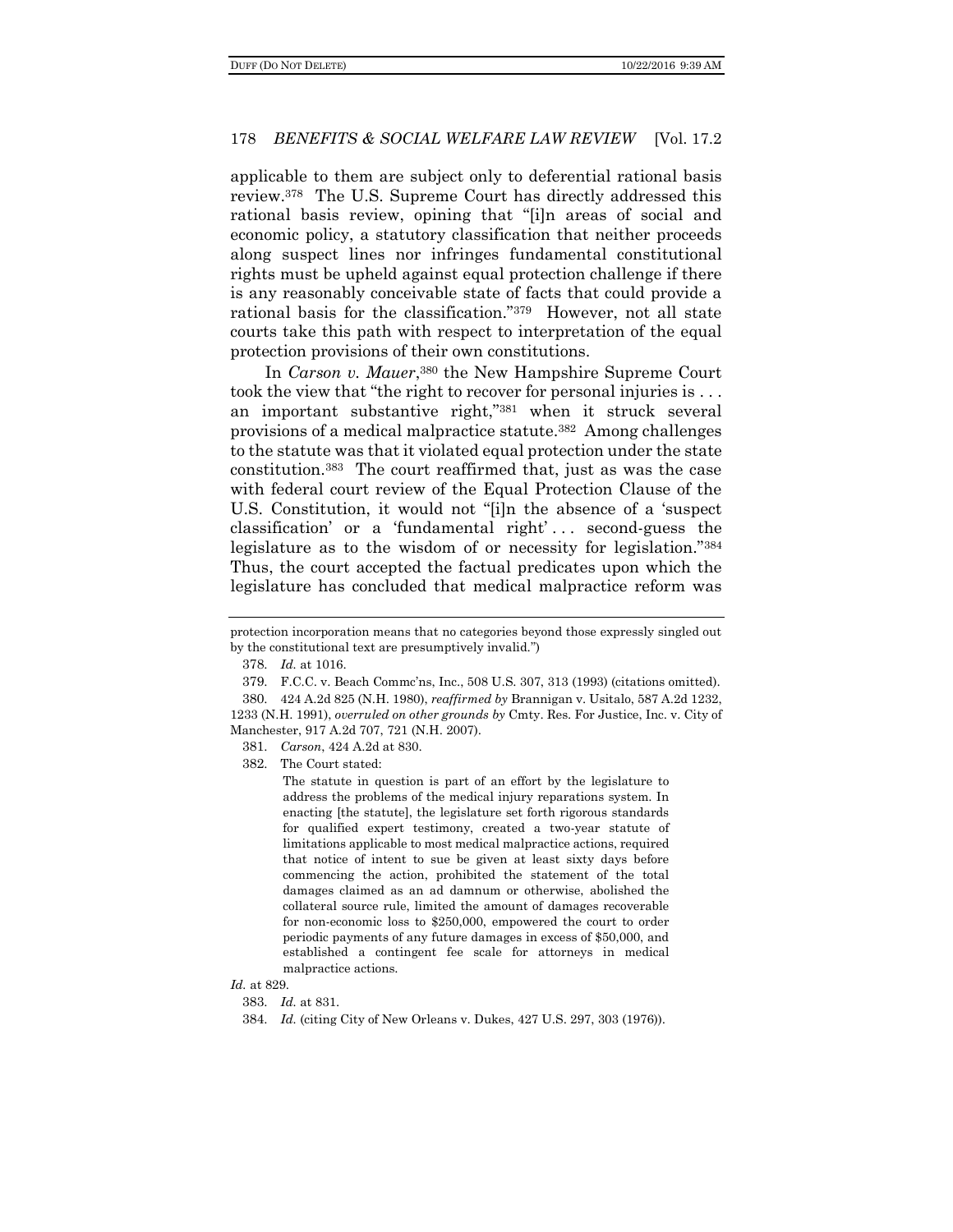applicable to them are subject only to deferential rational basis review.[378] The U.S. Supreme Court has directly addressed this rational basis review, opining that "[i]n areas of social and economic policy, a statutory classification that neither proceeds along suspect lines nor infringes fundamental constitutional rights must be upheld against equal protection challenge if there is any reasonably conceivable state of facts that could provide a rational basis for the classification."[379] However, not all state courts take this path with respect to interpretation of the equal protection provisions of their own constitutions.

In *Carson v. Mauer*,[380] the New Hampshire Supreme Court took the view that "the right to recover for personal injuries is . . . an important substantive right,"[381] when it struck several provisions of a medical malpractice statute.[382] Among challenges to the statute was that it violated equal protection under the state constitution.[383] The court reaffirmed that, just as was the case with federal court review of the Equal Protection Clause of the U.S. Constitution, it would not "[i]n the absence of a 'suspect classification' or a 'fundamental right' . . . second-guess the legislature as to the wisdom of or necessity for legislation."[384] Thus, the court accepted the factual predicates upon which the legislature has concluded that medical malpractice reform was

---

protection incorporation means that no categories beyond those expressly singled out by the constitutional text are presumptively invalid.")

378. *Id.* at 1016.

379. F.C.C. v. Beach Commc'ns, Inc., 508 U.S. 307, 313 (1993) (citations omitted).

380. 424 A.2d 825 (N.H. 1980), *reaffirmed by* Brannigan v. Usitalo, 587 A.2d 1232, 1233 (N.H. 1991), *overruled on other grounds by* Cmty. Res. For Justice, Inc. v. City of Manchester, 917 A.2d 707, 721 (N.H. 2007).

381. *Carson*, 424 A.2d at 830.

382. The Court stated:

> The statute in question is part of an effort by the legislature to address the problems of the medical injury reparations system. In enacting [the statute], the legislature set forth rigorous standards for qualified expert testimony, created a two-year statute of limitations applicable to most medical malpractice actions, required that notice of intent to sue be given at least sixty days before commencing the action, prohibited the statement of the total damages claimed as an ad damnum or otherwise, abolished the collateral source rule, limited the amount of damages recoverable for non-economic loss to $250,000, empowered the court to order periodic payments of any future damages in excess of $50,000, and established a contingent fee scale for attorneys in medical malpractice actions.

*Id.* at 829.

383. *Id.* at 831.

384. *Id.* (citing City of New Orleans v. Dukes, 427 U.S. 297, 303 (1976)).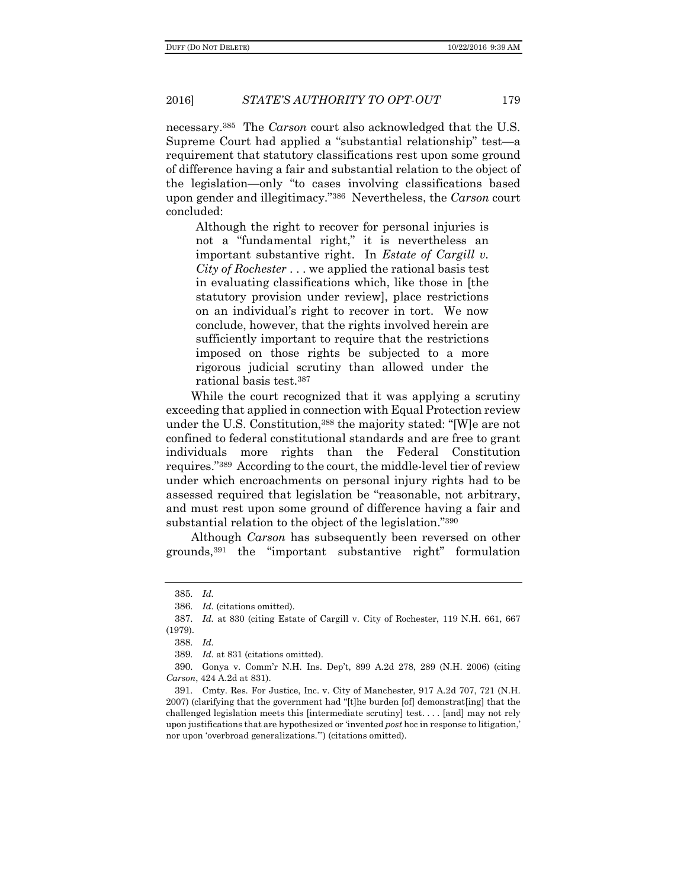necessary.[385] The *Carson* court also acknowledged that the U.S. Supreme Court had applied a "substantial relationship" test—a requirement that statutory classifications rest upon some ground of difference having a fair and substantial relation to the object of the legislation—only "to cases involving classifications based upon gender and illegitimacy."[386] Nevertheless, the *Carson* court concluded:

> Although the right to recover for personal injuries is not a "fundamental right," it is nevertheless an important substantive right. In *Estate of Cargill v. City of Rochester* . . . we applied the rational basis test in evaluating classifications which, like those in [the statutory provision under review], place restrictions on an individual's right to recover in tort. We now conclude, however, that the rights involved herein are sufficiently important to require that the restrictions imposed on those rights be subjected to a more rigorous judicial scrutiny than allowed under the rational basis test.[387]

While the court recognized that it was applying a scrutiny exceeding that applied in connection with Equal Protection review under the U.S. Constitution,[388] the majority stated: "[W]e are not confined to federal constitutional standards and are free to grant individuals more rights than the Federal Constitution requires."[389] According to the court, the middle-level tier of review under which encroachments on personal injury rights had to be assessed required that legislation be "reasonable, not arbitrary, and must rest upon some ground of difference having a fair and substantial relation to the object of the legislation."[390]

Although *Carson* has subsequently been reversed on other grounds,[391] the "important substantive right" formulation

---

385. *Id.*

386. *Id.* (citations omitted).

387. *Id.* at 830 (citing Estate of Cargill v. City of Rochester, 119 N.H. 661, 667 (1979).

388. *Id.*

389. *Id.* at 831 (citations omitted).

390. Gonya v. Comm'r N.H. Ins. Dep't, 899 A.2d 278, 289 (N.H. 2006) (citing *Carson*, 424 A.2d at 831).

391. Cmty. Res. For Justice, Inc. v. City of Manchester, 917 A.2d 707, 721 (N.H. 2007) (clarifying that the government had "[t]he burden [of] demonstrat[ing] that the challenged legislation meets this [intermediate scrutiny] test. . . . [and] may not rely upon justifications that are hypothesized or 'invented *post* hoc in response to litigation,' nor upon 'overbroad generalizations.'") (citations omitted).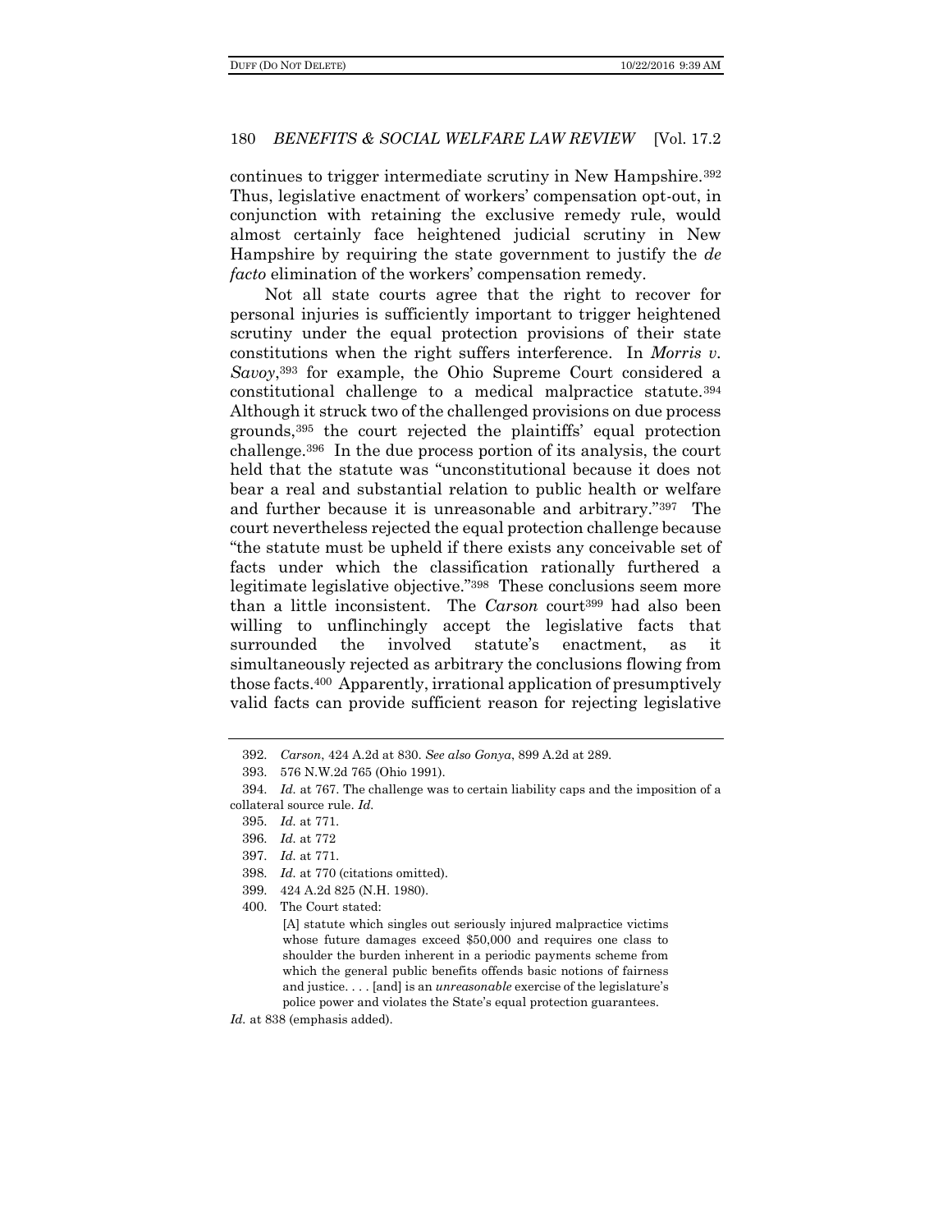continues to trigger intermediate scrutiny in New Hampshire.[392] Thus, legislative enactment of workers' compensation opt-out, in conjunction with retaining the exclusive remedy rule, would almost certainly face heightened judicial scrutiny in New Hampshire by requiring the state government to justify the *de facto* elimination of the workers' compensation remedy.

Not all state courts agree that the right to recover for personal injuries is sufficiently important to trigger heightened scrutiny under the equal protection provisions of their state constitutions when the right suffers interference. In *Morris v. Savoy*,[393] for example, the Ohio Supreme Court considered a constitutional challenge to a medical malpractice statute.[394] Although it struck two of the challenged provisions on due process grounds,[395] the court rejected the plaintiffs' equal protection challenge.[396] In the due process portion of its analysis, the court held that the statute was "unconstitutional because it does not bear a real and substantial relation to public health or welfare and further because it is unreasonable and arbitrary."[397] The court nevertheless rejected the equal protection challenge because "the statute must be upheld if there exists any conceivable set of facts under which the classification rationally furthered a legitimate legislative objective."[398] These conclusions seem more than a little inconsistent. The *Carson* court[399] had also been willing to unflinchingly accept the legislative facts that surrounded the involved statute's enactment, as it simultaneously rejected as arbitrary the conclusions flowing from those facts.[400] Apparently, irrational application of presumptively valid facts can provide sufficient reason for rejecting legislative

---

392. *Carson*, 424 A.2d at 830. *See also Gonya*, 899 A.2d at 289.

393. 576 N.W.2d 765 (Ohio 1991).

394. *Id.* at 767. The challenge was to certain liability caps and the imposition of a collateral source rule. *Id.*

395. *Id.* at 771.

396. *Id.* at 772

397. *Id.* at 771.

398. *Id.* at 770 (citations omitted).

399. 424 A.2d 825 (N.H. 1980).

400. The Court stated:

> [A] statute which singles out seriously injured malpractice victims whose future damages exceed $50,000 and requires one class to shoulder the burden inherent in a periodic payments scheme from which the general public benefits offends basic notions of fairness and justice. . . . [and] is an *unreasonable* exercise of the legislature's police power and violates the State's equal protection guarantees.

*Id.* at 838 (emphasis added).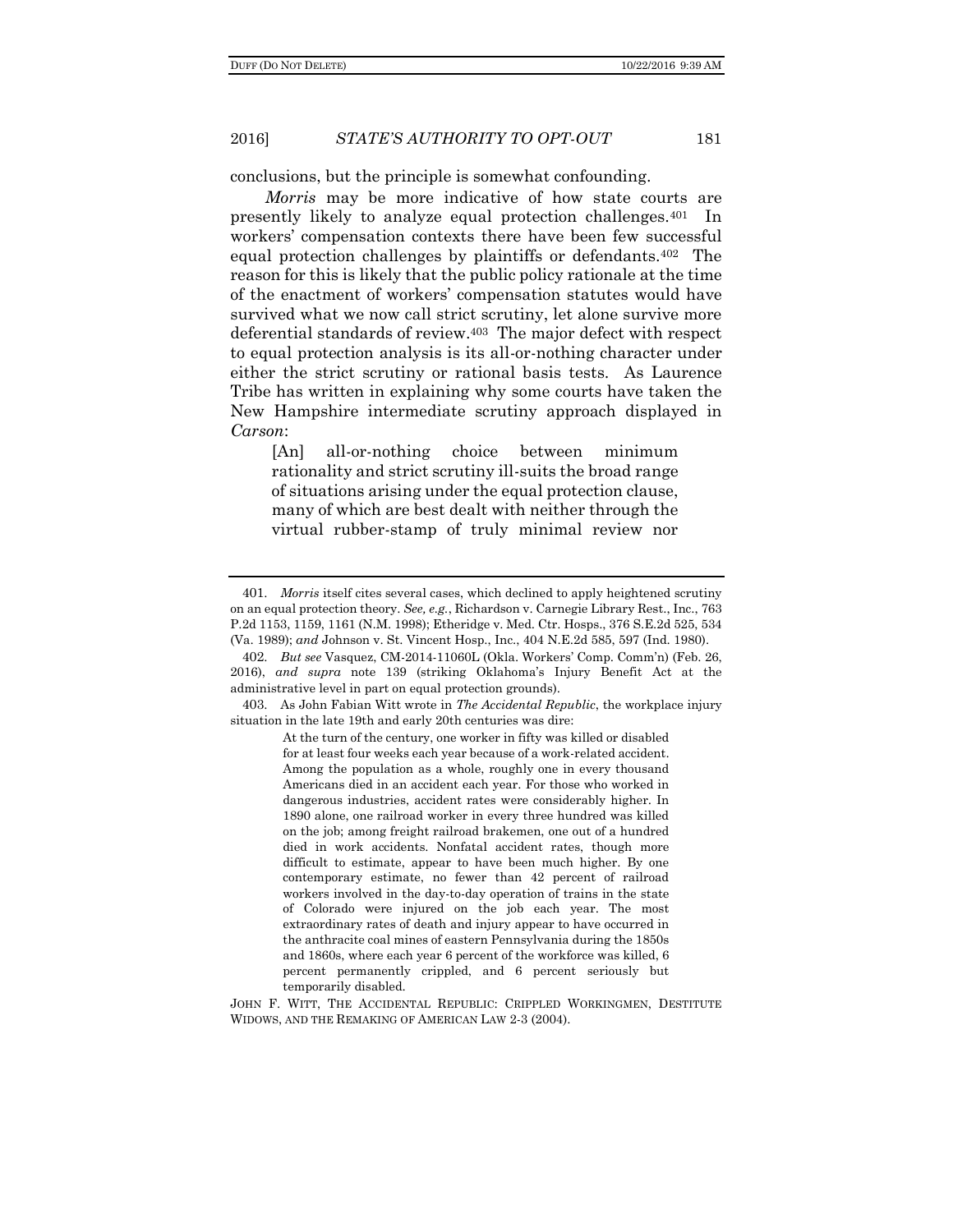conclusions, but the principle is somewhat confounding.

*Morris* may be more indicative of how state courts are presently likely to analyze equal protection challenges.[401] In workers' compensation contexts there have been few successful equal protection challenges by plaintiffs or defendants.[402] The reason for this is likely that the public policy rationale at the time of the enactment of workers' compensation statutes would have survived what we now call strict scrutiny, let alone survive more deferential standards of review.[403] The major defect with respect to equal protection analysis is its all-or-nothing character under either the strict scrutiny or rational basis tests. As Laurence Tribe has written in explaining why some courts have taken the New Hampshire intermediate scrutiny approach displayed in *Carson*:

> [An] all-or-nothing choice between minimum rationality and strict scrutiny ill-suits the broad range of situations arising under the equal protection clause, many of which are best dealt with neither through the virtual rubber-stamp of truly minimal review nor

---

401. *Morris* itself cites several cases, which declined to apply heightened scrutiny on an equal protection theory. *See, e.g.*, Richardson v. Carnegie Library Rest., Inc., 763 P.2d 1153, 1159, 1161 (N.M. 1998); Etheridge v. Med. Ctr. Hosps., 376 S.E.2d 525, 534 (Va. 1989); *and* Johnson v. St. Vincent Hosp., Inc., 404 N.E.2d 585, 597 (Ind. 1980).

402. *But see* Vasquez, CM-2014-11060L (Okla. Workers' Comp. Comm'n) (Feb. 26, 2016), *and supra* note 139 (striking Oklahoma's Injury Benefit Act at the administrative level in part on equal protection grounds).

403. As John Fabian Witt wrote in *The Accidental Republic*, the workplace injury situation in the late 19th and early 20th centuries was dire:

> At the turn of the century, one worker in fifty was killed or disabled for at least four weeks each year because of a work-related accident. Among the population as a whole, roughly one in every thousand Americans died in an accident each year. For those who worked in dangerous industries, accident rates were considerably higher. In 1890 alone, one railroad worker in every three hundred was killed on the job; among freight railroad brakemen, one out of a hundred died in work accidents. Nonfatal accident rates, though more difficult to estimate, appear to have been much higher. By one contemporary estimate, no fewer than 42 percent of railroad workers involved in the day-to-day operation of trains in the state of Colorado were injured on the job each year. The most extraordinary rates of death and injury appear to have occurred in the anthracite coal mines of eastern Pennsylvania during the 1850s and 1860s, where each year 6 percent of the workforce was killed, 6 percent permanently crippled, and 6 percent seriously but temporarily disabled.

JOHN F. WITT, THE ACCIDENTAL REPUBLIC: CRIPPLED WORKINGMEN, DESTITUTE WIDOWS, AND THE REMAKING OF AMERICAN LAW 2-3 (2004).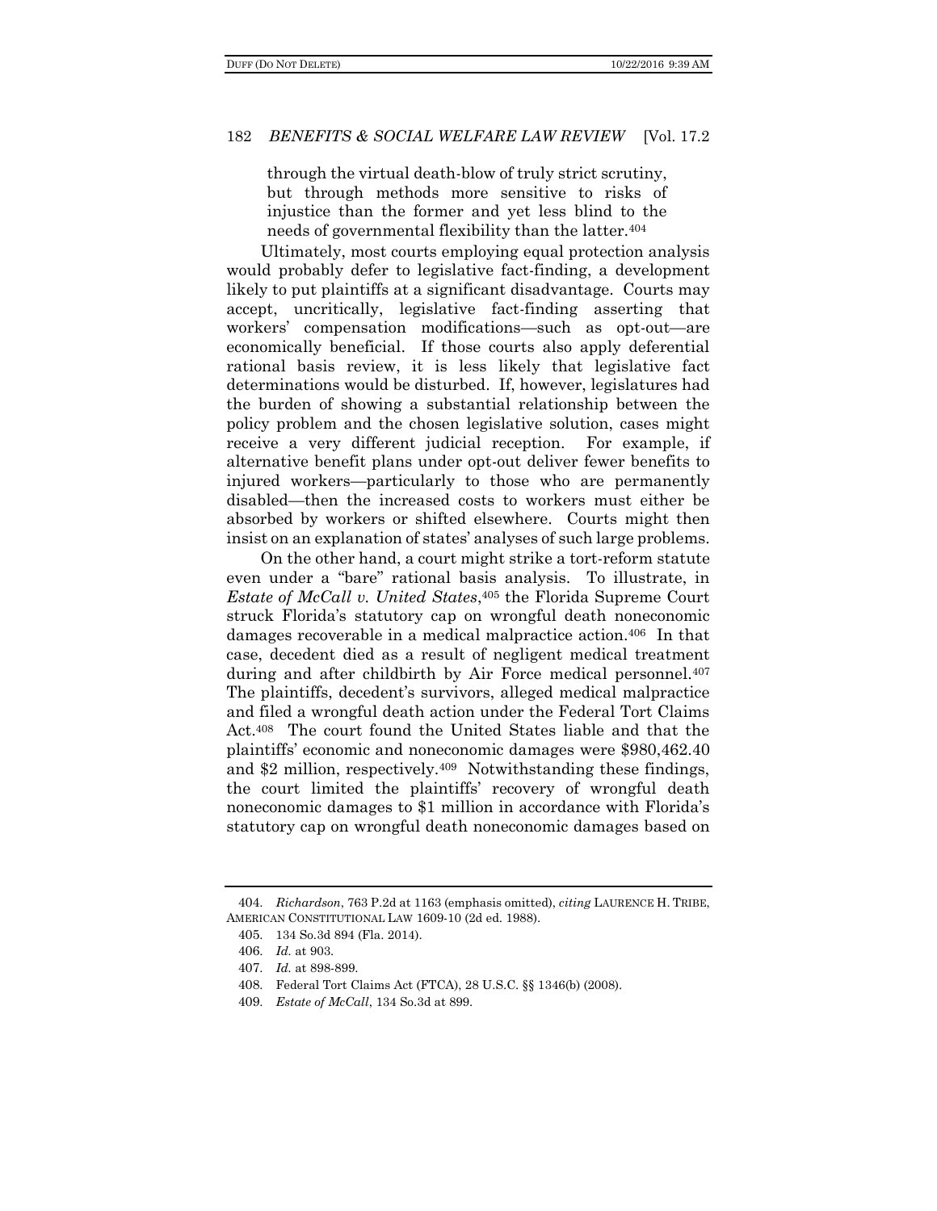> through the virtual death-blow of truly strict scrutiny, but through methods more sensitive to risks of injustice than the former and yet less blind to the needs of governmental flexibility than the latter.[404]

Ultimately, most courts employing equal protection analysis would probably defer to legislative fact-finding, a development likely to put plaintiffs at a significant disadvantage. Courts may accept, uncritically, legislative fact-finding asserting that workers' compensation modifications—such as opt-out—are economically beneficial. If those courts also apply deferential rational basis review, it is less likely that legislative fact determinations would be disturbed. If, however, legislatures had the burden of showing a substantial relationship between the policy problem and the chosen legislative solution, cases might receive a very different judicial reception. For example, if alternative benefit plans under opt-out deliver fewer benefits to injured workers—particularly to those who are permanently disabled—then the increased costs to workers must either be absorbed by workers or shifted elsewhere. Courts might then insist on an explanation of states' analyses of such large problems.

On the other hand, a court might strike a tort-reform statute even under a "bare" rational basis analysis. To illustrate, in *Estate of McCall v. United States*,[405] the Florida Supreme Court struck Florida's statutory cap on wrongful death noneconomic damages recoverable in a medical malpractice action.[406] In that case, decedent died as a result of negligent medical treatment during and after childbirth by Air Force medical personnel.[407] The plaintiffs, decedent's survivors, alleged medical malpractice and filed a wrongful death action under the Federal Tort Claims Act.[408] The court found the United States liable and that the plaintiffs' economic and noneconomic damages were $980,462.40 and $2 million, respectively.[409] Notwithstanding these findings, the court limited the plaintiffs' recovery of wrongful death noneconomic damages to $1 million in accordance with Florida's statutory cap on wrongful death noneconomic damages based on

---

404. *Richardson*, 763 P.2d at 1163 (emphasis omitted), *citing* LAURENCE H. TRIBE, AMERICAN CONSTITUTIONAL LAW 1609-10 (2d ed. 1988).

405. 134 So.3d 894 (Fla. 2014).

406. *Id.* at 903.

407. *Id.* at 898-899.

408. Federal Tort Claims Act (FTCA), 28 U.S.C. §§ 1346(b) (2008).

409. *Estate of McCall*, 134 So.3d at 899.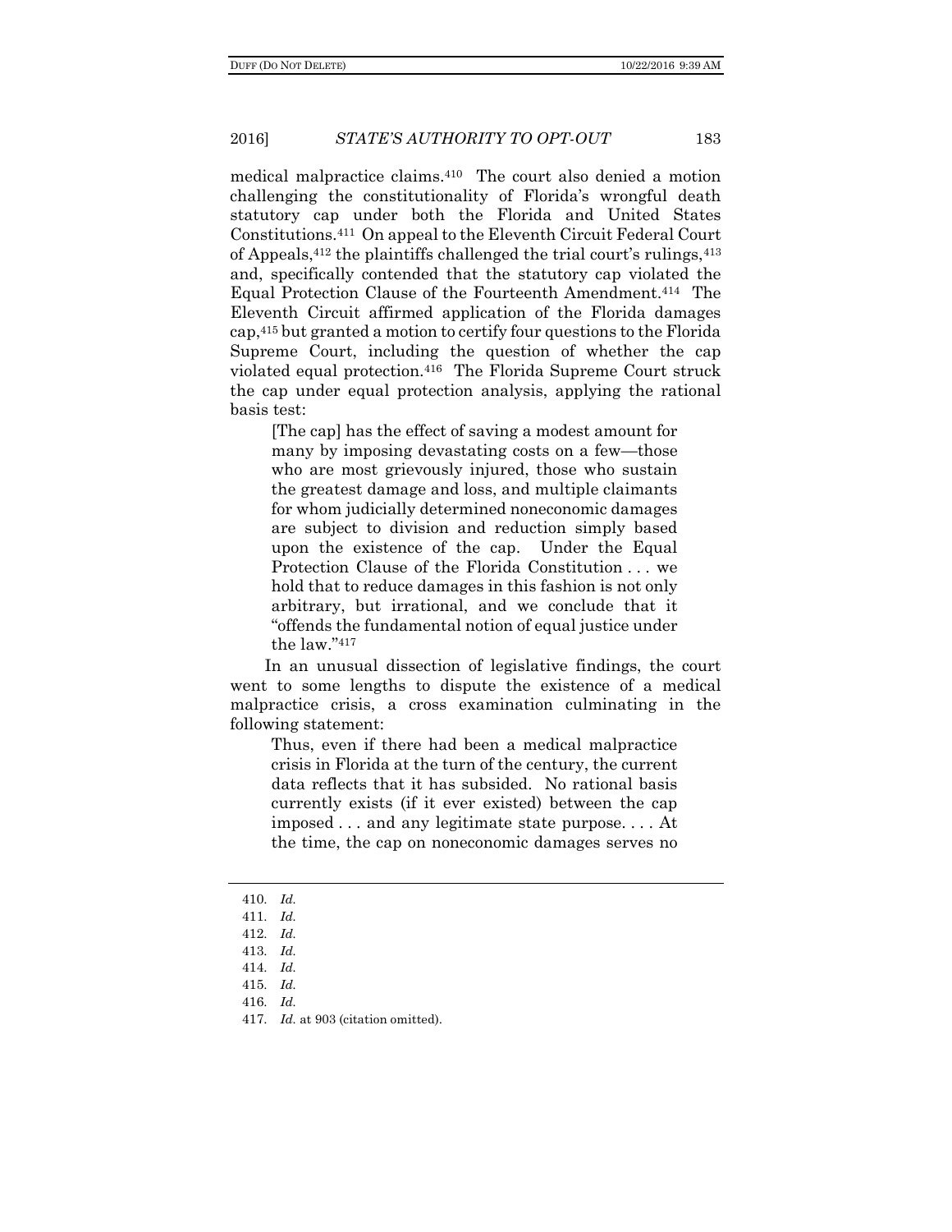medical malpractice claims.[410] The court also denied a motion challenging the constitutionality of Florida's wrongful death statutory cap under both the Florida and United States Constitutions.[411] On appeal to the Eleventh Circuit Federal Court of Appeals,[412] the plaintiffs challenged the trial court's rulings,[413] and, specifically contended that the statutory cap violated the Equal Protection Clause of the Fourteenth Amendment.[414] The Eleventh Circuit affirmed application of the Florida damages cap,[415] but granted a motion to certify four questions to the Florida Supreme Court, including the question of whether the cap violated equal protection.[416] The Florida Supreme Court struck the cap under equal protection analysis, applying the rational basis test:

> [The cap] has the effect of saving a modest amount for many by imposing devastating costs on a few—those who are most grievously injured, those who sustain the greatest damage and loss, and multiple claimants for whom judicially determined noneconomic damages are subject to division and reduction simply based upon the existence of the cap. Under the Equal Protection Clause of the Florida Constitution . . . we hold that to reduce damages in this fashion is not only arbitrary, but irrational, and we conclude that it "offends the fundamental notion of equal justice under the law."[417]

In an unusual dissection of legislative findings, the court went to some lengths to dispute the existence of a medical malpractice crisis, a cross examination culminating in the following statement:

> Thus, even if there had been a medical malpractice crisis in Florida at the turn of the century, the current data reflects that it has subsided. No rational basis currently exists (if it ever existed) between the cap imposed . . . and any legitimate state purpose. . . . At the time, the cap on noneconomic damages serves no

---

410. *Id.*
411. *Id.*
412. *Id.*
413. *Id.*
414. *Id.*
415. *Id.*
416. *Id.*
417. *Id.* at 903 (citation omitted).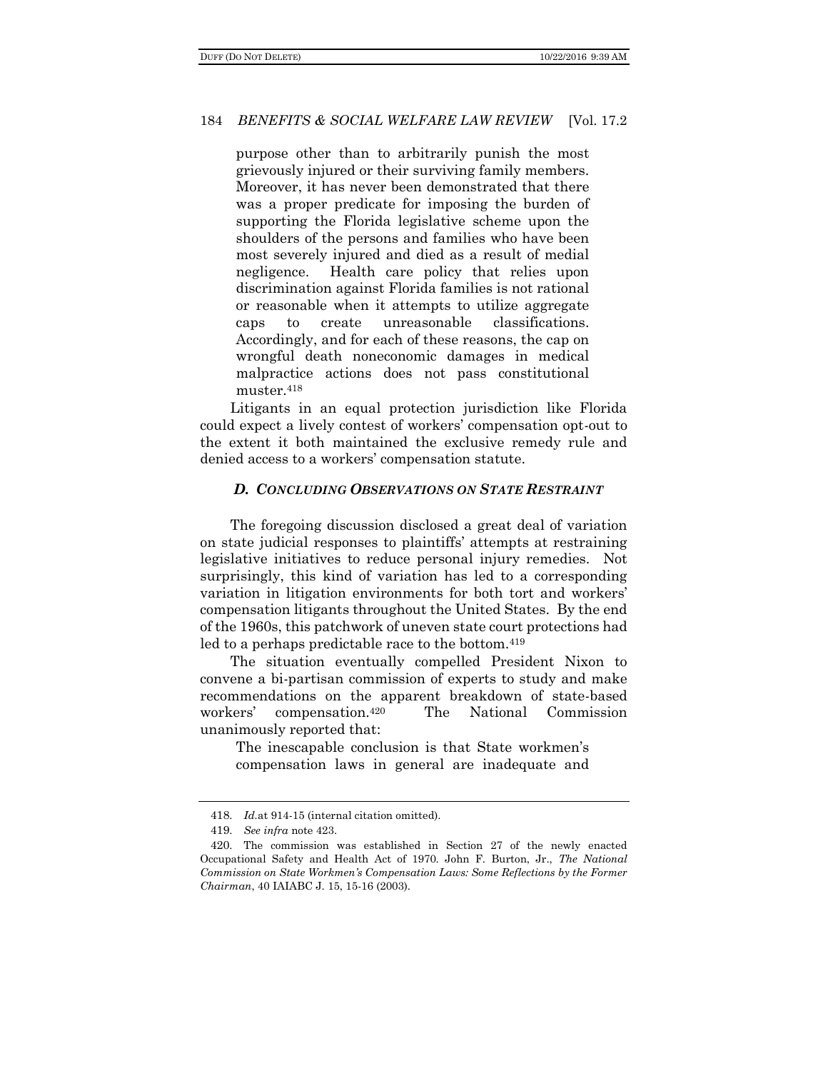> purpose other than to arbitrarily punish the most grievously injured or their surviving family members. Moreover, it has never been demonstrated that there was a proper predicate for imposing the burden of supporting the Florida legislative scheme upon the shoulders of the persons and families who have been most severely injured and died as a result of medial negligence. Health care policy that relies upon discrimination against Florida families is not rational or reasonable when it attempts to utilize aggregate caps to create unreasonable classifications. Accordingly, and for each of these reasons, the cap on wrongful death noneconomic damages in medical malpractice actions does not pass constitutional muster.[418]

Litigants in an equal protection jurisdiction like Florida could expect a lively contest of workers' compensation opt-out to the extent it both maintained the exclusive remedy rule and denied access to a workers' compensation statute.

### *D. Concluding Observations on State Restraint*

The foregoing discussion disclosed a great deal of variation on state judicial responses to plaintiffs' attempts at restraining legislative initiatives to reduce personal injury remedies. Not surprisingly, this kind of variation has led to a corresponding variation in litigation environments for both tort and workers' compensation litigants throughout the United States. By the end of the 1960s, this patchwork of uneven state court protections had led to a perhaps predictable race to the bottom.[419]

The situation eventually compelled President Nixon to convene a bi-partisan commission of experts to study and make recommendations on the apparent breakdown of state-based workers' compensation.[420] The National Commission unanimously reported that:

> The inescapable conclusion is that State workmen's compensation laws in general are inadequate and

---

418. *Id.* at 914-15 (internal citation omitted).

419. *See infra* note 423.

420. The commission was established in Section 27 of the newly enacted Occupational Safety and Health Act of 1970. John F. Burton, Jr., *The National Commission on State Workmen's Compensation Laws: Some Reflections by the Former Chairman*, 40 IAIABC J. 15, 15-16 (2003).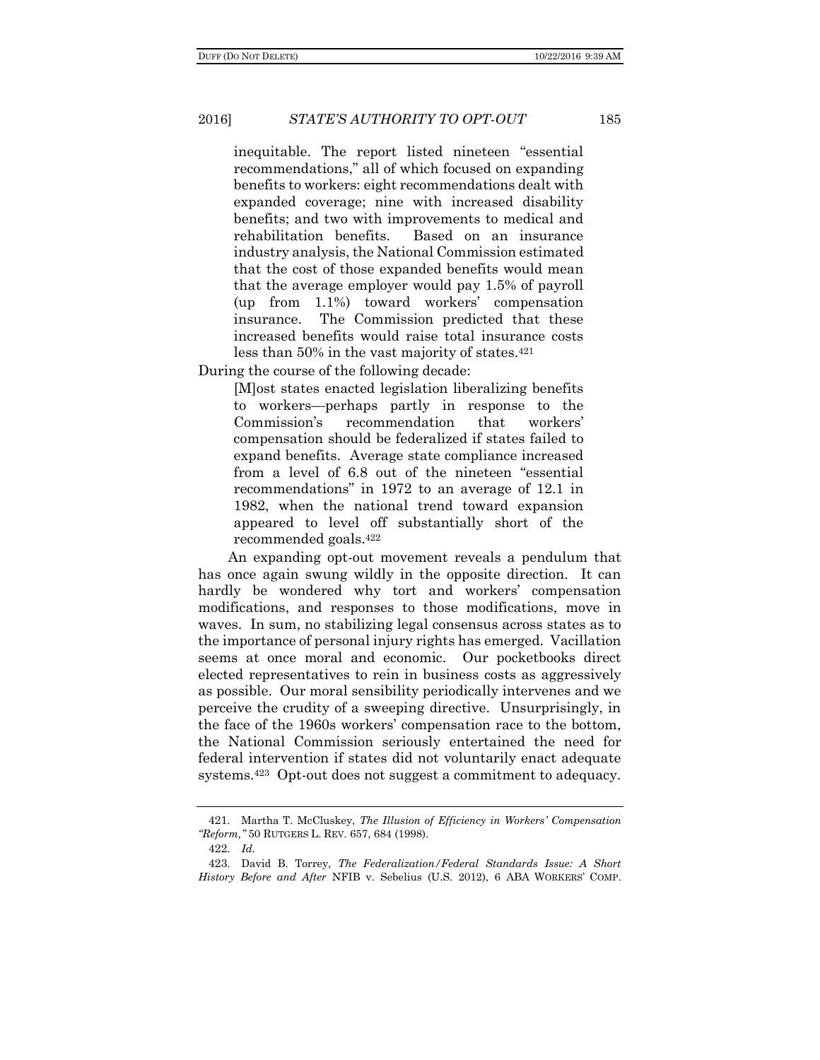> inequitable. The report listed nineteen "essential recommendations," all of which focused on expanding benefits to workers: eight recommendations dealt with expanded coverage; nine with increased disability benefits; and two with improvements to medical and rehabilitation benefits. Based on an insurance industry analysis, the National Commission estimated that the cost of those expanded benefits would mean that the average employer would pay 1.5% of payroll (up from 1.1%) toward workers' compensation insurance. The Commission predicted that these increased benefits would raise total insurance costs less than 50% in the vast majority of states.[421]

During the course of the following decade:

> [M]ost states enacted legislation liberalizing benefits to workers—perhaps partly in response to the Commission's recommendation that workers' compensation should be federalized if states failed to expand benefits. Average state compliance increased from a level of 6.8 out of the nineteen "essential recommendations" in 1972 to an average of 12.1 in 1982, when the national trend toward expansion appeared to level off substantially short of the recommended goals.[422]

An expanding opt-out movement reveals a pendulum that has once again swung wildly in the opposite direction. It can hardly be wondered why tort and workers' compensation modifications, and responses to those modifications, move in waves. In sum, no stabilizing legal consensus across states as to the importance of personal injury rights has emerged. Vacillation seems at once moral and economic. Our pocketbooks direct elected representatives to rein in business costs as aggressively as possible. Our moral sensibility periodically intervenes and we perceive the crudity of a sweeping directive. Unsurprisingly, in the face of the 1960s workers' compensation race to the bottom, the National Commission seriously entertained the need for federal intervention if states did not voluntarily enact adequate systems.[423] Opt-out does not suggest a commitment to adequacy.

---

421. Martha T. McCluskey, *The Illusion of Efficiency in Workers' Compensation "Reform,"* 50 RUTGERS L. REV. 657, 684 (1998).

422. *Id.*

423. David B. Torrey, *The Federalization/Federal Standards Issue: A Short History Before and After* NFIB v. Sebelius (U.S. 2012), 6 ABA WORKERS' COMP.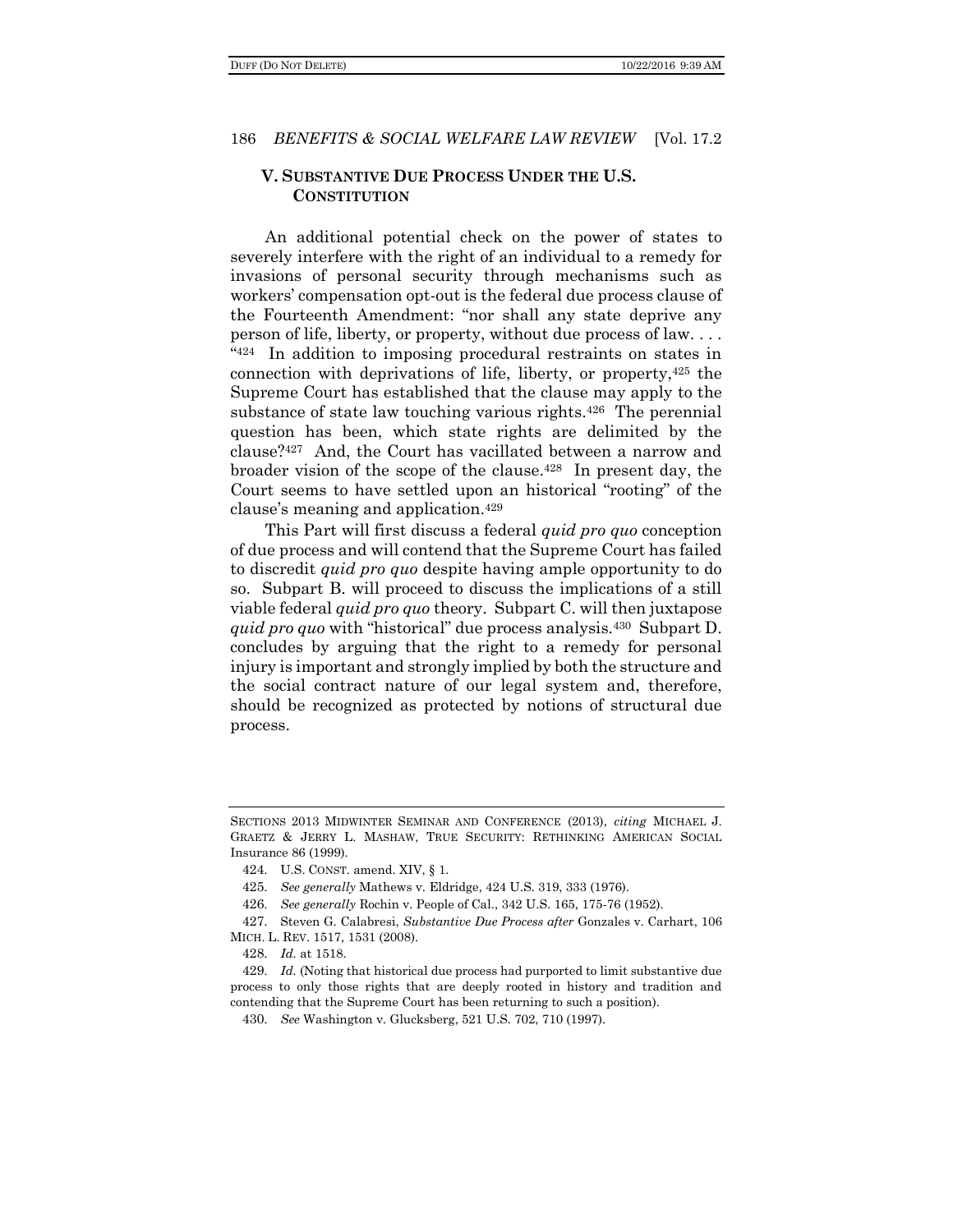## V. SUBSTANTIVE DUE PROCESS UNDER THE U.S. CONSTITUTION

An additional potential check on the power of states to severely interfere with the right of an individual to a remedy for invasions of personal security through mechanisms such as workers' compensation opt-out is the federal due process clause of the Fourteenth Amendment: "nor shall any state deprive any person of life, liberty, or property, without due process of law. . . . "[424] In addition to imposing procedural restraints on states in connection with deprivations of life, liberty, or property,[425] the Supreme Court has established that the clause may apply to the substance of state law touching various rights.[426] The perennial question has been, which state rights are delimited by the clause?[427] And, the Court has vacillated between a narrow and broader vision of the scope of the clause.[428] In present day, the Court seems to have settled upon an historical "rooting" of the clause's meaning and application.[429]

This Part will first discuss a federal *quid pro quo* conception of due process and will contend that the Supreme Court has failed to discredit *quid pro quo* despite having ample opportunity to do so. Subpart B. will proceed to discuss the implications of a still viable federal *quid pro quo* theory. Subpart C. will then juxtapose *quid pro quo* with "historical" due process analysis.[430] Subpart D. concludes by arguing that the right to a remedy for personal injury is important and strongly implied by both the structure and the social contract nature of our legal system and, therefore, should be recognized as protected by notions of structural due process.

---

SECTIONS 2013 MIDWINTER SEMINAR AND CONFERENCE (2013), *citing* MICHAEL J. GRAETZ & JERRY L. MASHAW, TRUE SECURITY: RETHINKING AMERICAN SOCIAL Insurance 86 (1999).

424. U.S. CONST. amend. XIV, § 1.

425. *See generally* Mathews v. Eldridge, 424 U.S. 319, 333 (1976).

426. *See generally* Rochin v. People of Cal., 342 U.S. 165, 175-76 (1952).

427. Steven G. Calabresi, *Substantive Due Process after* Gonzales v. Carhart, 106 MICH. L. REV. 1517, 1531 (2008).

428. *Id.* at 1518.

429. *Id.* (Noting that historical due process had purported to limit substantive due process to only those rights that are deeply rooted in history and tradition and contending that the Supreme Court has been returning to such a position).

430. *See* Washington v. Glucksberg, 521 U.S. 702, 710 (1997).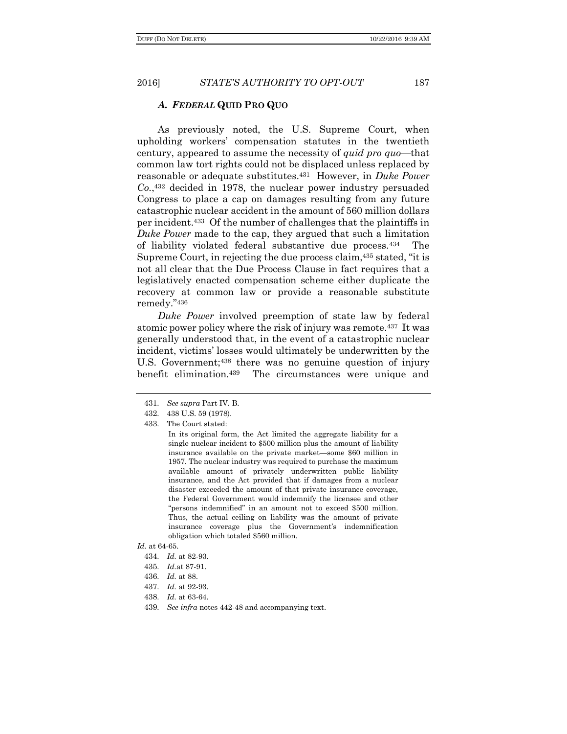### *A. FEDERAL* QUID PRO QUO

As previously noted, the U.S. Supreme Court, when upholding workers' compensation statutes in the twentieth century, appeared to assume the necessity of *quid pro quo*—that common law tort rights could not be displaced unless replaced by reasonable or adequate substitutes.[431] However, in *Duke Power Co.*,[432] decided in 1978, the nuclear power industry persuaded Congress to place a cap on damages resulting from any future catastrophic nuclear accident in the amount of 560 million dollars per incident.[433] Of the number of challenges that the plaintiffs in *Duke Power* made to the cap, they argued that such a limitation of liability violated federal substantive due process.[434] The Supreme Court, in rejecting the due process claim,[435] stated, "it is not all clear that the Due Process Clause in fact requires that a legislatively enacted compensation scheme either duplicate the recovery at common law or provide a reasonable substitute remedy."[436]

*Duke Power* involved preemption of state law by federal atomic power policy where the risk of injury was remote.[437] It was generally understood that, in the event of a catastrophic nuclear incident, victims' losses would ultimately be underwritten by the U.S. Government;[438] there was no genuine question of injury benefit elimination.[439] The circumstances were unique and

---

431. *See supra* Part IV. B.

432. 438 U.S. 59 (1978).

433. The Court stated:

> In its original form, the Act limited the aggregate liability for a single nuclear incident to $500 million plus the amount of liability insurance available on the private market—some $60 million in 1957. The nuclear industry was required to purchase the maximum available amount of privately underwritten public liability insurance, and the Act provided that if damages from a nuclear disaster exceeded the amount of that private insurance coverage, the Federal Government would indemnify the licensee and other "persons indemnified" in an amount not to exceed $500 million. Thus, the actual ceiling on liability was the amount of private insurance coverage plus the Government's indemnification obligation which totaled $560 million.

*Id.* at 64-65.

434. *Id.* at 82-93.

435. *Id.*at 87-91.

436. *Id.* at 88.

437. *Id.* at 92-93.

438. *Id.* at 63-64.

439. *See infra* notes 442-48 and accompanying text.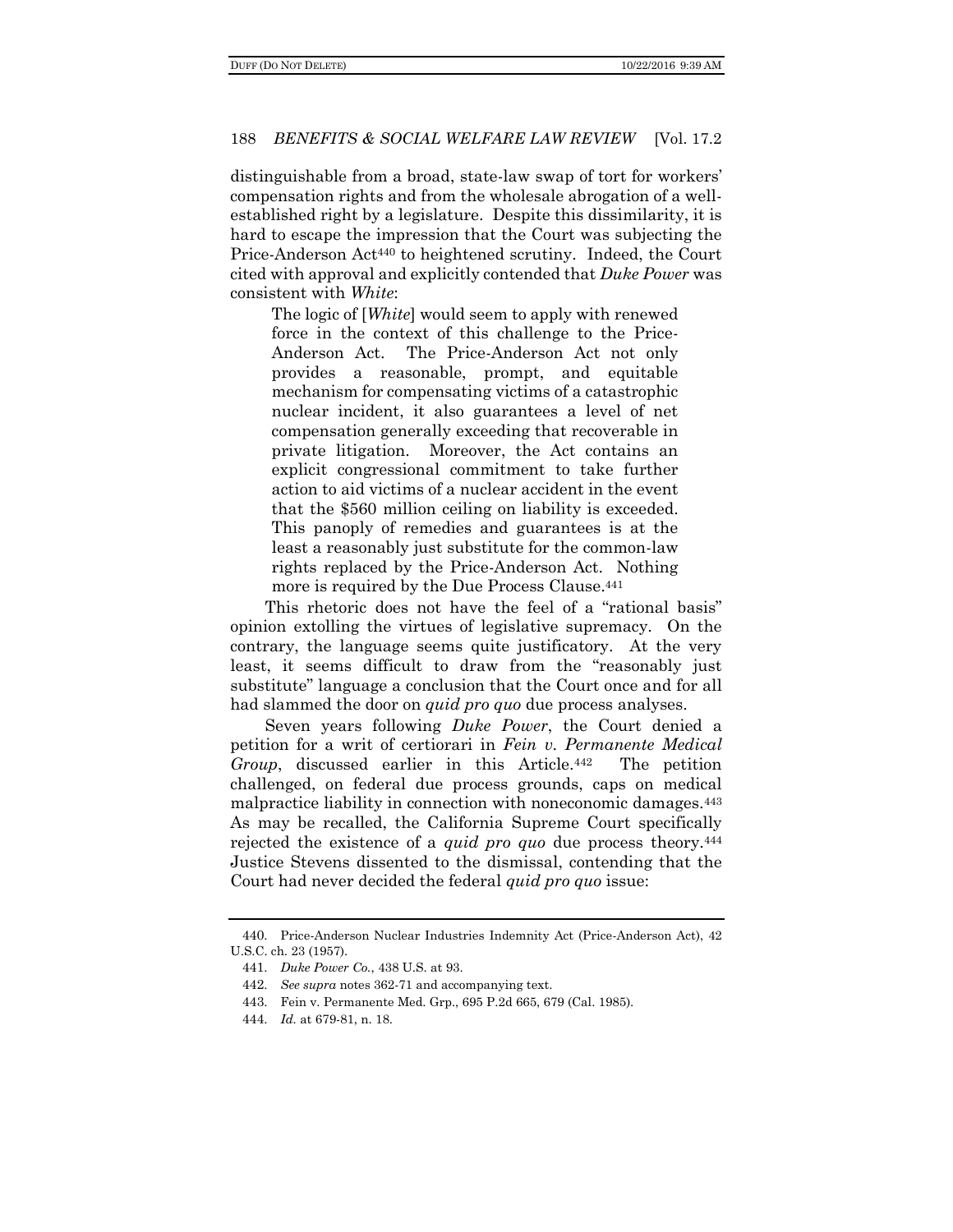distinguishable from a broad, state-law swap of tort for workers' compensation rights and from the wholesale abrogation of a well-established right by a legislature. Despite this dissimilarity, it is hard to escape the impression that the Court was subjecting the Price-Anderson Act[440] to heightened scrutiny. Indeed, the Court cited with approval and explicitly contended that *Duke Power* was consistent with *White*:

> The logic of [*White*] would seem to apply with renewed force in the context of this challenge to the Price-Anderson Act. The Price-Anderson Act not only provides a reasonable, prompt, and equitable mechanism for compensating victims of a catastrophic nuclear incident, it also guarantees a level of net compensation generally exceeding that recoverable in private litigation. Moreover, the Act contains an explicit congressional commitment to take further action to aid victims of a nuclear accident in the event that the $560 million ceiling on liability is exceeded. This panoply of remedies and guarantees is at the least a reasonably just substitute for the common-law rights replaced by the Price-Anderson Act. Nothing more is required by the Due Process Clause.[441]

This rhetoric does not have the feel of a "rational basis" opinion extolling the virtues of legislative supremacy. On the contrary, the language seems quite justificatory. At the very least, it seems difficult to draw from the "reasonably just substitute" language a conclusion that the Court once and for all had slammed the door on *quid pro quo* due process analyses.

Seven years following *Duke Power*, the Court denied a petition for a writ of certiorari in *Fein v. Permanente Medical Group*, discussed earlier in this Article.[442] The petition challenged, on federal due process grounds, caps on medical malpractice liability in connection with noneconomic damages.[443] As may be recalled, the California Supreme Court specifically rejected the existence of a *quid pro quo* due process theory.[444] Justice Stevens dissented to the dismissal, contending that the Court had never decided the federal *quid pro quo* issue:

---

440. Price-Anderson Nuclear Industries Indemnity Act (Price-Anderson Act), 42 U.S.C. ch. 23 (1957).

441. *Duke Power Co.*, 438 U.S. at 93.

442. *See supra* notes 362-71 and accompanying text.

443. Fein v. Permanente Med. Grp., 695 P.2d 665, 679 (Cal. 1985).

444. *Id.* at 679-81, n. 18.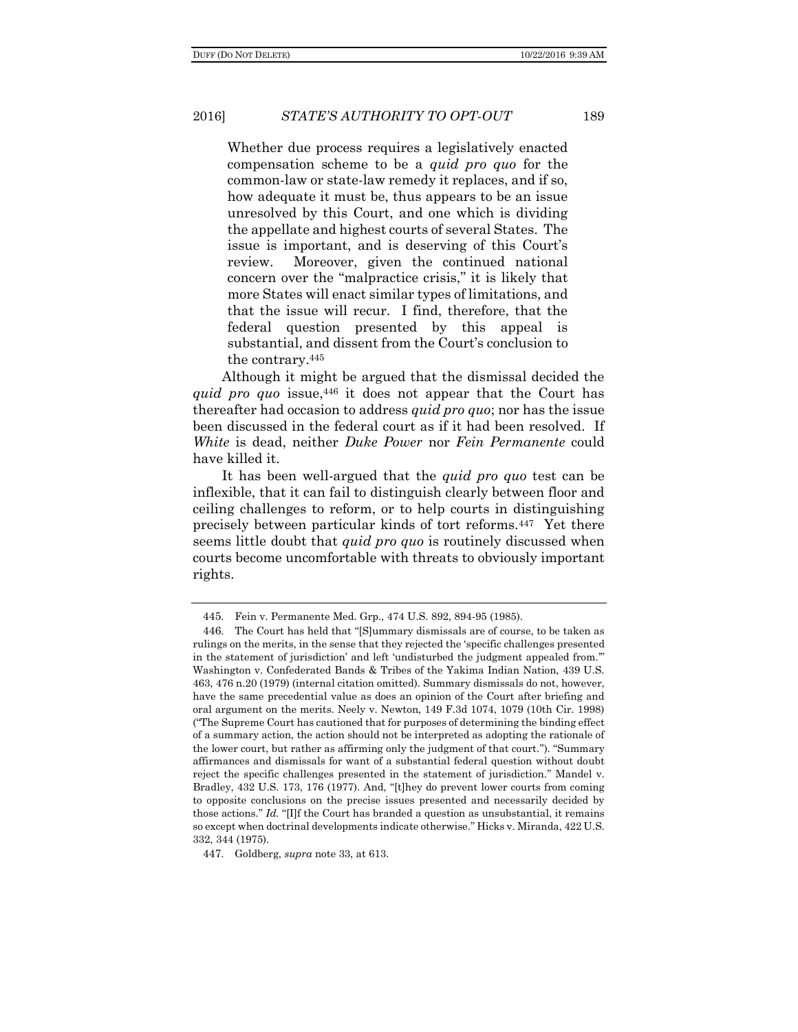> Whether due process requires a legislatively enacted compensation scheme to be a *quid pro quo* for the common-law or state-law remedy it replaces, and if so, how adequate it must be, thus appears to be an issue unresolved by this Court, and one which is dividing the appellate and highest courts of several States. The issue is important, and is deserving of this Court's review. Moreover, given the continued national concern over the "malpractice crisis," it is likely that more States will enact similar types of limitations, and that the issue will recur. I find, therefore, that the federal question presented by this appeal is substantial, and dissent from the Court's conclusion to the contrary.[445]

Although it might be argued that the dismissal decided the *quid pro quo* issue,[446] it does not appear that the Court has thereafter had occasion to address *quid pro quo*; nor has the issue been discussed in the federal court as if it had been resolved. If *White* is dead, neither *Duke Power* nor *Fein Permanente* could have killed it.

It has been well-argued that the *quid pro quo* test can be inflexible, that it can fail to distinguish clearly between floor and ceiling challenges to reform, or to help courts in distinguishing precisely between particular kinds of tort reforms.[447] Yet there seems little doubt that *quid pro quo* is routinely discussed when courts become uncomfortable with threats to obviously important rights.

---

445. Fein v. Permanente Med. Grp., 474 U.S. 892, 894-95 (1985).

446. The Court has held that "[S]ummary dismissals are of course, to be taken as rulings on the merits, in the sense that they rejected the 'specific challenges presented in the statement of jurisdiction' and left 'undisturbed the judgment appealed from.'" Washington v. Confederated Bands & Tribes of the Yakima Indian Nation, 439 U.S. 463, 476 n.20 (1979) (internal citation omitted). Summary dismissals do not, however, have the same precedential value as does an opinion of the Court after briefing and oral argument on the merits. Neely v. Newton, 149 F.3d 1074, 1079 (10th Cir. 1998) ("The Supreme Court has cautioned that for purposes of determining the binding effect of a summary action, the action should not be interpreted as adopting the rationale of the lower court, but rather as affirming only the judgment of that court."). "Summary affirmances and dismissals for want of a substantial federal question without doubt reject the specific challenges presented in the statement of jurisdiction." Mandel v. Bradley, 432 U.S. 173, 176 (1977). And, "[t]hey do prevent lower courts from coming to opposite conclusions on the precise issues presented and necessarily decided by those actions." *Id.* "[I]f the Court has branded a question as unsubstantial, it remains so except when doctrinal developments indicate otherwise." Hicks v. Miranda, 422 U.S. 332, 344 (1975).

447. Goldberg, *supra* note 33, at 613.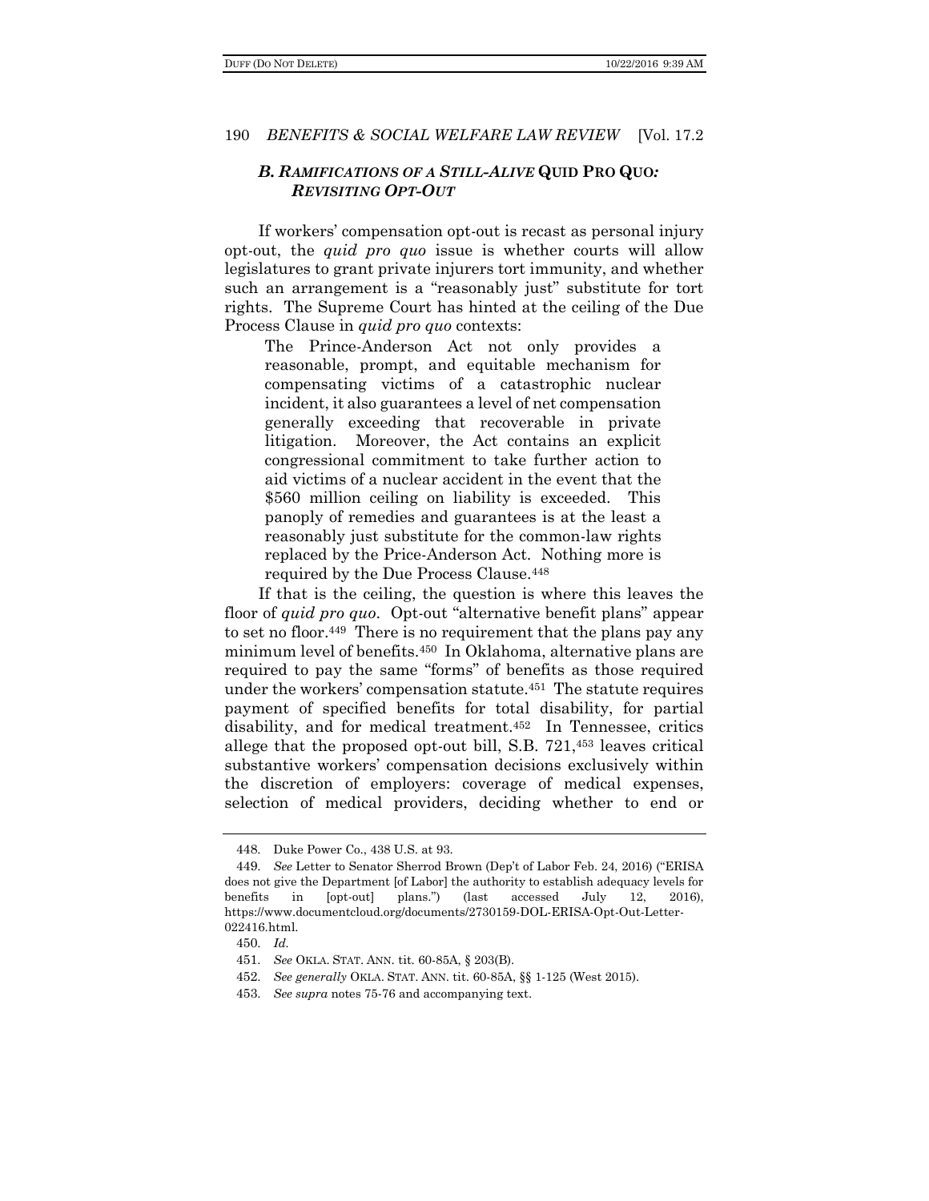### *B. Ramifications of a Still-Alive* Quid Pro Quo*: Revisiting Opt-Out*

If workers' compensation opt-out is recast as personal injury opt-out, the *quid pro quo* issue is whether courts will allow legislatures to grant private injurers tort immunity, and whether such an arrangement is a "reasonably just" substitute for tort rights. The Supreme Court has hinted at the ceiling of the Due Process Clause in *quid pro quo* contexts:

> The Prince-Anderson Act not only provides a reasonable, prompt, and equitable mechanism for compensating victims of a catastrophic nuclear incident, it also guarantees a level of net compensation generally exceeding that recoverable in private litigation. Moreover, the Act contains an explicit congressional commitment to take further action to aid victims of a nuclear accident in the event that the $560 million ceiling on liability is exceeded. This panoply of remedies and guarantees is at the least a reasonably just substitute for the common-law rights replaced by the Price-Anderson Act. Nothing more is required by the Due Process Clause.[448]

If that is the ceiling, the question is where this leaves the floor of *quid pro quo*. Opt-out "alternative benefit plans" appear to set no floor.[449] There is no requirement that the plans pay any minimum level of benefits.[450] In Oklahoma, alternative plans are required to pay the same "forms" of benefits as those required under the workers' compensation statute.[451] The statute requires payment of specified benefits for total disability, for partial disability, and for medical treatment.[452] In Tennessee, critics allege that the proposed opt-out bill, S.B. 721,[453] leaves critical substantive workers' compensation decisions exclusively within the discretion of employers: coverage of medical expenses, selection of medical providers, deciding whether to end or

---

448. Duke Power Co., 438 U.S. at 93.

449. *See* Letter to Senator Sherrod Brown (Dep't of Labor Feb. 24, 2016) ("ERISA does not give the Department [of Labor] the authority to establish adequacy levels for benefits in [opt-out] plans.") (last accessed July 12, 2016), https://www.documentcloud.org/documents/2730159-DOL-ERISA-Opt-Out-Letter-022416.html.

450. *Id.*

451. *See* OKLA. STAT. ANN. tit. 60-85A, § 203(B).

452. *See generally* OKLA. STAT. ANN. tit. 60-85A, §§ 1-125 (West 2015).

453. *See supra* notes 75-76 and accompanying text.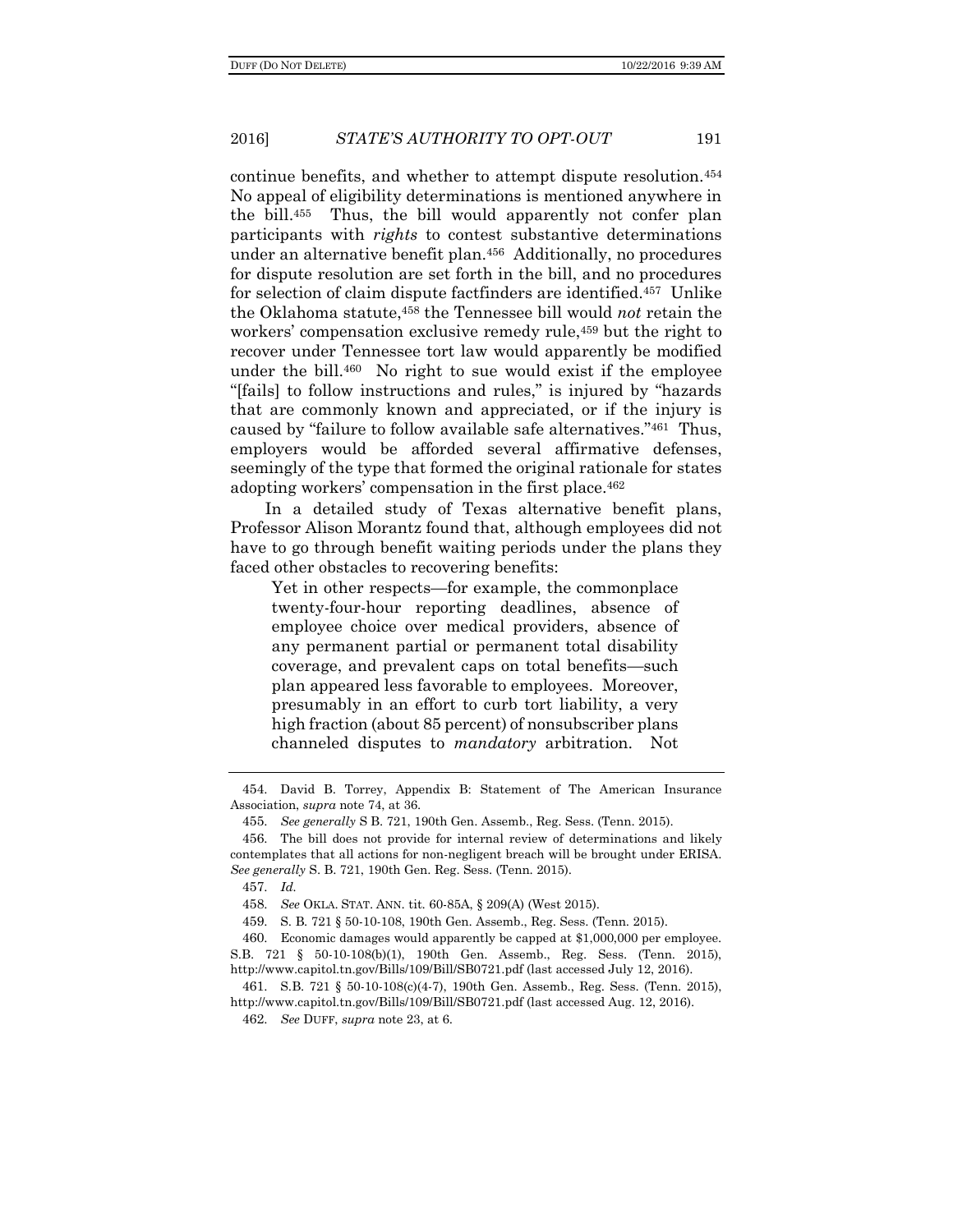continue benefits, and whether to attempt dispute resolution.[454] No appeal of eligibility determinations is mentioned anywhere in the bill.[455] Thus, the bill would apparently not confer plan participants with *rights* to contest substantive determinations under an alternative benefit plan.[456] Additionally, no procedures for dispute resolution are set forth in the bill, and no procedures for selection of claim dispute factfinders are identified.[457] Unlike the Oklahoma statute,[458] the Tennessee bill would *not* retain the workers' compensation exclusive remedy rule,[459] but the right to recover under Tennessee tort law would apparently be modified under the bill.[460] No right to sue would exist if the employee "[fails] to follow instructions and rules," is injured by "hazards that are commonly known and appreciated, or if the injury is caused by "failure to follow available safe alternatives."[461] Thus, employers would be afforded several affirmative defenses, seemingly of the type that formed the original rationale for states adopting workers' compensation in the first place.[462]

In a detailed study of Texas alternative benefit plans, Professor Alison Morantz found that, although employees did not have to go through benefit waiting periods under the plans they faced other obstacles to recovering benefits:

> Yet in other respects—for example, the commonplace twenty-four-hour reporting deadlines, absence of employee choice over medical providers, absence of any permanent partial or permanent total disability coverage, and prevalent caps on total benefits—such plan appeared less favorable to employees. Moreover, presumably in an effort to curb tort liability, a very high fraction (about 85 percent) of nonsubscriber plans channeled disputes to *mandatory* arbitration. Not

---

454. David B. Torrey, Appendix B: Statement of The American Insurance Association, *supra* note 74, at 36.

455. *See generally* S B. 721, 190th Gen. Assemb., Reg. Sess. (Tenn. 2015).

456. The bill does not provide for internal review of determinations and likely contemplates that all actions for non-negligent breach will be brought under ERISA. *See generally* S. B. 721, 190th Gen. Reg. Sess. (Tenn. 2015).

457. *Id.*

458. *See* OKLA. STAT. ANN. tit. 60-85A, § 209(A) (West 2015).

459. S. B. 721 § 50-10-108, 190th Gen. Assemb., Reg. Sess. (Tenn. 2015).

460. Economic damages would apparently be capped at $1,000,000 per employee. S.B. 721 § 50-10-108(b)(1), 190th Gen. Assemb., Reg. Sess. (Tenn. 2015), http://www.capitol.tn.gov/Bills/109/Bill/SB0721.pdf (last accessed July 12, 2016).

461. S.B. 721 § 50-10-108(c)(4-7), 190th Gen. Assemb., Reg. Sess. (Tenn. 2015), http://www.capitol.tn.gov/Bills/109/Bill/SB0721.pdf (last accessed Aug. 12, 2016).

462. *See* DUFF, *supra* note 23, at 6.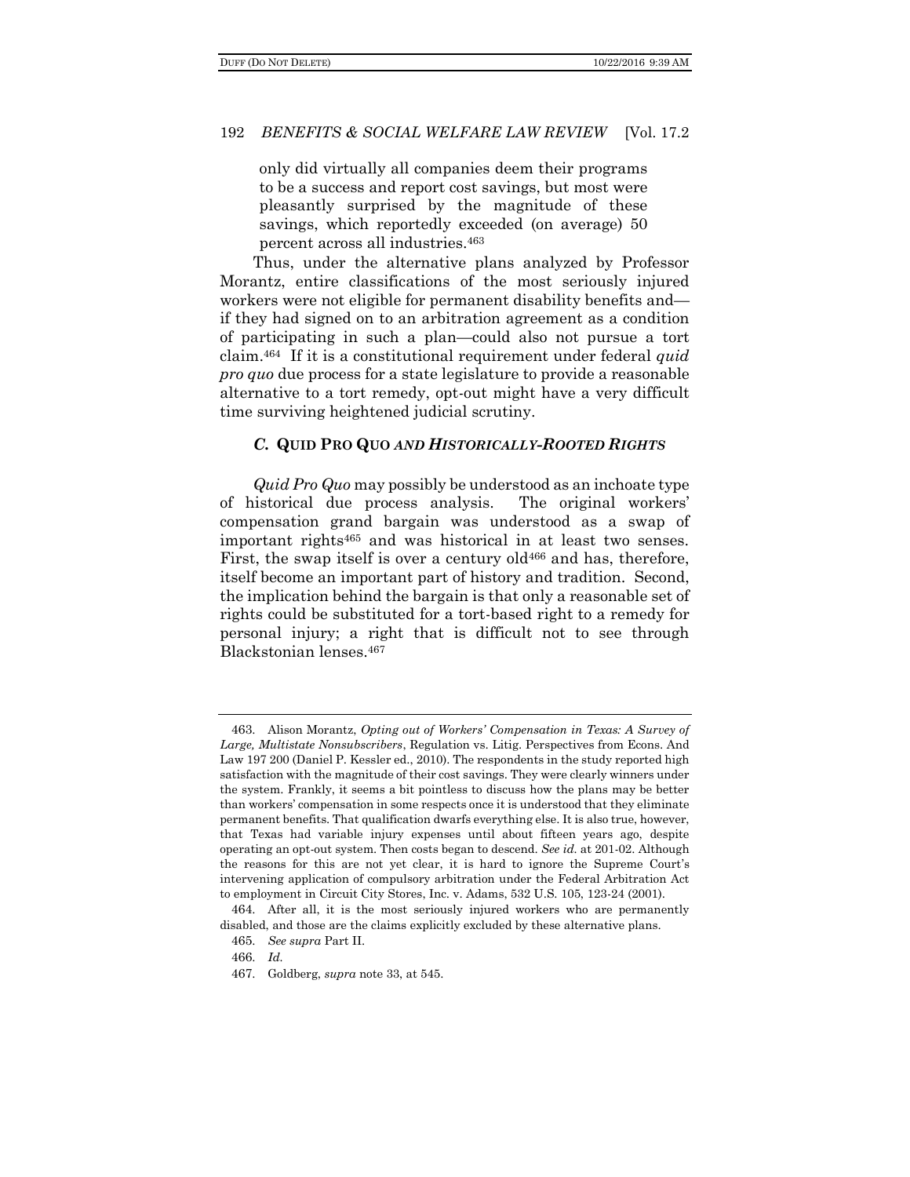only did virtually all companies deem their programs to be a success and report cost savings, but most were pleasantly surprised by the magnitude of these savings, which reportedly exceeded (on average) 50 percent across all industries.[463]

Thus, under the alternative plans analyzed by Professor Morantz, entire classifications of the most seriously injured workers were not eligible for permanent disability benefits and—if they had signed on to an arbitration agreement as a condition of participating in such a plan—could also not pursue a tort claim.[464] If it is a constitutional requirement under federal *quid pro quo* due process for a state legislature to provide a reasonable alternative to a tort remedy, opt-out might have a very difficult time surviving heightened judicial scrutiny.

### *C.* **QUID PRO QUO** ***AND HISTORICALLY-ROOTED RIGHTS***

*Quid Pro Quo* may possibly be understood as an inchoate type of historical due process analysis. The original workers' compensation grand bargain was understood as a swap of important rights[465] and was historical in at least two senses. First, the swap itself is over a century old[466] and has, therefore, itself become an important part of history and tradition. Second, the implication behind the bargain is that only a reasonable set of rights could be substituted for a tort-based right to a remedy for personal injury; a right that is difficult not to see through Blackstonian lenses.[467]

---

463. Alison Morantz, *Opting out of Workers' Compensation in Texas: A Survey of Large, Multistate Nonsubscribers*, Regulation vs. Litig. Perspectives from Econs. And Law 197 200 (Daniel P. Kessler ed., 2010). The respondents in the study reported high satisfaction with the magnitude of their cost savings. They were clearly winners under the system. Frankly, it seems a bit pointless to discuss how the plans may be better than workers' compensation in some respects once it is understood that they eliminate permanent benefits. That qualification dwarfs everything else. It is also true, however, that Texas had variable injury expenses until about fifteen years ago, despite operating an opt-out system. Then costs began to descend. *See id.* at 201-02. Although the reasons for this are not yet clear, it is hard to ignore the Supreme Court's intervening application of compulsory arbitration under the Federal Arbitration Act to employment in Circuit City Stores, Inc. v. Adams, 532 U.S. 105, 123-24 (2001).

464. After all, it is the most seriously injured workers who are permanently disabled, and those are the claims explicitly excluded by these alternative plans.

465. *See supra* Part II.

466. *Id.*

467. Goldberg, *supra* note 33, at 545.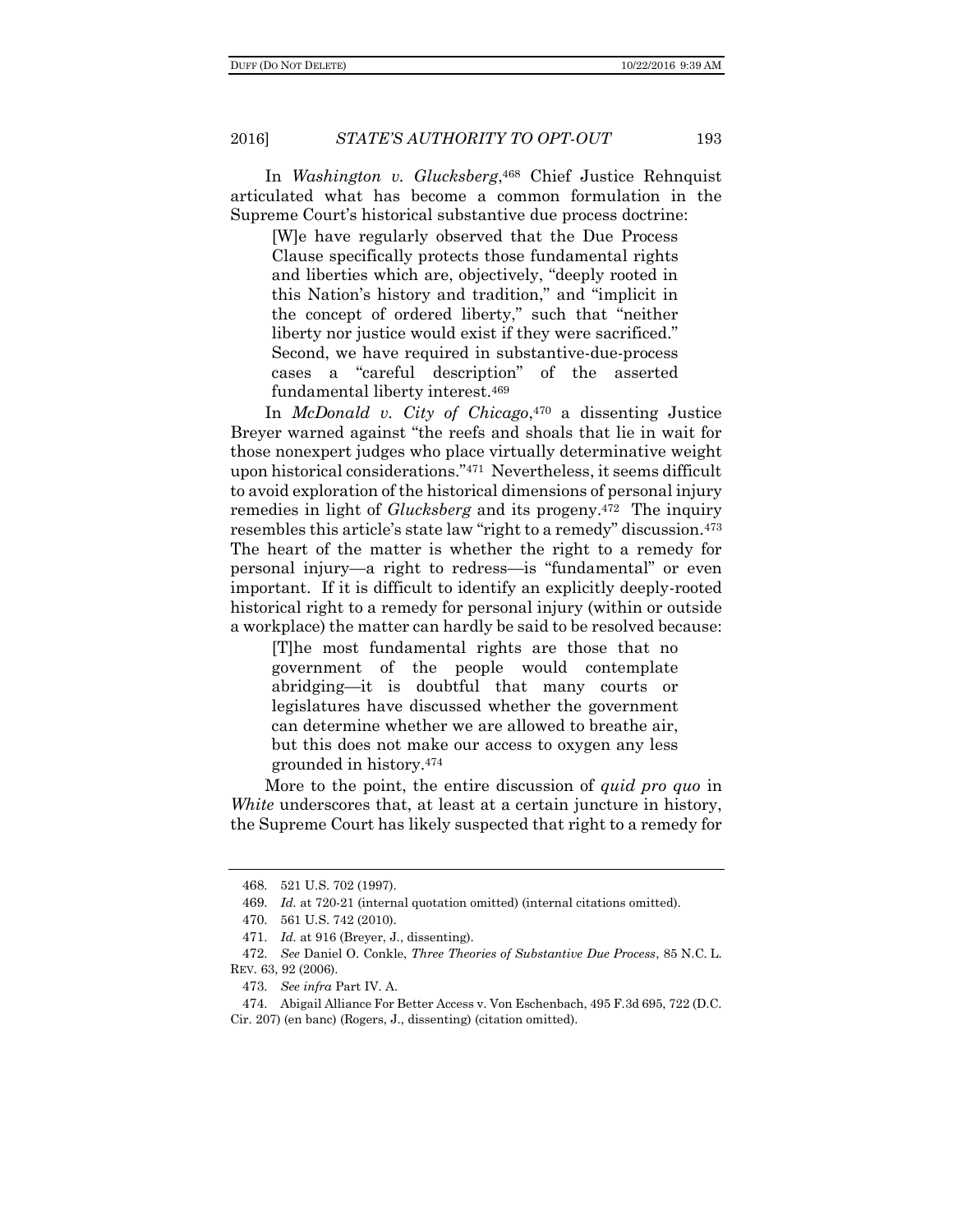In *Washington v. Glucksberg*,[468] Chief Justice Rehnquist articulated what has become a common formulation in the Supreme Court's historical substantive due process doctrine:

> [W]e have regularly observed that the Due Process Clause specifically protects those fundamental rights and liberties which are, objectively, "deeply rooted in this Nation's history and tradition," and "implicit in the concept of ordered liberty," such that "neither liberty nor justice would exist if they were sacrificed." Second, we have required in substantive-due-process cases a "careful description" of the asserted fundamental liberty interest.[469]

In *McDonald v. City of Chicago*,[470] a dissenting Justice Breyer warned against "the reefs and shoals that lie in wait for those nonexpert judges who place virtually determinative weight upon historical considerations."[471] Nevertheless, it seems difficult to avoid exploration of the historical dimensions of personal injury remedies in light of *Glucksberg* and its progeny.[472] The inquiry resembles this article's state law "right to a remedy" discussion.[473] The heart of the matter is whether the right to a remedy for personal injury—a right to redress—is "fundamental" or even important. If it is difficult to identify an explicitly deeply-rooted historical right to a remedy for personal injury (within or outside a workplace) the matter can hardly be said to be resolved because:

> [T]he most fundamental rights are those that no government of the people would contemplate abridging—it is doubtful that many courts or legislatures have discussed whether the government can determine whether we are allowed to breathe air, but this does not make our access to oxygen any less grounded in history.[474]

More to the point, the entire discussion of *quid pro quo* in *White* underscores that, at least at a certain juncture in history, the Supreme Court has likely suspected that right to a remedy for

---

468. 521 U.S. 702 (1997).

469. *Id.* at 720-21 (internal quotation omitted) (internal citations omitted).

470. 561 U.S. 742 (2010).

471. *Id.* at 916 (Breyer, J., dissenting).

472. *See* Daniel O. Conkle, *Three Theories of Substantive Due Process*, 85 N.C. L. REV. 63, 92 (2006).

473. *See infra* Part IV. A.

474. Abigail Alliance For Better Access v. Von Eschenbach, 495 F.3d 695, 722 (D.C. Cir. 207) (en banc) (Rogers, J., dissenting) (citation omitted).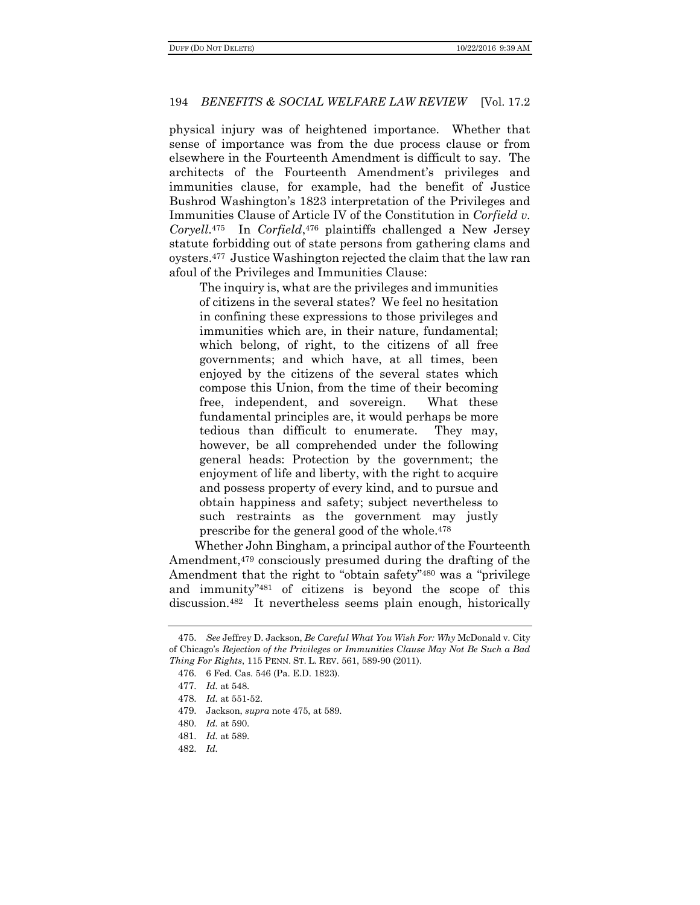physical injury was of heightened importance. Whether that sense of importance was from the due process clause or from elsewhere in the Fourteenth Amendment is difficult to say. The architects of the Fourteenth Amendment's privileges and immunities clause, for example, had the benefit of Justice Bushrod Washington's 1823 interpretation of the Privileges and Immunities Clause of Article IV of the Constitution in *Corfield v. Coryell*.[475] In *Corfield*,[476] plaintiffs challenged a New Jersey statute forbidding out of state persons from gathering clams and oysters.[477] Justice Washington rejected the claim that the law ran afoul of the Privileges and Immunities Clause:

> The inquiry is, what are the privileges and immunities of citizens in the several states? We feel no hesitation in confining these expressions to those privileges and immunities which are, in their nature, fundamental; which belong, of right, to the citizens of all free governments; and which have, at all times, been enjoyed by the citizens of the several states which compose this Union, from the time of their becoming free, independent, and sovereign. What these fundamental principles are, it would perhaps be more tedious than difficult to enumerate. They may, however, be all comprehended under the following general heads: Protection by the government; the enjoyment of life and liberty, with the right to acquire and possess property of every kind, and to pursue and obtain happiness and safety; subject nevertheless to such restraints as the government may justly prescribe for the general good of the whole.[478]

Whether John Bingham, a principal author of the Fourteenth Amendment,[479] consciously presumed during the drafting of the Amendment that the right to "obtain safety"[480] was a "privilege and immunity"[481] of citizens is beyond the scope of this discussion.[482] It nevertheless seems plain enough, historically

---

475. *See* Jeffrey D. Jackson, *Be Careful What You Wish For: Why* McDonald v. City of Chicago's *Rejection of the Privileges or Immunities Clause May Not Be Such a Bad Thing For Rights*, 115 PENN. ST. L. REV. 561, 589-90 (2011).

476. 6 Fed. Cas. 546 (Pa. E.D. 1823).

477. *Id.* at 548.

478. *Id.* at 551-52.

479. Jackson, *supra* note 475, at 589.

480. *Id.* at 590.

481. *Id.* at 589.

482. *Id.*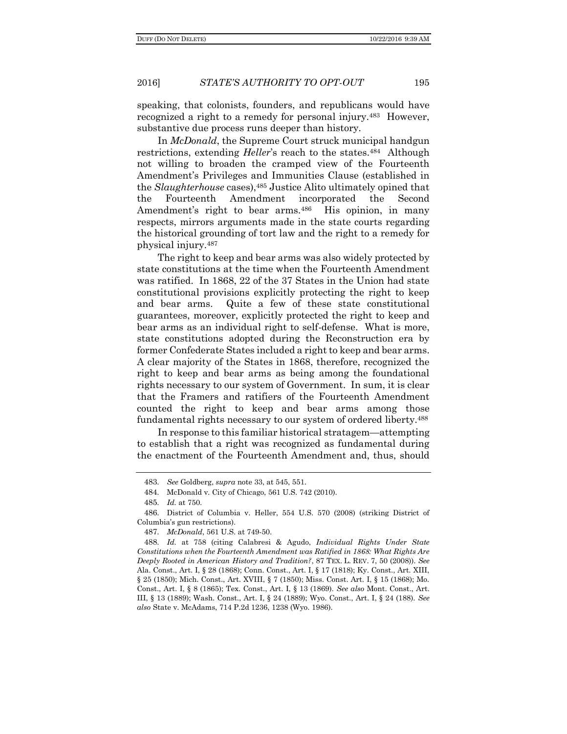speaking, that colonists, founders, and republicans would have recognized a right to a remedy for personal injury.[483] However, substantive due process runs deeper than history.

In *McDonald*, the Supreme Court struck municipal handgun restrictions, extending *Heller*'s reach to the states.[484] Although not willing to broaden the cramped view of the Fourteenth Amendment's Privileges and Immunities Clause (established in the *Slaughterhouse* cases),[485] Justice Alito ultimately opined that the Fourteenth Amendment incorporated the Second Amendment's right to bear arms.[486] His opinion, in many respects, mirrors arguments made in the state courts regarding the historical grounding of tort law and the right to a remedy for physical injury.[487]

The right to keep and bear arms was also widely protected by state constitutions at the time when the Fourteenth Amendment was ratified. In 1868, 22 of the 37 States in the Union had state constitutional provisions explicitly protecting the right to keep and bear arms. Quite a few of these state constitutional guarantees, moreover, explicitly protected the right to keep and bear arms as an individual right to self-defense. What is more, state constitutions adopted during the Reconstruction era by former Confederate States included a right to keep and bear arms. A clear majority of the States in 1868, therefore, recognized the right to keep and bear arms as being among the foundational rights necessary to our system of Government. In sum, it is clear that the Framers and ratifiers of the Fourteenth Amendment counted the right to keep and bear arms among those fundamental rights necessary to our system of ordered liberty.[488]

In response to this familiar historical stratagem—attempting to establish that a right was recognized as fundamental during the enactment of the Fourteenth Amendment and, thus, should

---

483. *See* Goldberg, *supra* note 33, at 545, 551.

484. McDonald v. City of Chicago, 561 U.S. 742 (2010).

485. *Id.* at 750.

486. District of Columbia v. Heller, 554 U.S. 570 (2008) (striking District of Columbia's gun restrictions).

487. *McDonald*, 561 U.S. at 749-50.

488. *Id.* at 758 (citing Calabresi & Agudo, *Individual Rights Under State Constitutions when the Fourteenth Amendment was Ratified in 1868: What Rights Are Deeply Rooted in American History and Tradition?*, 87 TEX. L. REV. 7, 50 (2008)). *See* Ala. Const., Art. I, § 28 (1868); Conn. Const., Art. I, § 17 (1818); Ky. Const., Art. XIII, § 25 (1850); Mich. Const., Art. XVIII, § 7 (1850); Miss. Const. Art. I, § 15 (1868); Mo. Const., Art. I, § 8 (1865); Tex. Const., Art. I, § 13 (1869). *See also* Mont. Const., Art. III, § 13 (1889); Wash. Const., Art. I, § 24 (1889); Wyo. Const., Art. I, § 24 (188). *See also* State v. McAdams, 714 P.2d 1236, 1238 (Wyo. 1986).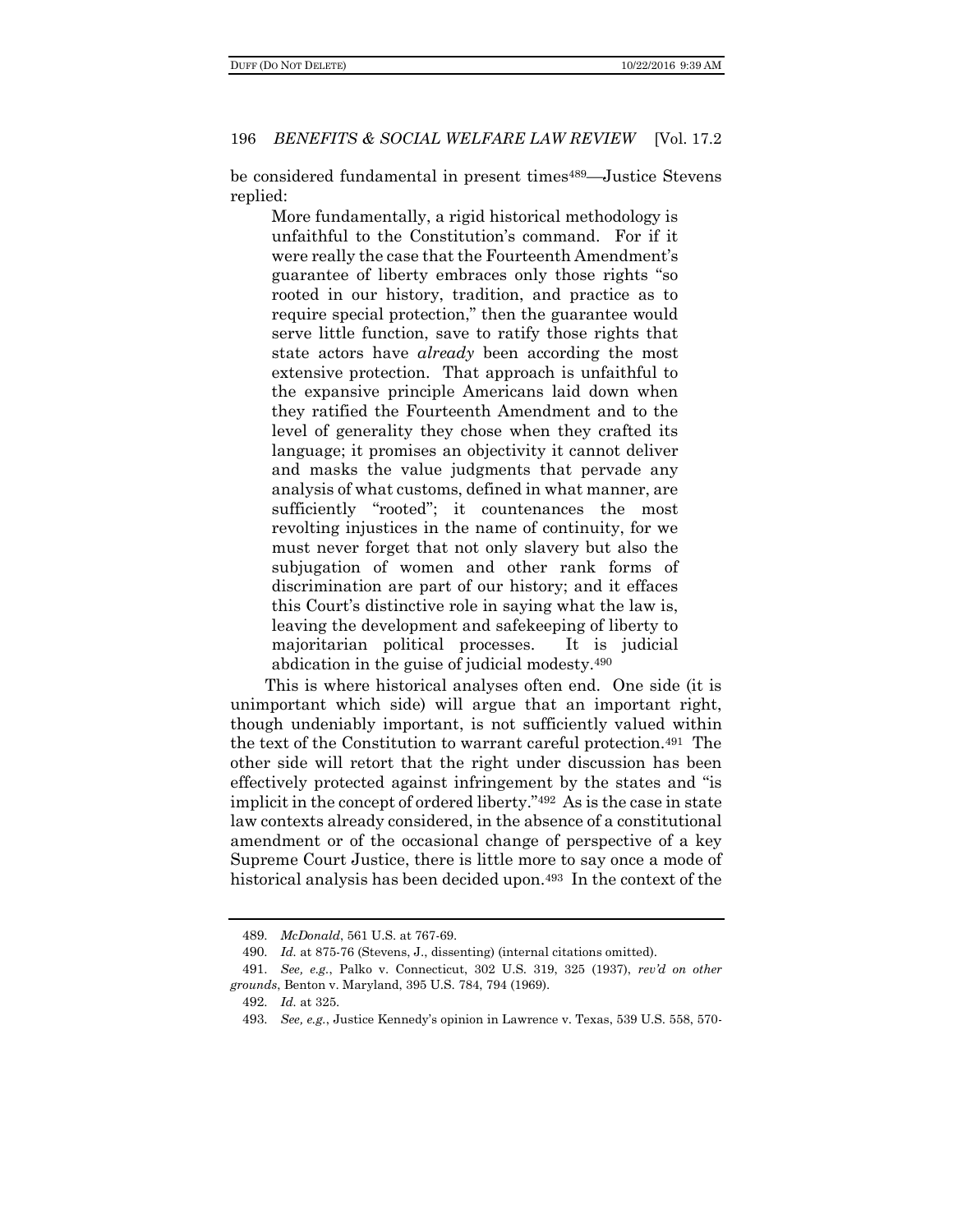be considered fundamental in present times[489]—Justice Stevens replied:

> More fundamentally, a rigid historical methodology is unfaithful to the Constitution's command. For if it were really the case that the Fourteenth Amendment's guarantee of liberty embraces only those rights "so rooted in our history, tradition, and practice as to require special protection," then the guarantee would serve little function, save to ratify those rights that state actors have *already* been according the most extensive protection. That approach is unfaithful to the expansive principle Americans laid down when they ratified the Fourteenth Amendment and to the level of generality they chose when they crafted its language; it promises an objectivity it cannot deliver and masks the value judgments that pervade any analysis of what customs, defined in what manner, are sufficiently "rooted"; it countenances the most revolting injustices in the name of continuity, for we must never forget that not only slavery but also the subjugation of women and other rank forms of discrimination are part of our history; and it effaces this Court's distinctive role in saying what the law is, leaving the development and safekeeping of liberty to majoritarian political processes. It is judicial abdication in the guise of judicial modesty.[490]

This is where historical analyses often end. One side (it is unimportant which side) will argue that an important right, though undeniably important, is not sufficiently valued within the text of the Constitution to warrant careful protection.[491] The other side will retort that the right under discussion has been effectively protected against infringement by the states and "is implicit in the concept of ordered liberty."[492] As is the case in state law contexts already considered, in the absence of a constitutional amendment or of the occasional change of perspective of a key Supreme Court Justice, there is little more to say once a mode of historical analysis has been decided upon.[493] In the context of the

---

489. *McDonald*, 561 U.S. at 767-69.

490. *Id.* at 875-76 (Stevens, J., dissenting) (internal citations omitted).

491. *See, e.g.*, Palko v. Connecticut, 302 U.S. 319, 325 (1937), *rev'd on other grounds*, Benton v. Maryland, 395 U.S. 784, 794 (1969).

492. *Id.* at 325.

493. *See, e.g.*, Justice Kennedy's opinion in Lawrence v. Texas, 539 U.S. 558, 570-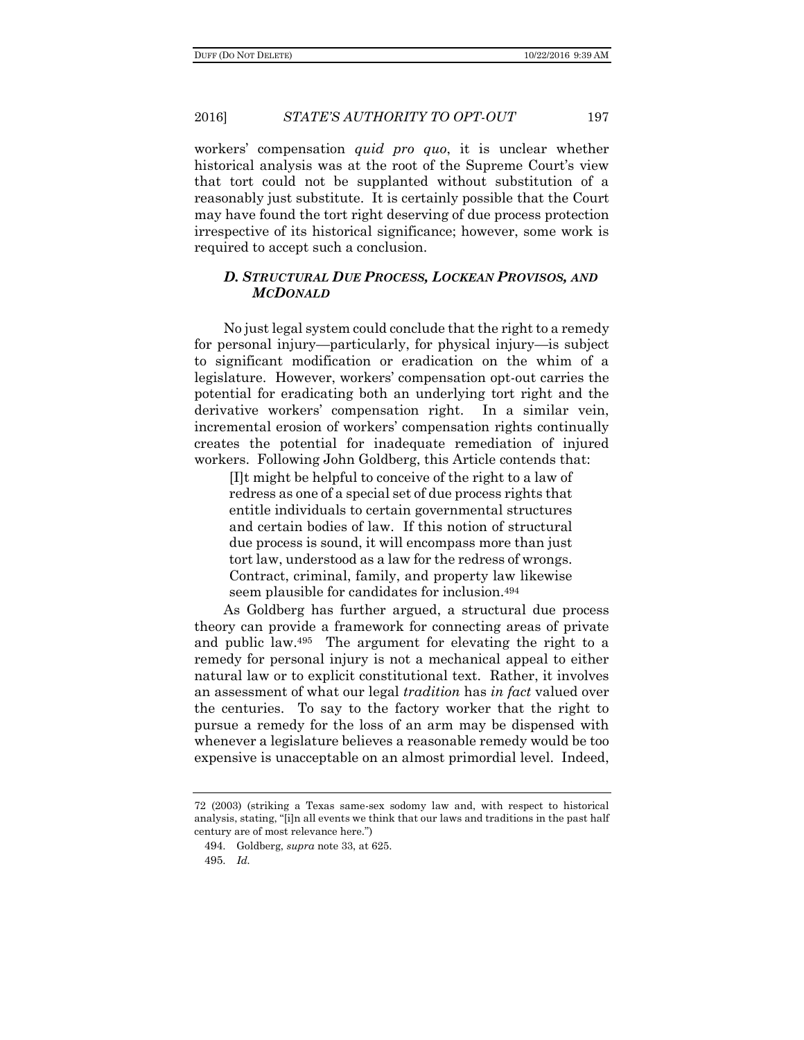workers' compensation *quid pro quo*, it is unclear whether historical analysis was at the root of the Supreme Court's view that tort could not be supplanted without substitution of a reasonably just substitute. It is certainly possible that the Court may have found the tort right deserving of due process protection irrespective of its historical significance; however, some work is required to accept such a conclusion.

### *D. Structural Due Process, Lockean Provisos, and McDonald*

No just legal system could conclude that the right to a remedy for personal injury—particularly, for physical injury—is subject to significant modification or eradication on the whim of a legislature. However, workers' compensation opt-out carries the potential for eradicating both an underlying tort right and the derivative workers' compensation right. In a similar vein, incremental erosion of workers' compensation rights continually creates the potential for inadequate remediation of injured workers. Following John Goldberg, this Article contends that:

> [I]t might be helpful to conceive of the right to a law of redress as one of a special set of due process rights that entitle individuals to certain governmental structures and certain bodies of law. If this notion of structural due process is sound, it will encompass more than just tort law, understood as a law for the redress of wrongs. Contract, criminal, family, and property law likewise seem plausible for candidates for inclusion.[494]

As Goldberg has further argued, a structural due process theory can provide a framework for connecting areas of private and public law.[495] The argument for elevating the right to a remedy for personal injury is not a mechanical appeal to either natural law or to explicit constitutional text. Rather, it involves an assessment of what our legal *tradition* has *in fact* valued over the centuries. To say to the factory worker that the right to pursue a remedy for the loss of an arm may be dispensed with whenever a legislature believes a reasonable remedy would be too expensive is unacceptable on an almost primordial level. Indeed,

---

72 (2003) (striking a Texas same-sex sodomy law and, with respect to historical analysis, stating, "[i]n all events we think that our laws and traditions in the past half century are of most relevance here.")

494. Goldberg, *supra* note 33, at 625.

495. *Id.*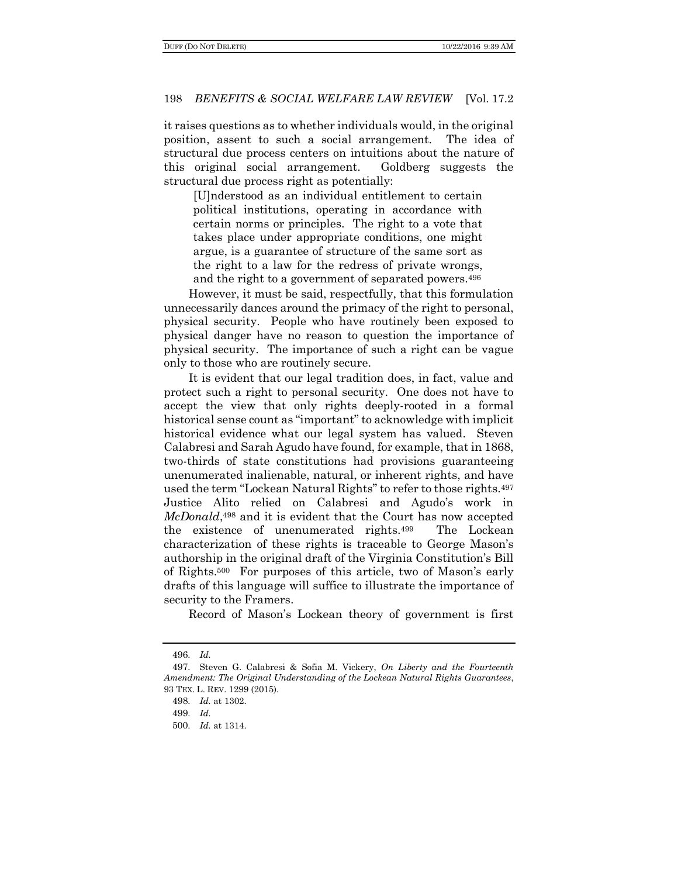it raises questions as to whether individuals would, in the original position, assent to such a social arrangement. The idea of structural due process centers on intuitions about the nature of this original social arrangement. Goldberg suggests the structural due process right as potentially:

> [U]nderstood as an individual entitlement to certain political institutions, operating in accordance with certain norms or principles. The right to a vote that takes place under appropriate conditions, one might argue, is a guarantee of structure of the same sort as the right to a law for the redress of private wrongs, and the right to a government of separated powers.[496]

However, it must be said, respectfully, that this formulation unnecessarily dances around the primacy of the right to personal, physical security. People who have routinely been exposed to physical danger have no reason to question the importance of physical security. The importance of such a right can be vague only to those who are routinely secure.

It is evident that our legal tradition does, in fact, value and protect such a right to personal security. One does not have to accept the view that only rights deeply-rooted in a formal historical sense count as "important" to acknowledge with implicit historical evidence what our legal system has valued. Steven Calabresi and Sarah Agudo have found, for example, that in 1868, two-thirds of state constitutions had provisions guaranteeing unenumerated inalienable, natural, or inherent rights, and have used the term "Lockean Natural Rights" to refer to those rights.[497] Justice Alito relied on Calabresi and Agudo's work in *McDonald*,[498] and it is evident that the Court has now accepted the existence of unenumerated rights.[499] The Lockean characterization of these rights is traceable to George Mason's authorship in the original draft of the Virginia Constitution's Bill of Rights.[500] For purposes of this article, two of Mason's early drafts of this language will suffice to illustrate the importance of security to the Framers.

Record of Mason's Lockean theory of government is first

---

496. *Id.*

497. Steven G. Calabresi & Sofia M. Vickery, *On Liberty and the Fourteenth Amendment: The Original Understanding of the Lockean Natural Rights Guarantees*, 93 TEX. L. REV. 1299 (2015).

498. *Id.* at 1302.

499. *Id.*

500. *Id.* at 1314.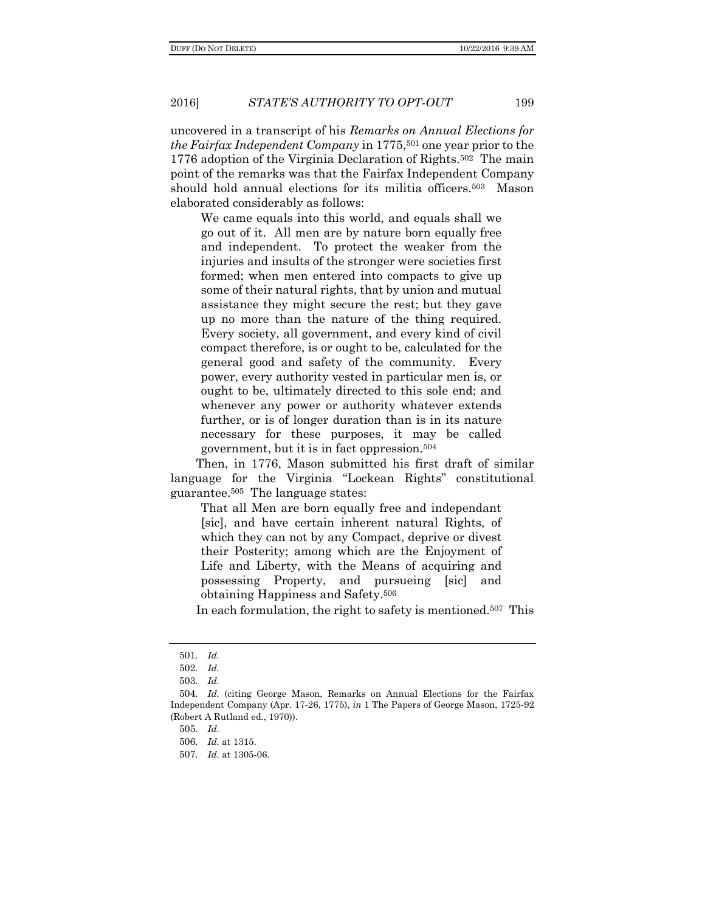uncovered in a transcript of his *Remarks on Annual Elections for the Fairfax Independent Company* in 1775,[501] one year prior to the 1776 adoption of the Virginia Declaration of Rights.[502] The main point of the remarks was that the Fairfax Independent Company should hold annual elections for its militia officers.[503] Mason elaborated considerably as follows:

> We came equals into this world, and equals shall we go out of it. All men are by nature born equally free and independent. To protect the weaker from the injuries and insults of the stronger were societies first formed; when men entered into compacts to give up some of their natural rights, that by union and mutual assistance they might secure the rest; but they gave up no more than the nature of the thing required. Every society, all government, and every kind of civil compact therefore, is or ought to be, calculated for the general good and safety of the community. Every power, every authority vested in particular men is, or ought to be, ultimately directed to this sole end; and whenever any power or authority whatever extends further, or is of longer duration than is in its nature necessary for these purposes, it may be called government, but it is in fact oppression.[504]

Then, in 1776, Mason submitted his first draft of similar language for the Virginia "Lockean Rights" constitutional guarantee.[505] The language states:

> That all Men are born equally free and independant [sic], and have certain inherent natural Rights, of which they can not by any Compact, deprive or divest their Posterity; among which are the Enjoyment of Life and Liberty, with the Means of acquiring and possessing Property, and pursueing [sic] and obtaining Happiness and Safety.[506]

In each formulation, the right to safety is mentioned.[507] This

---

501. *Id.*

502. *Id.*

503. *Id.*

504. *Id.* (citing George Mason, Remarks on Annual Elections for the Fairfax Independent Company (Apr. 17-26, 1775), *in* 1 The Papers of George Mason, 1725-92 (Robert A Rutland ed., 1970)).

505. *Id.*

506. *Id.* at 1315.

507. *Id.* at 1305-06.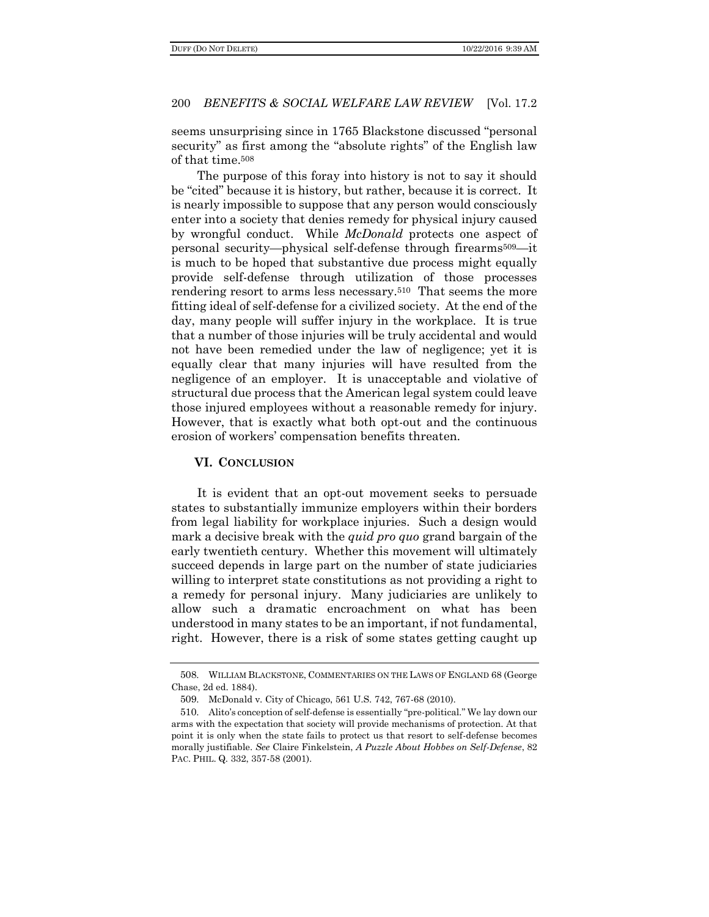seems unsurprising since in 1765 Blackstone discussed "personal security" as first among the "absolute rights" of the English law of that time.[508]

The purpose of this foray into history is not to say it should be "cited" because it is history, but rather, because it is correct. It is nearly impossible to suppose that any person would consciously enter into a society that denies remedy for physical injury caused by wrongful conduct. While *McDonald* protects one aspect of personal security—physical self-defense through firearms[509]—it is much to be hoped that substantive due process might equally provide self-defense through utilization of those processes rendering resort to arms less necessary.[510] That seems the more fitting ideal of self-defense for a civilized society. At the end of the day, many people will suffer injury in the workplace. It is true that a number of those injuries will be truly accidental and would not have been remedied under the law of negligence; yet it is equally clear that many injuries will have resulted from the negligence of an employer. It is unacceptable and violative of structural due process that the American legal system could leave those injured employees without a reasonable remedy for injury. However, that is exactly what both opt-out and the continuous erosion of workers' compensation benefits threaten.

## VI. CONCLUSION

It is evident that an opt-out movement seeks to persuade states to substantially immunize employers within their borders from legal liability for workplace injuries. Such a design would mark a decisive break with the *quid pro quo* grand bargain of the early twentieth century. Whether this movement will ultimately succeed depends in large part on the number of state judiciaries willing to interpret state constitutions as not providing a right to a remedy for personal injury. Many judiciaries are unlikely to allow such a dramatic encroachment on what has been understood in many states to be an important, if not fundamental, right. However, there is a risk of some states getting caught up

---

508. WILLIAM BLACKSTONE, COMMENTARIES ON THE LAWS OF ENGLAND 68 (George Chase, 2d ed. 1884).

509. McDonald v. City of Chicago, 561 U.S. 742, 767-68 (2010).

510. Alito's conception of self-defense is essentially "pre-political." We lay down our arms with the expectation that society will provide mechanisms of protection. At that point it is only when the state fails to protect us that resort to self-defense becomes morally justifiable. *See* Claire Finkelstein, *A Puzzle About Hobbes on Self-Defense*, 82 PAC. PHIL. Q. 332, 357-58 (2001).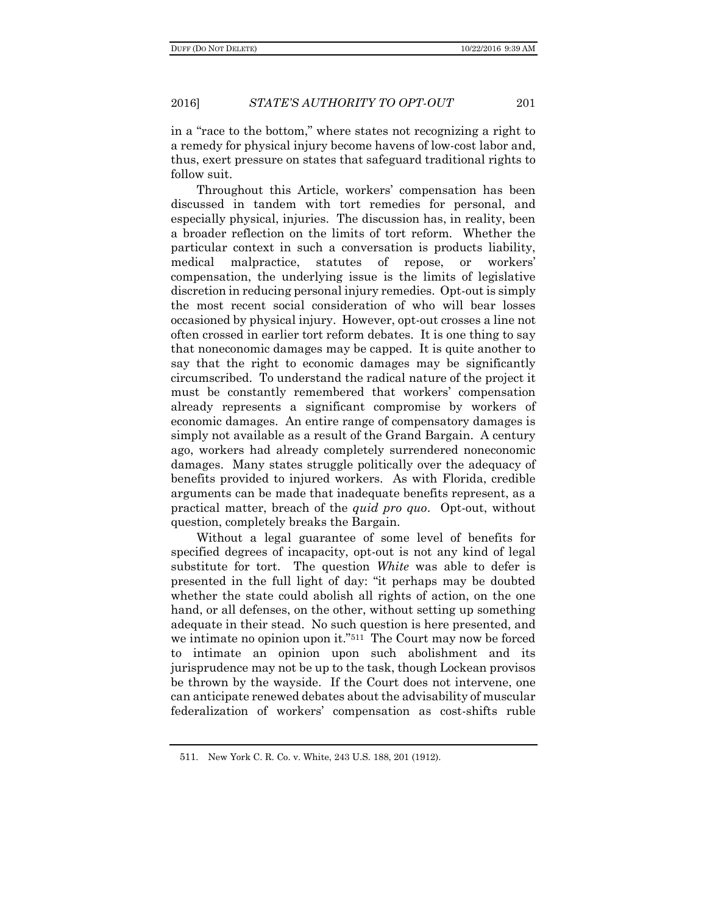in a "race to the bottom," where states not recognizing a right to a remedy for physical injury become havens of low-cost labor and, thus, exert pressure on states that safeguard traditional rights to follow suit.

Throughout this Article, workers' compensation has been discussed in tandem with tort remedies for personal, and especially physical, injuries. The discussion has, in reality, been a broader reflection on the limits of tort reform. Whether the particular context in such a conversation is products liability, medical malpractice, statutes of repose, or workers' compensation, the underlying issue is the limits of legislative discretion in reducing personal injury remedies. Opt-out is simply the most recent social consideration of who will bear losses occasioned by physical injury. However, opt-out crosses a line not often crossed in earlier tort reform debates. It is one thing to say that noneconomic damages may be capped. It is quite another to say that the right to economic damages may be significantly circumscribed. To understand the radical nature of the project it must be constantly remembered that workers' compensation already represents a significant compromise by workers of economic damages. An entire range of compensatory damages is simply not available as a result of the Grand Bargain. A century ago, workers had already completely surrendered noneconomic damages. Many states struggle politically over the adequacy of benefits provided to injured workers. As with Florida, credible arguments can be made that inadequate benefits represent, as a practical matter, breach of the *quid pro quo*. Opt-out, without question, completely breaks the Bargain.

Without a legal guarantee of some level of benefits for specified degrees of incapacity, opt-out is not any kind of legal substitute for tort. The question *White* was able to defer is presented in the full light of day: "it perhaps may be doubted whether the state could abolish all rights of action, on the one hand, or all defenses, on the other, without setting up something adequate in their stead. No such question is here presented, and we intimate no opinion upon it."[511] The Court may now be forced to intimate an opinion upon such abolishment and its jurisprudence may not be up to the task, though Lockean provisos be thrown by the wayside. If the Court does not intervene, one can anticipate renewed debates about the advisability of muscular federalization of workers' compensation as cost-shifts ruble

511. New York C. R. Co. v. White, 243 U.S. 188, 201 (1912).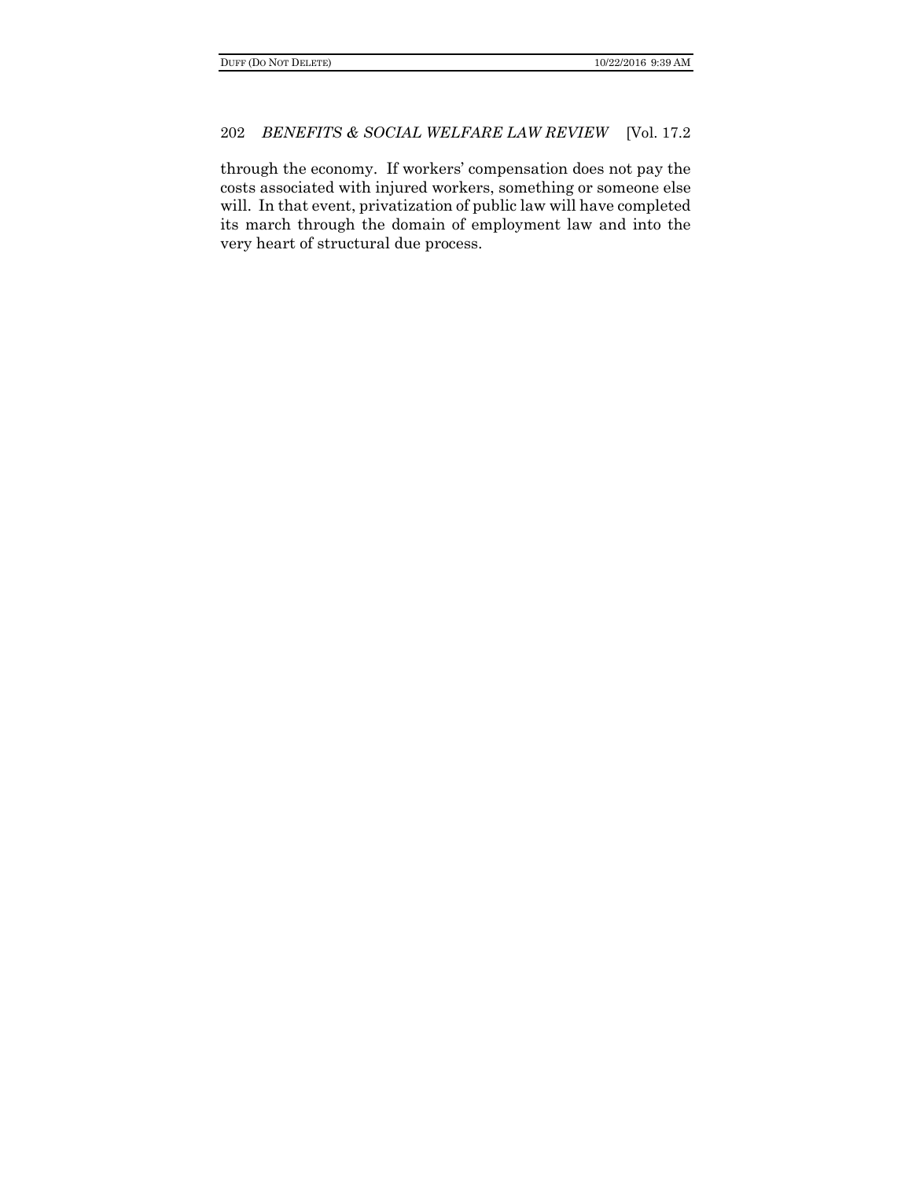through the economy. If workers' compensation does not pay the costs associated with injured workers, something or someone else will. In that event, privatization of public law will have completed its march through the domain of employment law and into the very heart of structural due process.